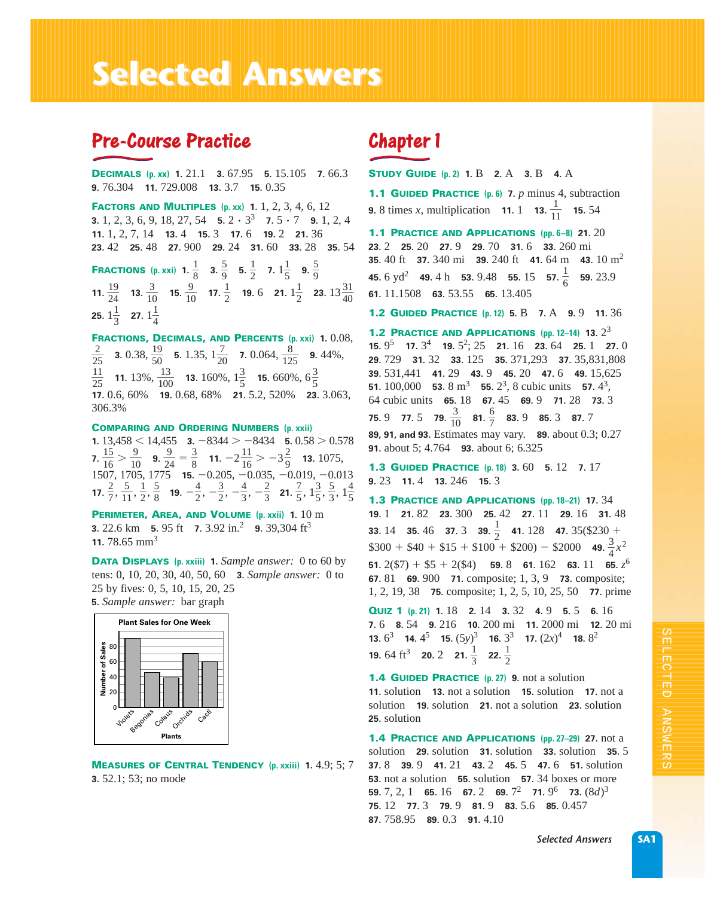# Selected Answers

## Pre-Course Practice

**DECIMALS (p. xx)** **1.** 21.1 **3.** 67.95 **5.** 15.105 **7.** 66.3 **9.** 76.304 **11.** 729.008 **13.** 3.7 **15.** 0.35

**FACTORS AND MULTIPLES (p. xx)** **1.** 1, 2, 3, 4, 6, 12 **3.** 1, 2, 3, 6, 9, 18, 27, 54 **5.** $2 \cdot 3^3$ **7.** $5 \cdot 7$ **9.** 1, 2, 4 **11.** 1, 2, 7, 14 **13.** 4 **15.** 3 **17.** 6 **19.** 2 **21.** 36 **23.** 42 **25.** 48 **27.** 900 **29.** 24 **31.** 60 **33.** 28 **35.** 54

**FRACTIONS (p. xxi)** **1.** $\frac{1}{8}$ **3.** $\frac{5}{9}$ **5.** $\frac{1}{2}$ **7.** $1\frac{1}{5}$ **9.** $\frac{5}{9}$ **11.** $\frac{19}{24}$ **13.** $\frac{3}{10}$ **15.** $\frac{9}{10}$ **17.** $\frac{1}{2}$ **19.** 6 **21.** $1\frac{1}{2}$ **23.** $13\frac{31}{40}$ **25.** $1\frac{1}{3}$ **27.** $1\frac{1}{4}$

**FRACTIONS, DECIMALS, AND PERCENTS (p. xxi)** **1.** 0.08, $\frac{2}{25}$ **3.** 0.38, $\frac{19}{50}$ **5.** 1.35, $1\frac{7}{20}$ **7.** 0.064, $\frac{8}{125}$ **9.** 44%, $\frac{11}{25}$ **11.** 13%, $\frac{13}{100}$ **13.** 160%, $1\frac{3}{5}$ **15.** 660%, $6\frac{3}{5}$ **17.** 0.6, 60% **19.** 0.68, 68% **21.** 5.2, 520% **23.** 3.063, 306.3%

**COMPARING AND ORDERING NUMBERS (p. xxii)** **1.** $13{,}458 < 14{,}455$ **3.** $-8344 > -8434$ **5.** $0.58 > 0.578$ **7.** $\frac{15}{16} > \frac{9}{10}$ **9.** $\frac{9}{24} = \frac{3}{8}$ **11.** $-2\frac{11}{16} > -3\frac{2}{9}$ **13.** 1075, 1507, 1705, 1775 **15.** $-0.205, -0.035, -0.019, -0.013$ **17.** $\frac{2}{7}, \frac{5}{11}, \frac{1}{2}, \frac{5}{8}$ **19.** $-\frac{4}{2}, -\frac{3}{2}, -\frac{4}{3}, -\frac{2}{3}$ **21.** $\frac{7}{5}, 1\frac{3}{5}, \frac{5}{3}, 1\frac{4}{5}$

**PERIMETER, AREA, AND VOLUME (p. xxii)** **1.** 10 m **3.** 22.6 km **5.** 95 ft **7.** 3.92 in.$^2$ **9.** 39,304 ft$^3$ **11.** 78.65 mm$^3$

**DATA DISPLAYS (p. xxiii)** **1.** *Sample answer:* 0 to 60 by tens: 0, 10, 20, 30, 40, 50, 60 **3.** *Sample answer:* 0 to 25 by fives: 0, 5, 10, 15, 20, 25 **5.** *Sample answer:* bar graph

Plant Sales for One Week

| Plants | Number of Sales |
|---|---|
| Violets | 90 |
| Begonias | 45 |
| Coleus | 40 |
| Orchids | 70 |
| Cacti | 60 |

**MEASURES OF CENTRAL TENDENCY (p. xxiii)** **1.** 4.9; 5; 7 **3.** 52.1; 53; no mode

## Chapter 1

**STUDY GUIDE (p. 2)** **1.** B **2.** A **3.** B **4.** A

**1.1 GUIDED PRACTICE (p. 6)** **7.** $p$ minus 4, subtraction **9.** 8 times $x$, multiplication **11.** 1 **13.** $\frac{1}{11}$ **15.** 54

**1.1 PRACTICE AND APPLICATIONS (pp. 6–8)** **21.** 20 **23.** 2 **25.** 20 **27.** 9 **29.** 70 **31.** 6 **33.** 260 mi **35.** 40 ft **37.** 340 mi **39.** 240 ft **41.** 64 m **43.** 10 m$^2$ **45.** 6 yd$^2$ **49.** 4 h **53.** 9.48 **55.** 15 **57.** $\frac{1}{6}$ **59.** 23.9 **61.** 11.1508 **63.** 53.55 **65.** 13.405

**1.2 GUIDED PRACTICE (p. 12)** **5.** B **7.** A **9.** 9 **11.** 36

**1.2 PRACTICE AND APPLICATIONS (pp. 12–14)** **13.** $2^3$ **15.** $9^5$ **17.** $3^4$ **19.** $5^2$; 25 **21.** 16 **23.** 64 **25.** 1 **27.** 0 **29.** 729 **31.** 32 **33.** 125 **35.** 371,293 **37.** 35,831,808 **39.** 531,441 **41.** 29 **43.** 9 **45.** 20 **47.** 6 **49.** 15,625 **51.** 100,000 **53.** 8 m$^3$ **55.** $2^3$, 8 cubic units **57.** $4^3$, 64 cubic units **65.** 18 **67.** 45 **69.** 9 **71.** 28 **73.** 3 **75.** 9 **77.** 5 **79.** $\frac{3}{10}$ **81.** $\frac{6}{7}$ **83.** 9 **85.** 3 **87.** 7 **89, 91, and 93.** Estimates may vary. **89.** about 0.3; 0.27 **91.** about 5; 4.764 **93.** about 6; 6.325

**1.3 GUIDED PRACTICE (p. 18)** **3.** 60 **5.** 12 **7.** 17 **9.** 23 **11.** 4 **13.** 246 **15.** 3

**1.3 PRACTICE AND APPLICATIONS (pp. 18–21)** **17.** 34 **19.** 1 **21.** 82 **23.** 300 **25.** 42 **27.** 11 **29.** 16 **31.** 48 **33.** 14 **35.** 46 **37.** 3 **39.** $\frac{1}{2}$ **41.** 128 **47.** 35($230 + $300 + $40 + $15 + $100 + $200) − $2000 **49.** $\frac{3}{4}x^2$ **51.** 2($7) + $5 + 2($4) **59.** 8 **61.** 162 **63.** 11 **65.** $z^6$ **67.** 81 **69.** 900 **71.** composite; 1, 3, 9 **73.** composite; 1, 2, 19, 38 **75.** composite; 1, 2, 5, 10, 25, 50 **77.** prime

**QUIZ 1 (p. 21)** **1.** 18 **2.** 14 **3.** 32 **4.** 9 **5.** 5 **6.** 16 **7.** 6 **8.** 54 **9.** 216 **10.** 200 mi **11.** 2000 mi **12.** 20 mi **13.** $6^3$ **14.** $4^5$ **15.** $(5y)^3$ **16.** $3^3$ **17.** $(2x)^4$ **18.** $8^2$ **19.** 64 ft$^3$ **20.** 2 **21.** $\frac{1}{3}$ **22.** $\frac{1}{2}$

**1.4 GUIDED PRACTICE (p. 27)** **9.** not a solution **11.** solution **13.** not a solution **15.** solution **17.** not a solution **19.** solution **21.** not a solution **23.** solution **25.** solution

**1.4 PRACTICE AND APPLICATIONS (pp. 27–29)** **27.** not a solution **29.** solution **31.** solution **33.** solution **35.** 5 **37.** 8 **39.** 9 **41.** 21 **43.** 2 **45.** 5 **47.** 6 **51.** solution **53.** not a solution **55.** solution **57.** 34 boxes or more **59.** 7, 2, 1 **65.** 16 **67.** 2 **69.** $7^2$ **71.** $9^6$ **73.** $(8d)^3$ **75.** 12 **77.** 3 **79.** 9 **81.** 9 **83.** 5.6 **85.** 0.457 **87.** 758.95 **89.** 0.3 **91.** 4.10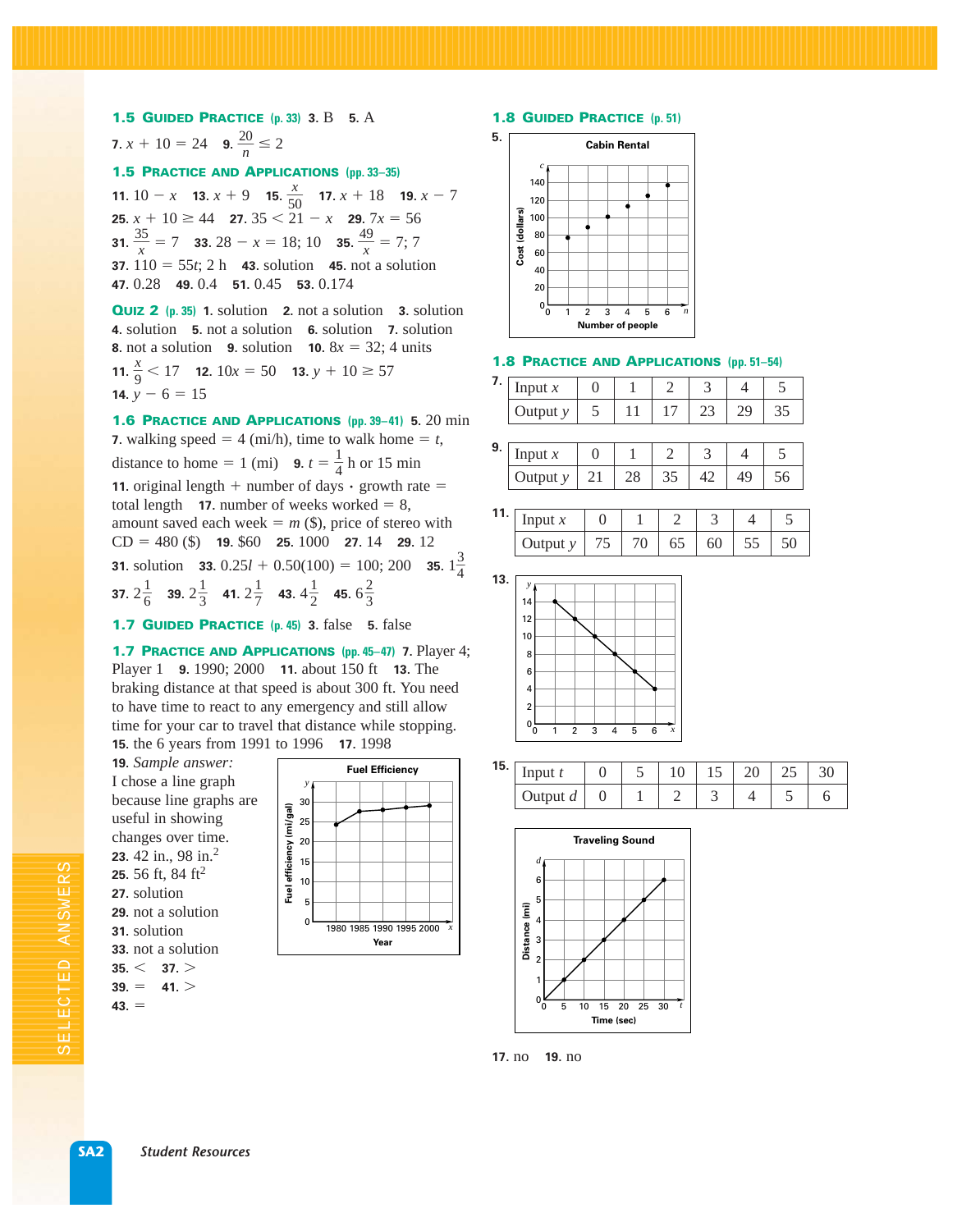**1.5 Guided Practice** (p. 33) **3.** B **5.** A

**7.** $x + 10 = 24$ **9.** $\frac{20}{n} \le 2$

**1.5 Practice and Applications** (pp. 33–35)

**11.** $10 - x$ **13.** $x + 9$ **15.** $\frac{x}{50}$ **17.** $x + 18$ **19.** $x - 7$ **25.** $x + 10 \ge 44$ **27.** $35 < 21 - x$ **29.** $7x = 56$ **31.** $\frac{35}{x} = 7$ **33.** $28 - x = 18$; 10 **35.** $\frac{49}{x} = 7$; 7 **37.** $110 = 55t$; 2 h **43.** solution **45.** not a solution **47.** 0.28 **49.** 0.4 **51.** 0.45 **53.** 0.174

**Quiz 2** (p. 35) **1.** solution **2.** not a solution **3.** solution **4.** solution **5.** not a solution **6.** solution **7.** solution **8.** not a solution **9.** solution **10.** $8x = 32$; 4 units **11.** $\frac{x}{9} < 17$ **12.** $10x = 50$ **13.** $y + 10 \ge 57$ **14.** $y - 6 = 15$

**1.6 Practice and Applications** (pp. 39–41) **5.** 20 min **7.** walking speed = 4 (mi/h), time to walk home = $t$, distance to home = 1 (mi) **9.** $t = \frac{1}{4}$ h or 15 min **11.** original length + number of days · growth rate = total length **17.** number of weeks worked = 8, amount saved each week = $m$ ($), price of stereo with CD = 480 ($) **19.** $60 **25.** 1000 **27.** 14 **29.** 12 **31.** solution **33.** $0.25l + 0.50(100) = 100$; 200 **35.** $1\frac{3}{4}$ **37.** $2\frac{1}{6}$ **39.** $2\frac{1}{3}$ **41.** $2\frac{1}{7}$ **43.** $4\frac{1}{2}$ **45.** $6\frac{2}{3}$

**1.7 Guided Practice** (p. 45) **3.** false **5.** false

**1.7 Practice and Applications** (pp. 45–47) **7.** Player 4; Player 1 **9.** 1990; 2000 **11.** about 150 ft **13.** The braking distance at that speed is about 300 ft. You need to have time to react to any emergency and still allow time for your car to travel that distance while stopping. **15.** the 6 years from 1991 to 1996 **17.** 1998

**19.** *Sample answer:* I chose a line graph because line graphs are useful in showing changes over time.

Fuel Efficiency (graph: Fuel efficiency (mi/gal) vs. Year, 1980–2000)

**23.** 42 in., 98 in.$^2$ **25.** 56 ft, 84 ft$^2$ **27.** solution **29.** not a solution **31.** solution **33.** not a solution **35.** $<$ **37.** $>$ **39.** $=$ **41.** $>$ **43.** $=$

**1.8 Guided Practice** (p. 51)

**5.** Cabin Rental (graph: Cost (dollars) vs. Number of people)

**1.8 Practice and Applications** (pp. 51–54)

**7.**

| Input $x$ | 0 | 1 | 2 | 3 | 4 | 5 |
|---|---|---|---|---|---|---|
| Output $y$ | 5 | 11 | 17 | 23 | 29 | 35 |

**9.**

| Input $x$ | 0 | 1 | 2 | 3 | 4 | 5 |
|---|---|---|---|---|---|---|
| Output $y$ | 21 | 28 | 35 | 42 | 49 | 56 |

**11.**

| Input $x$ | 0 | 1 | 2 | 3 | 4 | 5 |
|---|---|---|---|---|---|---|
| Output $y$ | 75 | 70 | 65 | 60 | 55 | 50 |

**13.** (graph of $y$ vs. $x$)

**15.**

| Input $t$ | 0 | 5 | 10 | 15 | 20 | 25 | 30 |
|---|---|---|---|---|---|---|---|
| Output $d$ | 0 | 1 | 2 | 3 | 4 | 5 | 6 |

Traveling Sound (graph: Distance (mi) vs. Time (sec))

**17.** no **19.** no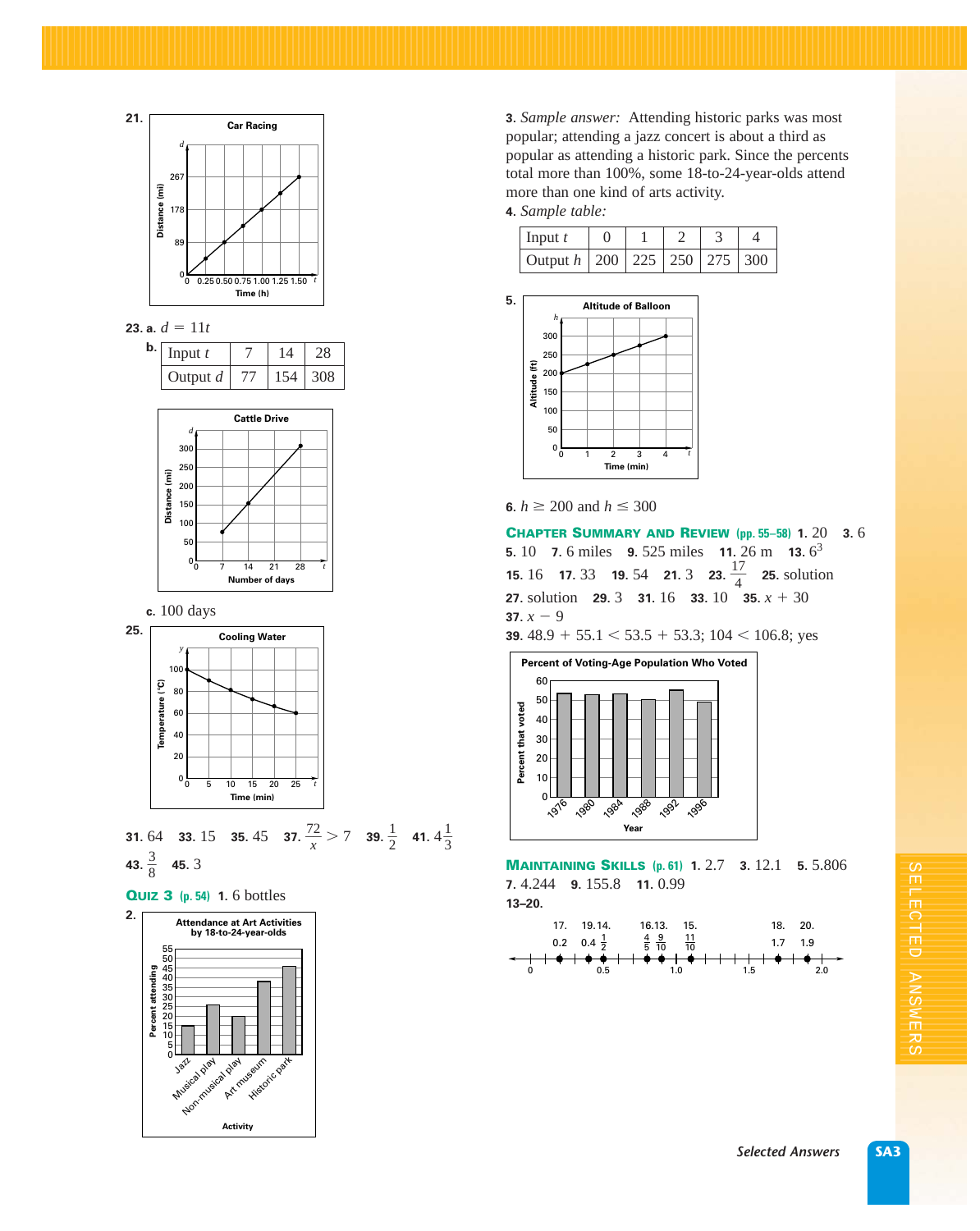**21.**

Car Racing

**23. a.** $d = 11t$

**b.**

| Input $t$ | 7 | 14 | 28 |
|---|---|---|---|
| Output $d$ | 77 | 154 | 308 |

Cattle Drive

**c.** 100 days

**25.**

Cooling Water

**31.** 64 **33.** 15 **35.** 45 **37.** $\frac{72}{x} > 7$ **39.** $\frac{1}{2}$ **41.** $4\frac{1}{3}$

**43.** $\frac{3}{8}$ **45.** 3

**QUIZ 3** (p. 54) **1.** 6 bottles

**2.**

Attendance at Art Activities by 18-to-24-year-olds

**3.** *Sample answer:* Attending historic parks was most popular; attending a jazz concert is about a third as popular as attending a historic park. Since the percents total more than 100%, some 18-to-24-year-olds attend more than one kind of arts activity.

**4.** *Sample table:*

| Input $t$ | 0 | 1 | 2 | 3 | 4 |
|---|---|---|---|---|---|
| Output $h$ | 200 | 225 | 250 | 275 | 300 |

**5.**

Altitude of Balloon

**6.** $h \geq 200$ and $h \leq 300$

**CHAPTER SUMMARY AND REVIEW** (pp. 55–58) **1.** 20 **3.** 6 **5.** 10 **7.** 6 miles **9.** 525 miles **11.** 26 m **13.** $6^3$ **15.** 16 **17.** 33 **19.** 54 **21.** 3 **23.** $\frac{17}{4}$ **25.** solution **27.** solution **29.** 3 **31.** 16 **33.** 10 **35.** $x + 30$ **37.** $x - 9$

**39.** $48.9 + 55.1 < 53.5 + 53.3$; $104 < 106.8$; yes

Percent of Voting-Age Population Who Voted

**MAINTAINING SKILLS** (p. 61) **1.** 2.7 **3.** 12.1 **5.** 5.806 **7.** 4.244 **9.** 155.8 **11.** 0.99

**13–20.**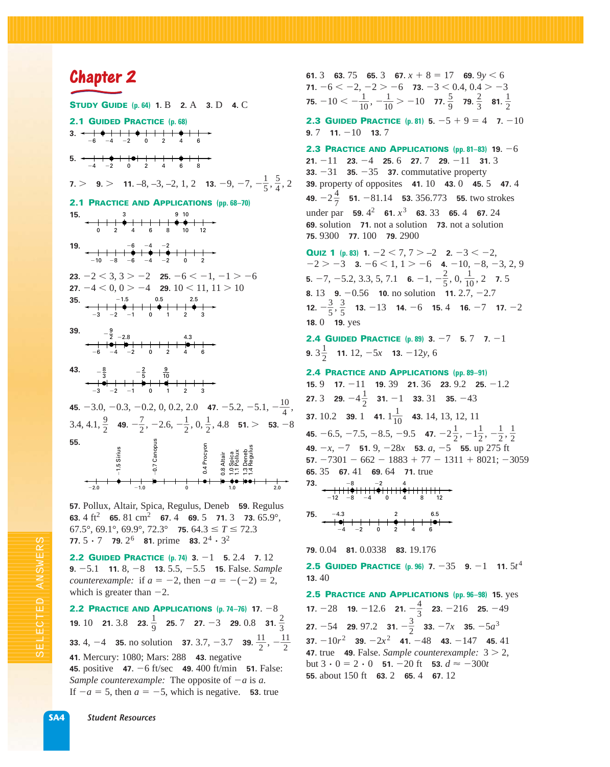# Chapter 2

**STUDY GUIDE (p. 64)** **1.** B **2.** A **3.** D **4.** C

**2.1 GUIDED PRACTICE (p. 68)**

**3.** (number line: points at −5, −1, 4)

**5.** (number line: points at −3, 0, 6)

**7.** > **9.** > **11.** −8, −3, −2, 1, 2 **13.** $-9, -7, -\frac{1}{5}, \frac{5}{4}, 2$

**2.1 PRACTICE AND APPLICATIONS (pp. 68–70)**

**15.** (number line: points at 3, 9, 10)

**19.** (number line: points at −6, −4, −2)

**23.** $-2 < 3, 3 > -2$ **25.** $-6 < -1, -1 > -6$ **27.** $-4 < 0, 0 > -4$ **29.** $10 < 11, 11 > 10$

**35.** (number line: points at −1.5, 0.5, 2.5)

**39.** (number line: points at $-\frac{9}{2}$, −2.8, 4.3)

**43.** (number line: points at $-\frac{8}{3}$, $-\frac{2}{5}$, $\frac{9}{10}$)

**45.** −3.0, −0.3, −0.2, 0, 0.2, 2.0 **47.** $-5.2, -5.1, -\frac{10}{4}, 3.4, 4.1, \frac{9}{2}$ **49.** $-\frac{7}{2}, -2.6, -\frac{1}{2}, 0, \frac{1}{2}, 4.8$ **51.** > **53.** −8

**55.** (number line: −1.5 Sirius, −0.7 Canopus, 0.4 Procyon, 0.8 Altair, 1.0 Spica, 1.1 Pollux, 1.3 Deneb, 1.4 Regulus)

**57.** Pollux, Altair, Spica, Regulus, Deneb **59.** Regulus **63.** 4 $ft^2$ **65.** 81 $cm^2$ **67.** 4 **69.** 5 **71.** 3 **73.** 65.9°, 67.5°, 69.1°, 69.9°, 72.3° **75.** $64.3 \le T \le 72.3$ **77.** $5 \cdot 7$ **79.** $2^6$ **81.** prime **83.** $2^4 \cdot 3^2$

**2.2 GUIDED PRACTICE (p. 74)** **3.** −1 **5.** 2.4 **7.** 12 **9.** −5.1 **11.** 8, −8 **13.** 5.5, −5.5 **15.** False. *Sample counterexample:* if $a = -2$, then $-a = -(-2) = 2$, which is greater than −2.

**2.2 PRACTICE AND APPLICATIONS (p. 74–76)** **17.** −8 **19.** 10 **21.** 3.8 **23.** $\frac{1}{9}$ **25.** 7 **27.** −3 **29.** 0.8 **31.** $\frac{2}{3}$ **33.** 4, −4 **35.** no solution **37.** 3.7, −3.7 **39.** $\frac{11}{2}, -\frac{11}{2}$ **41.** Mercury: 1080; Mars: 288 **43.** negative **45.** positive **47.** −6 ft/sec **49.** 400 ft/min **51.** False: *Sample counterexample:* The opposite of $-a$ is $a$. If $-a = 5$, then $a = -5$, which is negative. **53.** true **61.** 3 **63.** 75 **65.** 3 **67.** $x + 8 = 17$ **69.** $9y < 6$ **71.** $-6 < -2, -2 > -6$ **73.** $-3 < 0.4, 0.4 > -3$ **75.** $-10 < -\frac{1}{10}, -\frac{1}{10} > -10$ **77.** $\frac{5}{9}$ **79.** $\frac{2}{3}$ **81.** $\frac{1}{2}$

**2.3 GUIDED PRACTICE (p. 81)** **5.** $-5 + 9 = 4$ **7.** −10 **9.** 7 **11.** −10 **13.** 7

**2.3 PRACTICE AND APPLICATIONS (pp. 81–83)** **19.** −6 **21.** −11 **23.** −4 **25.** 6 **27.** 7 **29.** −11 **31.** 3 **33.** −31 **35.** −35 **37.** commutative property **39.** property of opposites **41.** 10 **43.** 0 **45.** 5 **47.** 4 **49.** $-2\frac{4}{7}$ **51.** −81.14 **53.** 356.773 **55.** two strokes under par **59.** $4^2$ **61.** $x^3$ **63.** 33 **65.** 4 **67.** 24 **69.** solution **71.** not a solution **73.** not a solution **75.** 9300 **77.** 100 **79.** 2900

**QUIZ 1 (p. 83)** **1.** $-2 < 7, 7 > -2$ **2.** $-3 < -2, -2 > -3$ **3.** $-6 < 1, 1 > -6$ **4.** −10, −8, −3, 2, 9 **5.** −7, −5.2, 3.3, 5, 7.1 **6.** $-1, -\frac{2}{5}, 0, \frac{1}{10}, 2$ **7.** 5 **8.** 13 **9.** −0.56 **10.** no solution **11.** 2.7, −2.7 **12.** $-\frac{3}{5}, \frac{3}{5}$ **13.** −13 **14.** −6 **15.** 4 **16.** −7 **17.** −2 **18.** 0 **19.** yes

**2.4 GUIDED PRACTICE (p. 89)** **3.** −7 **5.** 7 **7.** −1 **9.** $3\frac{1}{2}$ **11.** 12, $-5x$ **13.** $-12y$, 6

**2.4 PRACTICE AND APPLICATIONS (pp. 89–91)** **15.** 9 **17.** −11 **19.** 39 **21.** 36 **23.** 9.2 **25.** −1.2 **27.** 3 **29.** $-4\frac{1}{2}$ **31.** −1 **33.** 31 **35.** −43 **37.** 10.2 **39.** 1 **41.** $1\frac{1}{10}$ **43.** 14, 13, 12, 11 **45.** −6.5, −7.5, −8.5, −9.5 **47.** $-2\frac{1}{2}, -1\frac{1}{2}, -\frac{1}{2}, \frac{1}{2}$ **49.** $-x$, −7 **51.** 9, $-28x$ **53.** $a$, −5 **55.** up 275 ft **57.** $-7301 - 662 - 1883 + 77 - 1311 + 8021$; −3059 **65.** 35 **67.** 41 **69.** 64 **71.** true

**73.** (number line: points at −8, −2, 4)

**75.** (number line: points at −4.3, 2, 6.5)

**79.** 0.04 **81.** 0.0338 **83.** 19.176

**2.5 GUIDED PRACTICE (p. 96)** **7.** −35 **9.** −1 **11.** $5t^4$ **13.** 40

**2.5 PRACTICE AND APPLICATIONS (pp. 96–98)** **15.** yes **17.** −28 **19.** −12.6 **21.** $-\frac{4}{3}$ **23.** −216 **25.** −49 **27.** −54 **29.** 97.2 **31.** $-\frac{3}{2}$ **33.** $-7x$ **35.** $-5a^3$ **37.** $-10r^2$ **39.** $-2x^2$ **41.** −48 **43.** −147 **45.** 41 **47.** true **49.** False. *Sample counterexample:* $3 > 2$, but $3 \cdot 0 = 2 \cdot 0$ **51.** −20 ft **53.** $d \approx -300t$ **55.** about 150 ft **63.** 2 **65.** 4 **67.** 12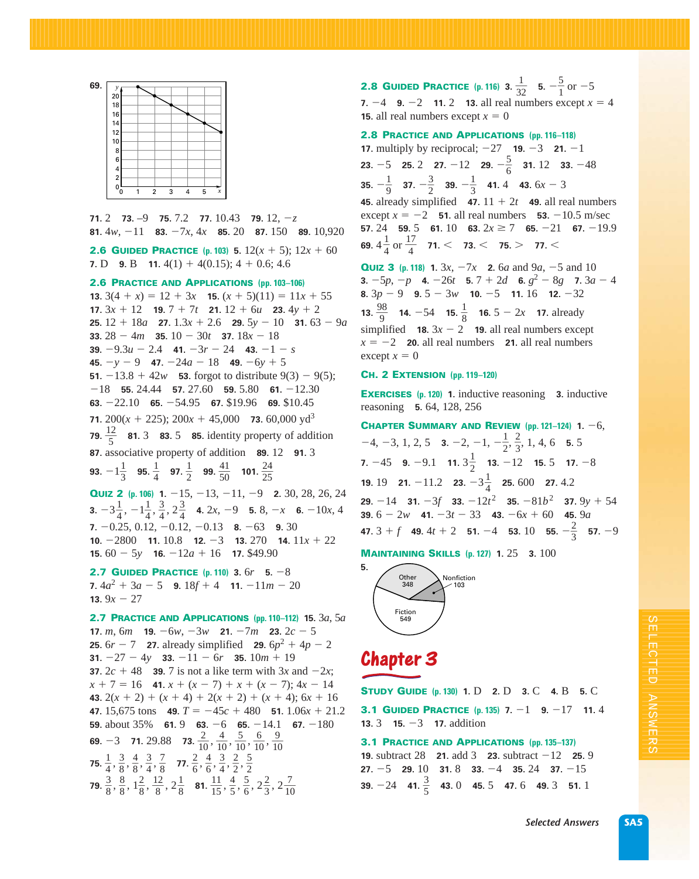**69.** 

71. 2  73. –9  75. 7.2  77. 10.43  79. 12, $-z$  
81. $4w, -11$  83. $-7x, 4x$  85. 20  87. 150  89. 10,920

## 2.6 Guided Practice (p. 103)

5. $12(x + 5)$; $12x + 60$  
7. D  9. B  11. $4(1) + 4(0.15)$; $4 + 0.6$; 4.6

## 2.6 Practice and Applications (pp. 103–106)

13. $3(4 + x) = 12 + 3x$  15. $(x + 5)(11) = 11x + 55$  
17. $3x + 12$  19. $7 + 7t$  21. $12 + 6u$  23. $4y + 2$  
25. $12 + 18a$  27. $1.3x + 2.6$  29. $5y - 10$  31. $63 - 9a$  
33. $28 - 4m$  35. $10 - 30t$  37. $18x - 18$  
39. $-9.3u - 2.4$  41. $-3r - 24$  43. $-1 - s$  
45. $-y - 9$  47. $-24a - 18$  49. $-6y + 5$  
51. $-13.8 + 42w$  53. forgot to distribute $9(3) - 9(5)$; $-18$  55. 24.44  57. 27.60  59. 5.80  61. $-12.30$  
63. $-22.10$  65. $-54.95$  67. \$19.96  69. \$10.45  
71. $200(x + 225)$; $200x + 45{,}000$  73. 60,000 $\text{yd}^3$  
79. $\frac{12}{5}$  81. 3  83. 5  85. identity property of addition  
87. associative property of addition  89. 12  91. 3  
93. $-1\frac{1}{3}$  95. $\frac{1}{4}$  97. $\frac{1}{2}$  99. $\frac{41}{50}$  101. $\frac{24}{25}$

## Quiz 2 (p. 106)

1. $-15, -13, -11, -9$  2. 30, 28, 26, 24  
3. $-3\frac{1}{4}, -1\frac{1}{4}, \frac{3}{4}, 2\frac{3}{4}$  4. $2x, -9$  5. $8, -x$  6. $-10x, 4$  
7. $-0.25, 0.12, -0.12, -0.13$  8. $-63$  9. 30  
10. $-2800$  11. 10.8  12. $-3$  13. 270  14. $11x + 22$  
15. $60 - 5y$  16. $-12a + 16$  17. \$49.90

## 2.7 Guided Practice (p. 110)

3. $6r$  5. $-8$  
7. $4a^2 + 3a - 5$  9. $18f + 4$  11. $-11m - 20$  
13. $9x - 27$

## 2.7 Practice and Applications (pp. 110–112)

15. $3a, 5a$  
17. $m, 6m$  19. $-6w, -3w$  21. $-7m$  23. $2c - 5$  
25. $6r - 7$  27. already simplified  29. $6p^2 + 4p - 2$  
31. $-27 - 4y$  33. $-11 - 6r$  35. $10m + 19$  
37. $2c + 48$  39. 7 is not a like term with $3x$ and $-2x$; $x + 7 = 16$  41. $x + (x - 7) + x + (x - 7)$; $4x - 14$  
43. $2(x + 2) + (x + 4) + 2(x + 2) + (x + 4)$; $6x + 16$  
47. 15,675 tons  49. $T = -45c + 480$  51. $1.06x + 21.2$  
59. about 35%  61. 9  63. $-6$  65. $-14.1$  67. $-180$  
69. $-3$  71. 29.88  73. $\frac{2}{10}, \frac{4}{10}, \frac{5}{10}, \frac{6}{10}, \frac{9}{10}$  
75. $\frac{1}{4}, \frac{3}{8}, \frac{4}{8}, \frac{3}{4}, \frac{7}{8}$  77. $\frac{2}{6}, \frac{4}{6}, \frac{3}{4}, \frac{2}{2}, \frac{5}{2}$  
79. $\frac{3}{8}, \frac{8}{8}, 1\frac{2}{8}, \frac{12}{8}, 2\frac{1}{8}$  81. $\frac{11}{15}, \frac{4}{5}, \frac{5}{6}, 2\frac{2}{3}, 2\frac{7}{10}$

## 2.8 Guided Practice (p. 116)

3. $\frac{1}{32}$  5. $-\frac{5}{1}$ or $-5$  
7. $-4$  9. $-2$  11. 2  13. all real numbers except $x = 4$  
15. all real numbers except $x = 0$

## 2.8 Practice and Applications (pp. 116–118)

17. multiply by reciprocal; $-27$  19. $-3$  21. $-1$  
23. $-5$  25. 2  27. $-12$  29. $-\frac{5}{6}$  31. 12  33. $-48$  
35. $-\frac{1}{9}$  37. $-\frac{3}{2}$  39. $-\frac{1}{3}$  41. 4  43. $6x - 3$  
45. already simplified  47. $11 + 2t$  49. all real numbers except $x = -2$  51. all real numbers  53. $-10.5$ m/sec  
57. 24  59. 5  61. 10  63. $2x \geq 7$  65. $-21$  67. $-19.9$  
69. $4\frac{1}{4}$ or $\frac{17}{4}$  71. <  73. <  75. >  77. <

## Quiz 3 (p. 118)

1. $3x, -7x$  2. $6a$ and $9a$, $-5$ and 10  
3. $-5p, -p$  4. $-26t$  5. $7 + 2d$  6. $g^2 - 8g$  7. $3a - 4$  
8. $3p - 9$  9. $5 - 3w$  10. $-5$  11. 16  12. $-32$  
13. $\frac{98}{9}$  14. $-54$  15. $\frac{1}{8}$  16. $5 - 2x$  17. already simplified  18. $3x - 2$  19. all real numbers except $x = -2$  20. all real numbers  21. all real numbers except $x = 0$

## Ch. 2 Extension (pp. 119–120)

## Exercises (p. 120)

1. inductive reasoning  3. inductive reasoning  5. 64, 128, 256

## Chapter Summary and Review (pp. 121–124)

1. $-6, -4, -3, 1, 2, 5$  3. $-2, -1, -\frac{1}{2}, \frac{2}{3}, 1, 4, 6$  5. 5  
7. $-45$  9. $-9.1$  11. $3\frac{1}{2}$  13. $-12$  15. 5  17. $-8$  
19. 19  21. $-11.2$  23. $-3\frac{1}{4}$  25. 600  27. 4.2  
29. $-14$  31. $-3f$  33. $-12t^2$  35. $-81b^2$  37. $9y + 54$  
39. $6 - 2w$  41. $-3t - 33$  43. $-6x + 60$  45. $9a$  
47. $3 + f$  49. $4t + 2$  51. $-4$  53. 10  55. $-\frac{2}{3}$  57. $-9$

## Maintaining Skills (p. 127)

1. 25  3. 100  
5. 

# Chapter 3

## Study Guide (p. 130)

1. D  2. D  3. C  4. B  5. C

## 3.1 Guided Practice (p. 135)

7. $-1$  9. $-17$  11. 4  
13. 3  15. $-3$  17. addition

## 3.1 Practice and Applications (pp. 135–137)

19. subtract 28  21. add 3  23. subtract $-12$  25. 9  
27. $-5$  29. 10  31. 8  33. $-4$  35. 24  37. $-15$  
39. $-24$  41. $\frac{3}{5}$  43. 0  45. 5  47. 6  49. 3  51. 1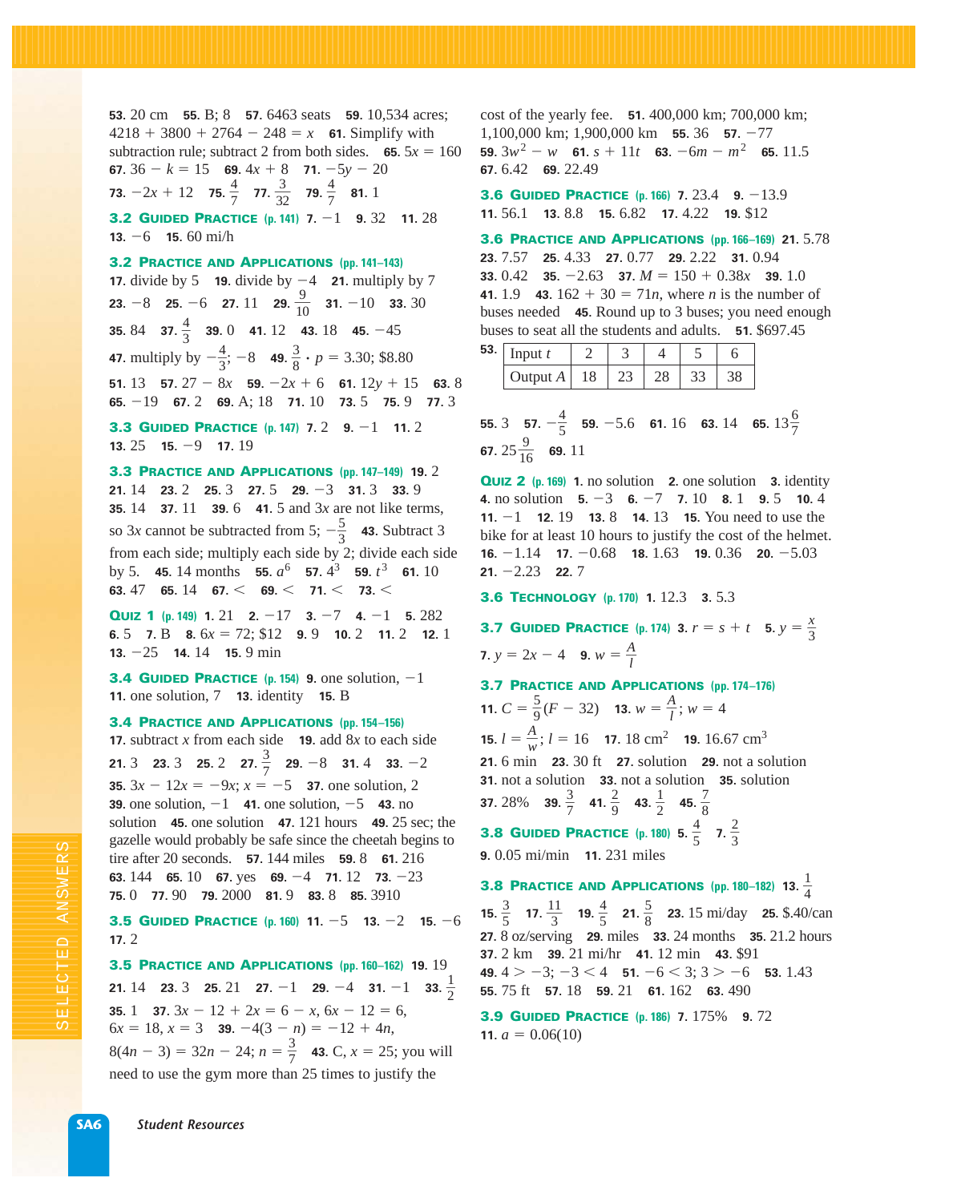**53.** 20 cm **55.** B; 8 **57.** 6463 seats **59.** 10,534 acres; $4218 + 3800 + 2764 - 248 = x$ **61.** Simplify with subtraction rule; subtract 2 from both sides. **65.** $5x = 160$ **67.** $36 - k = 15$ **69.** $4x + 8$ **71.** $-5y - 20$ **73.** $-2x + 12$ **75.** $\frac{4}{7}$ **77.** $\frac{3}{32}$ **79.** $\frac{4}{7}$ **81.** 1

## 3.2 Guided Practice (p. 141)

**7.** $-1$ **9.** 32 **11.** 28 **13.** $-6$ **15.** 60 mi/h

## 3.2 Practice and Applications (pp. 141–143)

**17.** divide by 5 **19.** divide by $-4$ **21.** multiply by 7 **23.** $-8$ **25.** $-6$ **27.** 11 **29.** $\frac{9}{10}$ **31.** $-10$ **33.** 30 **35.** 84 **37.** $\frac{4}{3}$ **39.** 0 **41.** 12 **43.** 18 **45.** $-45$ **47.** multiply by $-\frac{4}{3}$; $-8$ **49.** $\frac{3}{8} \cdot p = 3.30$; \$8.80 **51.** 13 **57.** $27 - 8x$ **59.** $-2x + 6$ **61.** $12y + 15$ **63.** 8 **65.** $-19$ **67.** 2 **69.** A; 18 **71.** 10 **73.** 5 **75.** 9 **77.** 3

## 3.3 Guided Practice (p. 147)

**7.** 2 **9.** $-1$ **11.** 2 **13.** 25 **15.** $-9$ **17.** 19

## 3.3 Practice and Applications (pp. 147–149)

**19.** 2 **21.** 14 **23.** 2 **25.** 3 **27.** 5 **29.** $-3$ **31.** 3 **33.** 9 **35.** 14 **37.** 11 **39.** 6 **41.** 5 and $3x$ are not like terms, so $3x$ cannot be subtracted from 5; $-\frac{5}{3}$ **43.** Subtract 3 from each side; multiply each side by 2; divide each side by 5. **45.** 14 months **55.** $a^6$ **57.** $4^3$ **59.** $t^3$ **61.** 10 **63.** 47 **65.** 14 **67.** $<$ **69.** $<$ **71.** $<$ **73.** $<$

## Quiz 1 (p. 149)

**1.** 21 **2.** $-17$ **3.** $-7$ **4.** $-1$ **5.** 282 **6.** 5 **7.** B **8.** $6x = 72$; \$12 **9.** 9 **10.** 2 **11.** 2 **12.** 1 **13.** $-25$ **14.** 14 **15.** 9 min

## 3.4 Guided Practice (p. 154)

**9.** one solution, $-1$ **11.** one solution, 7 **13.** identity **15.** B

## 3.4 Practice and Applications (pp. 154–156)

**17.** subtract $x$ from each side **19.** add $8x$ to each side **21.** 3 **23.** 3 **25.** 2 **27.** $\frac{3}{7}$ **29.** $-8$ **31.** 4 **33.** $-2$ **35.** $3x - 12x = -9x$; $x = -5$ **37.** one solution, 2 **39.** one solution, $-1$ **41.** one solution, $-5$ **43.** no solution **45.** one solution **47.** 121 hours **49.** 25 sec; the gazelle would probably be safe since the cheetah begins to tire after 20 seconds. **57.** 144 miles **59.** 8 **61.** 216 **63.** 144 **65.** 10 **67.** yes **69.** $-4$ **71.** 12 **73.** $-23$ **75.** 0 **77.** 90 **79.** 2000 **81.** 9 **83.** 8 **85.** 3910

## 3.5 Guided Practice (p. 160)

**11.** $-5$ **13.** $-2$ **15.** $-6$ **17.** 2

## 3.5 Practice and Applications (pp. 160–162)

**19.** 19 **21.** 14 **23.** 3 **25.** 21 **27.** $-1$ **29.** $-4$ **31.** $-1$ **33.** $\frac{1}{2}$ **35.** 1 **37.** $3x - 12 + 2x = 6 - x$, $6x - 12 = 6$, $6x = 18$, $x = 3$ **39.** $-4(3 - n) = -12 + 4n$, $8(4n - 3) = 32n - 24$; $n = \frac{3}{7}$ **43.** C, $x = 25$; you will need to use the gym more than 25 times to justify the cost of the yearly fee. **51.** 400,000 km; 700,000 km; 1,100,000 km; 1,900,000 km **55.** 36 **57.** $-77$ **59.** $3w^2 - w$ **61.** $s + 11t$ **63.** $-6m - m^2$ **65.** 11.5 **67.** 6.42 **69.** 22.49

## 3.6 Guided Practice (p. 166)

**7.** 23.4 **9.** $-13.9$ **11.** 56.1 **13.** 8.8 **15.** 6.82 **17.** 4.22 **19.** \$12

## 3.6 Practice and Applications (pp. 166–169)

**21.** 5.78 **23.** 7.57 **25.** 4.33 **27.** 0.77 **29.** 2.22 **31.** 0.94 **33.** 0.42 **35.** $-2.63$ **37.** $M = 150 + 0.38x$ **39.** 1.0 **41.** 1.9 **43.** $162 + 30 = 71n$, where $n$ is the number of buses needed **45.** Round up to 3 buses; you need enough buses to seat all the students and adults. **51.** \$697.45

**53.**

| Input $t$ | 2 | 3 | 4 | 5 | 6 |
|---|---|---|---|---|---|
| Output $A$ | 18 | 23 | 28 | 33 | 38 |

**55.** 3 **57.** $-\frac{4}{5}$ **59.** $-5.6$ **61.** 16 **63.** 14 **65.** $13\frac{6}{7}$ **67.** $25\frac{9}{16}$ **69.** 11

## Quiz 2 (p. 169)

**1.** no solution **2.** one solution **3.** identity **4.** no solution **5.** $-3$ **6.** $-7$ **7.** 10 **8.** 1 **9.** 5 **10.** 4 **11.** $-1$ **12.** 19 **13.** 8 **14.** 13 **15.** You need to use the bike for at least 10 hours to justify the cost of the helmet. **16.** $-1.14$ **17.** $-0.68$ **18.** 1.63 **19.** 0.36 **20.** $-5.03$ **21.** $-2.23$ **22.** 7

## 3.6 Technology (p. 170)

**1.** 12.3 **3.** 5.3

## 3.7 Guided Practice (p. 174)

**3.** $r = s + t$ **5.** $y = \frac{x}{3}$ **7.** $y = 2x - 4$ **9.** $w = \frac{A}{l}$

## 3.7 Practice and Applications (pp. 174–176)

**11.** $C = \frac{5}{9}(F - 32)$ **13.** $w = \frac{A}{l}$; $w = 4$ **15.** $l = \frac{A}{w}$; $l = 16$ **17.** 18 cm$^2$ **19.** 16.67 cm$^3$ **21.** 6 min **23.** 30 ft **27.** solution **29.** not a solution **31.** not a solution **33.** not a solution **35.** solution **37.** 28% **39.** $\frac{3}{7}$ **41.** $\frac{2}{9}$ **43.** $\frac{1}{2}$ **45.** $\frac{7}{8}$

## 3.8 Guided Practice (p. 180)

**5.** $\frac{4}{5}$ **7.** $\frac{2}{3}$ **9.** 0.05 mi/min **11.** 231 miles

## 3.8 Practice and Applications (pp. 180–182)

**13.** $\frac{1}{4}$ **15.** $\frac{3}{5}$ **17.** $\frac{11}{3}$ **19.** $\frac{4}{5}$ **21.** $\frac{5}{8}$ **23.** 15 mi/day **25.** \$.40/can **27.** 8 oz/serving **29.** miles **33.** 24 months **35.** 21.2 hours **37.** 2 km **39.** 21 mi/hr **41.** 12 min **43.** \$91 **49.** $4 > -3$; $-3 < 4$ **51.** $-6 < 3$; $3 > -6$ **53.** 1.43 **55.** 75 ft **57.** 18 **59.** 21 **61.** 162 **63.** 490

## 3.9 Guided Practice (p. 186)

**7.** 175% **9.** 72 **11.** $a = 0.06(10)$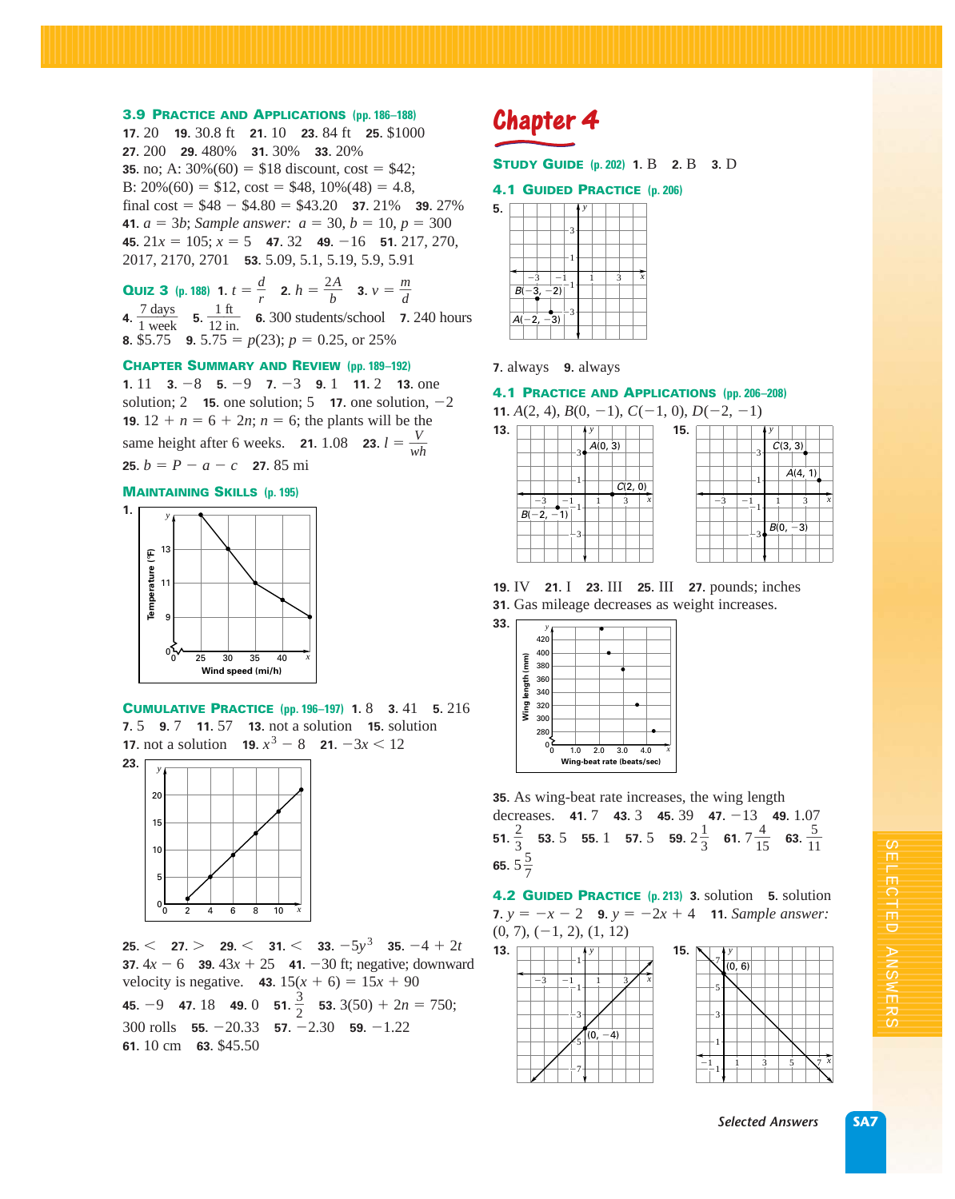### 3.9 Practice and Applications (pp. 186–188)

**17.** 20 **19.** 30.8 ft **21.** 10 **23.** 84 ft **25.** $1000 **27.** 200 **29.** 480% **31.** 30% **33.** 20% **35.** no; A: 30%(60) = $18 discount, cost = $42; B: 20%(60) = $12, cost = $48, 10%(48) = 4.8, final cost = $48 − $4.80 = $43.20 **37.** 21% **39.** 27% **41.** $a = 3b$; *Sample answer:* $a = 30$, $b = 10$, $p = 300$ **45.** $21x = 105$; $x = 5$ **47.** 32 **49.** −16 **51.** 217, 270, 2017, 2170, 2701 **53.** 5.09, 5.1, 5.19, 5.9, 5.91

### Quiz 3 (p. 188)

**1.** $t = \frac{d}{r}$ **2.** $h = \frac{2A}{b}$ **3.** $v = \frac{m}{d}$ **4.** $\frac{7 \text{ days}}{1 \text{ week}}$ **5.** $\frac{1 \text{ ft}}{12 \text{ in.}}$ **6.** 300 students/school **7.** 240 hours **8.** $5.75 **9.** $5.75 = p(23)$; $p = 0.25$, or 25%

### Chapter Summary and Review (pp. 189–192)

**1.** 11 **3.** −8 **5.** −9 **7.** −3 **9.** 1 **11.** 2 **13.** one solution; 2 **15.** one solution; 5 **17.** one solution, −2 **19.** $12 + n = 6 + 2n$; $n = 6$; the plants will be the same height after 6 weeks. **21.** 1.08 **23.** $l = \frac{V}{wh}$ **25.** $b = P - a - c$ **27.** 85 mi

### Maintaining Skills (p. 195)

**1.** [Graph: Temperature (°F) vs. Wind speed (mi/h)]

### Cumulative Practice (pp. 196–197)

**1.** 8 **3.** 41 **5.** 216 **7.** 5 **9.** 7 **11.** 57 **13.** not a solution **15.** solution **17.** not a solution **19.** $x^3 - 8$ **21.** $-3x < 12$

**23.** [Graph]

**25.** < **27.** > **29.** < **31.** < **33.** $-5y^3$ **35.** $-4 + 2t$ **37.** $4x - 6$ **39.** $43x + 25$ **41.** −30 ft; negative; downward velocity is negative. **43.** $15(x + 6) = 15x + 90$ **45.** −9 **47.** 18 **49.** 0 **51.** $\frac{3}{2}$ **53.** $3(50) + 2n = 750$; 300 rolls **55.** −20.33 **57.** −2.30 **59.** −1.22 **61.** 10 cm **63.** $45.50

# Chapter 4

### Study Guide (p. 202)

**1.** B **2.** B **3.** D

### 4.1 Guided Practice (p. 206)

**5.** [Graph: $B(-3, -2)$, $A(-2, -3)$]

**7.** always **9.** always

### 4.1 Practice and Applications (pp. 206–208)

**11.** $A(2, 4)$, $B(0, -1)$, $C(-1, 0)$, $D(-2, -1)$

**13.** [Graph: $A(0, 3)$, $C(2, 0)$, $B(-2, -1)$]

**15.** [Graph: $C(3, 3)$, $A(4, 1)$, $B(0, -3)$]

**19.** IV **21.** I **23.** III **25.** III **27.** pounds; inches **31.** Gas mileage decreases as weight increases.

**33.** [Graph: Wing length (mm) vs. Wing-beat rate (beats/sec)]

**35.** As wing-beat rate increases, the wing length decreases. **41.** 7 **43.** 3 **45.** 39 **47.** −13 **49.** 1.07 **51.** $\frac{2}{3}$ **53.** 5 **55.** 1 **57.** 5 **59.** $2\frac{1}{3}$ **61.** $7\frac{4}{15}$ **63.** $\frac{5}{11}$ **65.** $5\frac{5}{7}$

### 4.2 Guided Practice (p. 213)

**3.** solution **5.** solution **7.** $y = -x - 2$ **9.** $y = -2x + 4$ **11.** *Sample answer:* (0, 7), (−1, 2), (1, 12)

**13.** [Graph: line through $(0, -4)$]

**15.** [Graph: line through $(0, 6)$]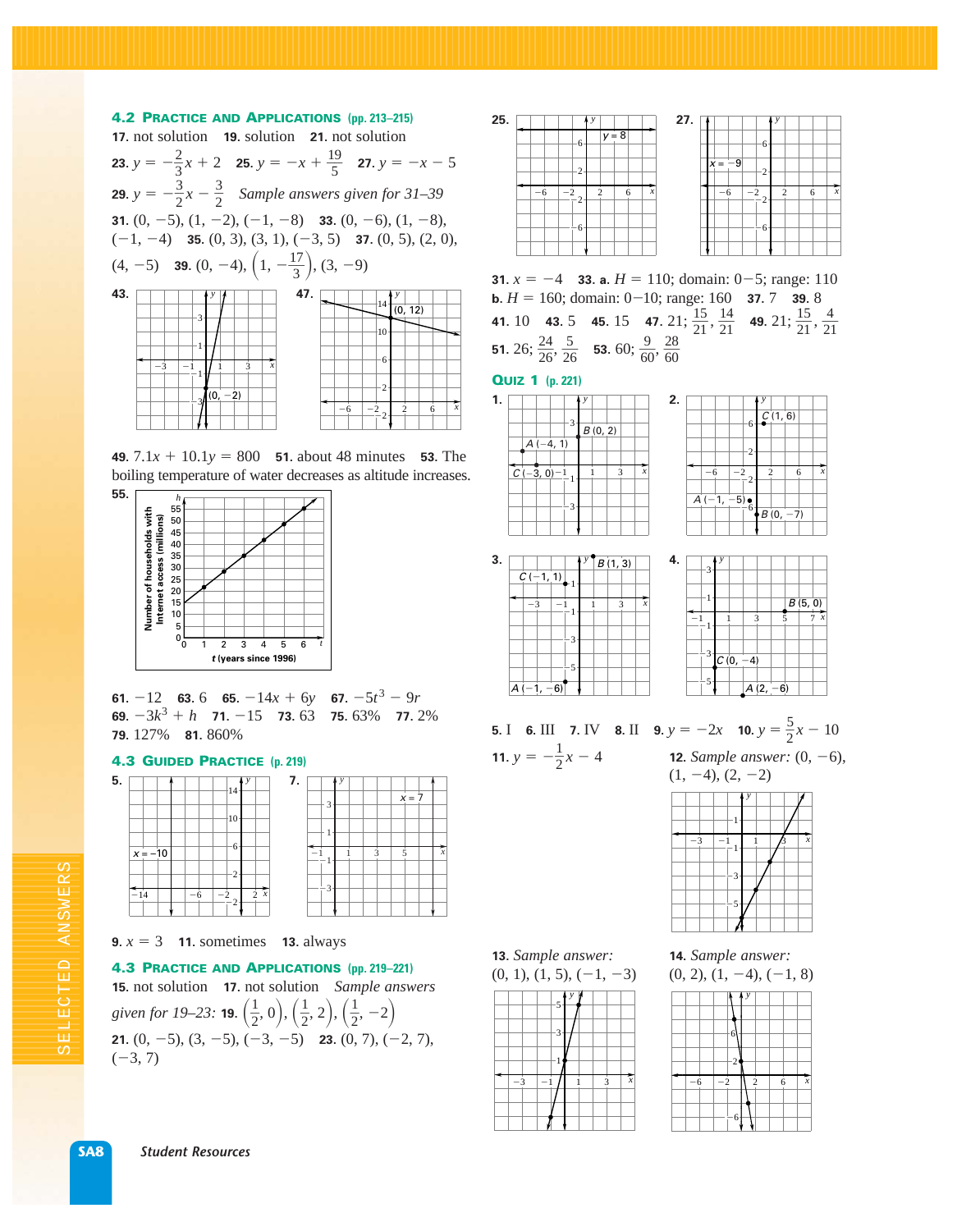### 4.2 PRACTICE AND APPLICATIONS (pp. 213–215)

**17.** not solution **19.** solution **21.** not solution

**23.** $y = -\frac{2}{3}x + 2$ **25.** $y = -x + \frac{19}{5}$ **27.** $y = -x - 5$

**29.** $y = -\frac{3}{2}x - \frac{3}{2}$ *Sample answers given for 31–39*

**31.** $(0, -5), (1, -2), (-1, -8)$ **33.** $(0, -6), (1, -8), (-1, -4)$ **35.** $(0, 3), (3, 1), (-3, 5)$ **37.** $(0, 5), (2, 0), (4, -5)$ **39.** $(0, -4), \left(1, -\frac{17}{3}\right), (3, -9)$

**43.** (graph: line through (0, −2))

**47.** (graph: line through (0, 12))

**49.** $7.1x + 10.1y = 800$ **51.** about 48 minutes **53.** The boiling temperature of water decreases as altitude increases.

**55.** (graph: Number of households with Internet access (millions) vs. t (years since 1996))

**61.** $-12$ **63.** 6 **65.** $-14x + 6y$ **67.** $-5t^3 - 9r$ **69.** $-3k^3 + h$ **71.** $-15$ **73.** 63 **75.** 63% **77.** 2% **79.** 127% **81.** 860%

### 4.3 GUIDED PRACTICE (p. 219)

**5.** (graph: $x = -10$)

**7.** (graph: $x = 7$)

**9.** $x = 3$ **11.** sometimes **13.** always

### 4.3 PRACTICE AND APPLICATIONS (pp. 219–221)

**15.** not solution **17.** not solution *Sample answers given for 19–23:* **19.** $\left(\frac{1}{2}, 0\right), \left(\frac{1}{2}, 2\right), \left(\frac{1}{2}, -2\right)$

**21.** $(0, -5), (3, -5), (-3, -5)$ **23.** $(0, 7), (-2, 7), (-3, 7)$

**25.** (graph: $y = 8$)

**27.** (graph: $x = -9$)

**31.** $x = -4$ **33. a.** $H = 110$; domain: 0–5; range: 110 **b.** $H = 160$; domain: 0–10; range: 160 **37.** 7 **39.** 8

**41.** 10 **43.** 5 **45.** 15 **47.** 21; $\frac{15}{21}, \frac{14}{21}$ **49.** 21; $\frac{15}{21}, \frac{4}{21}$

**51.** 26; $\frac{24}{26}, \frac{5}{26}$ **53.** 60; $\frac{9}{60}, \frac{28}{60}$

### QUIZ 1 (p. 221)

**1.** (graph: A(−4, 1), B(0, 2), C(−3, 0))

**2.** (graph: C(1, 6), A(−1, −5), B(0, −7))

**3.** (graph: B(1, 3), C(−1, 1), A(−1, −6))

**4.** (graph: B(5, 0), C(0, −4), A(2, −6))

**5.** I **6.** III **7.** IV **8.** II **9.** $y = -2x$ **10.** $y = \frac{5}{2}x - 10$

**11.** $y = -\frac{1}{2}x - 4$

**12.** *Sample answer:* $(0, -6), (1, -4), (2, -2)$

**13.** *Sample answer:* $(0, 1), (1, 5), (-1, -3)$

**14.** *Sample answer:* $(0, 2), (1, -4), (-1, 8)$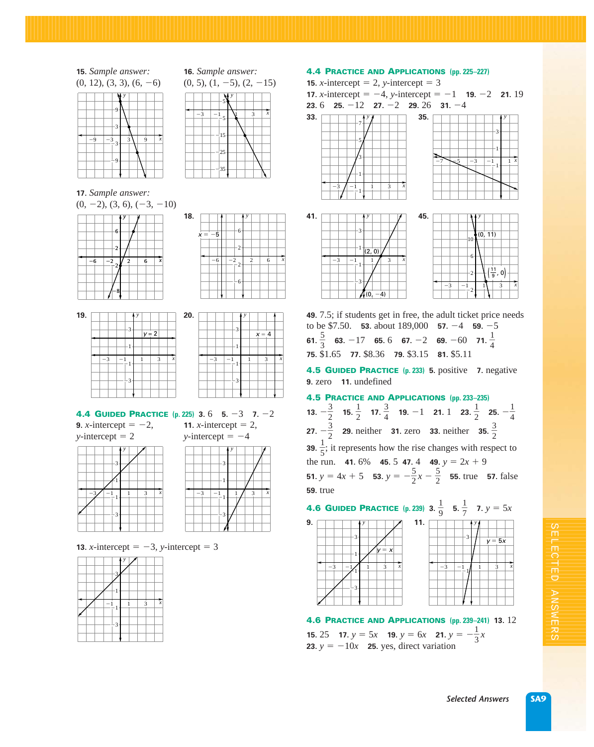**15.** *Sample answer:* (0, 12), (3, 3), (6, −6)

**16.** *Sample answer:* (0, 5), (1, −5), (2, −15)

**17.** *Sample answer:* (0, −2), (3, 6), (−3, −10)

**18.** $x = -5$

**19.** $y = 2$

**20.** $x = 4$

## 4.4 Guided Practice (p. 225)

**3.** 6 **5.** −3 **7.** −2

**9.** $x$-intercept = −2, $y$-intercept = 2

**11.** $x$-intercept = 2, $y$-intercept = −4

**13.** $x$-intercept = −3, $y$-intercept = 3

## 4.4 Practice and Applications (pp. 225–227)

**15.** $x$-intercept = 2, $y$-intercept = 3

**17.** $x$-intercept = −4, $y$-intercept = −1 **19.** −2 **21.** 19

**23.** 6 **25.** −12 **27.** −2 **29.** 26 **31.** −4

**33.**

**35.**

**41.** (2, 0), (0, −4)

**45.** (0, 11), $\left(\frac{11}{9}, 0\right)$

**49.** 7.5; if students get in free, the adult ticket price needs to be \$7.50. **53.** about 189,000 **57.** −4 **59.** −5

**61.** $\frac{5}{3}$ **63.** −17 **65.** 6 **67.** −2 **69.** −60 **71.** $\frac{1}{4}$

**75.** \$1.65 **77.** \$8.36 **79.** \$3.15 **81.** \$5.11

## 4.5 Guided Practice (p. 233)

**5.** positive **7.** negative **9.** zero **11.** undefined

## 4.5 Practice and Applications (pp. 233–235)

**13.** $-\frac{3}{2}$ **15.** $\frac{1}{2}$ **17.** $\frac{3}{4}$ **19.** −1 **21.** 1 **23.** $\frac{1}{2}$ **25.** $-\frac{1}{4}$

**27.** $-\frac{3}{2}$ **29.** neither **31.** zero **33.** neither **35.** $\frac{3}{2}$

**39.** $\frac{1}{5}$; it represents how the rise changes with respect to the run. **41.** 6% **45.** 5 **47.** 4 **49.** $y = 2x + 9$

**51.** $y = 4x + 5$ **53.** $y = -\frac{5}{2}x - \frac{5}{2}$ **55.** true **57.** false

**59.** true

## 4.6 Guided Practice (p. 239)

**3.** $\frac{1}{9}$ **5.** $\frac{1}{7}$ **7.** $y = 5x$

**9.** $y = x$

**11.** $y = 5x$

## 4.6 Practice and Applications (pp. 239–241)

**13.** 12 **15.** 25 **17.** $y = 5x$ **19.** $y = 6x$ **21.** $y = -\frac{1}{3}x$

**23.** $y = -10x$ **25.** yes, direct variation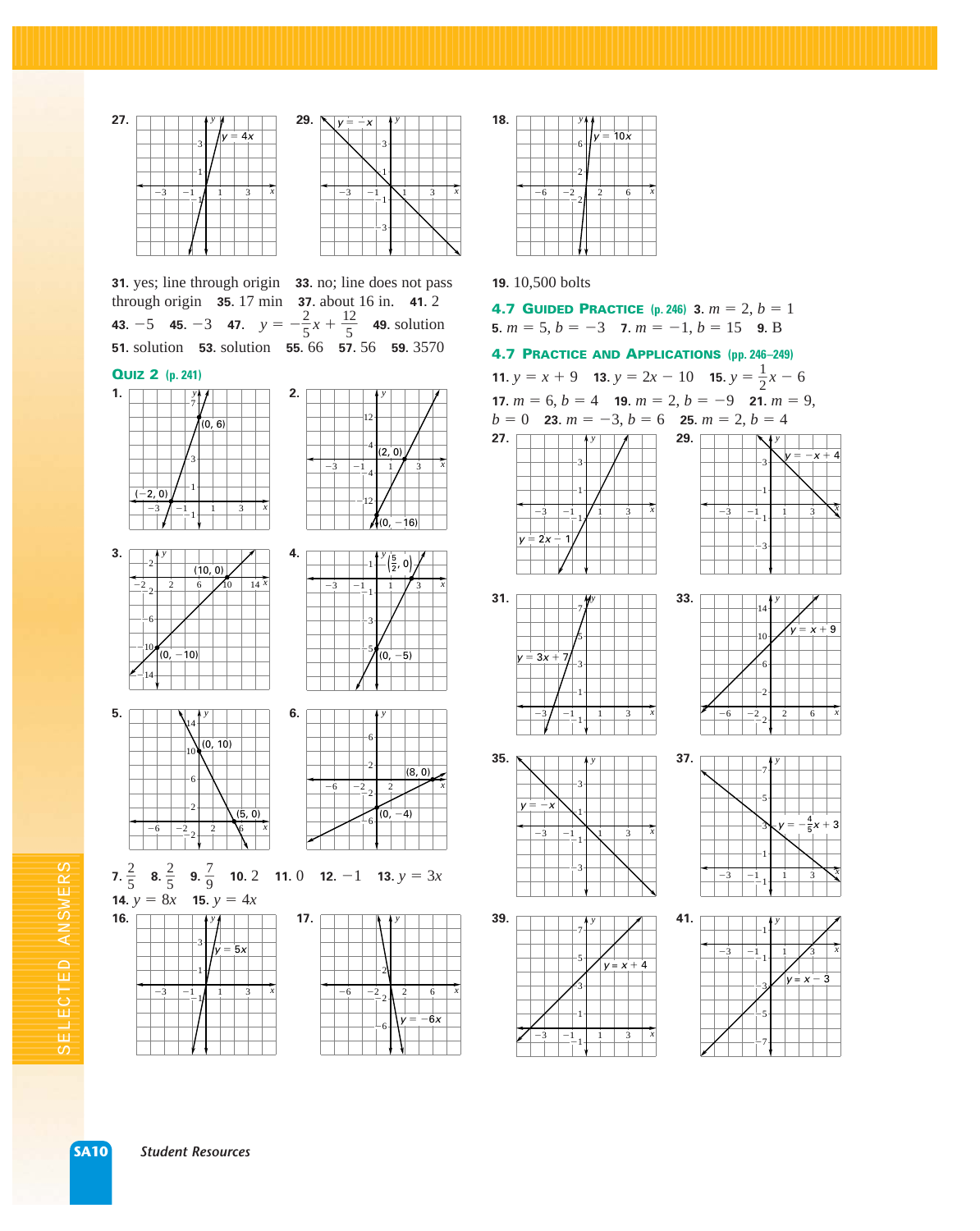**27.** $y = 4x$

**29.** $y = -x$

**31.** yes; line through origin **33.** no; line does not pass through origin **35.** 17 min **37.** about 16 in. **41.** 2 **43.** $-5$ **45.** $-3$ **47.** $y = -\frac{2}{5}x + \frac{12}{5}$ **49.** solution **51.** solution **53.** solution **55.** 66 **57.** 56 **59.** 3570

## Quiz 2 (p. 241)

**1.** $(0, 6)$, $(-2, 0)$

**2.** $(2, 0)$, $(0, -16)$

**3.** $(10, 0)$, $(0, -10)$

**4.** $\left(\frac{5}{2}, 0\right)$, $(0, -5)$

**5.** $(0, 10)$, $(5, 0)$

**6.** $(8, 0)$, $(0, -4)$

**7.** $\frac{2}{5}$ **8.** $\frac{2}{5}$ **9.** $\frac{7}{9}$ **10.** 2 **11.** 0 **12.** $-1$ **13.** $y = 3x$ **14.** $y = 8x$ **15.** $y = 4x$

**16.** $y = 5x$

**17.** $y = -6x$

**18.** $y = 10x$

**19.** 10,500 bolts

## 4.7 Guided Practice (p. 246)

**3.** $m = 2, b = 1$ **5.** $m = 5, b = -3$ **7.** $m = -1, b = 15$ **9.** B

## 4.7 Practice and Applications (pp. 246–249)

**11.** $y = x + 9$ **13.** $y = 2x - 10$ **15.** $y = \frac{1}{2}x - 6$ **17.** $m = 6, b = 4$ **19.** $m = 2, b = -9$ **21.** $m = 9, b = 0$ **23.** $m = -3, b = 6$ **25.** $m = 2, b = 4$

**27.** $y = 2x - 1$

**29.** $y = -x + 4$

**31.** $y = 3x + 7$

**33.** $y = x + 9$

**35.** $y = -x$

**37.** $y = -\frac{4}{5}x + 3$

**39.** $y = x + 4$

**41.** $y = x - 3$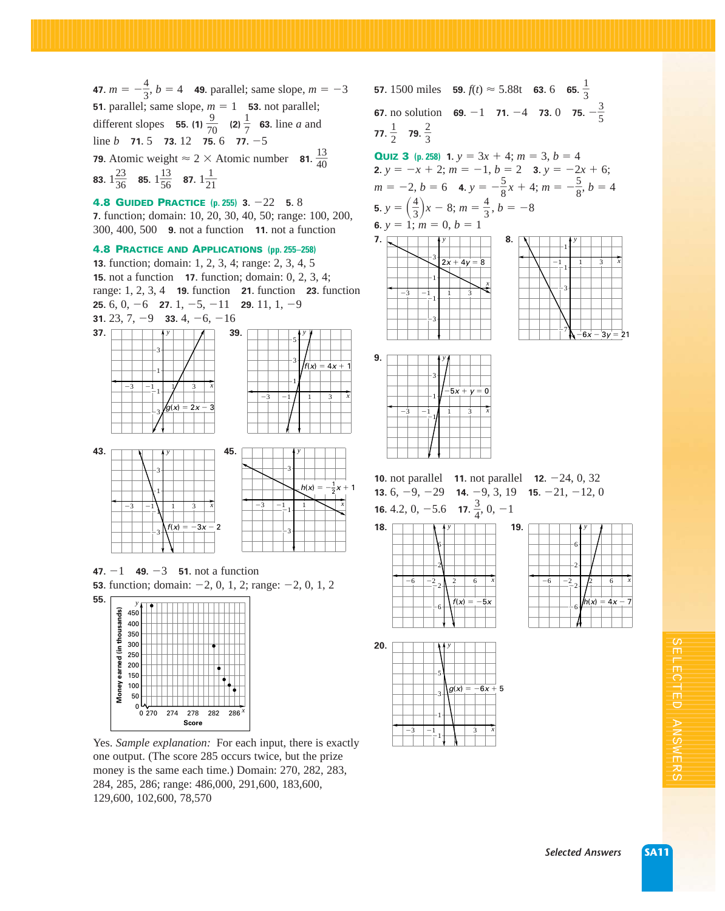**47.** $m = -\frac{4}{3}, b = 4$ **49.** parallel; same slope, $m = -3$ **51.** parallel; same slope, $m = 1$ **53.** not parallel; different slopes **55. (1)** $\frac{9}{70}$ **(2)** $\frac{1}{7}$ **63.** line $a$ and line $b$ **71.** 5 **73.** 12 **75.** 6 **77.** $-5$

**79.** Atomic weight $\approx 2 \times$ Atomic number **81.** $\frac{13}{40}$

**83.** $1\frac{23}{36}$ **85.** $1\frac{13}{56}$ **87.** $1\frac{1}{21}$

### 4.8 Guided Practice (p. 255)

**3.** $-22$ **5.** 8 **7.** function; domain: 10, 20, 30, 40, 50; range: 100, 200, 300, 400, 500 **9.** not a function **11.** not a function

### 4.8 Practice and Applications (pp. 255–258)

**13.** function; domain: 1, 2, 3, 4; range: 2, 3, 4, 5 **15.** not a function **17.** function; domain: 0, 2, 3, 4; range: 1, 2, 3, 4 **19.** function **21.** function **23.** function **25.** 6, 0, $-6$ **27.** 1, $-5$, $-11$ **29.** 11, 1, $-9$ **31.** 23, 7, $-9$ **33.** 4, $-6$, $-16$

**37.** $g(x) = 2x - 3$

**39.** $f(x) = 4x + 1$

**43.** $f(x) = -3x - 2$

**45.** $h(x) = -\frac{1}{2}x + 1$

**47.** $-1$ **49.** $-3$ **51.** not a function **53.** function; domain: $-2$, 0, 1, 2; range: $-2$, 0, 1, 2

**55.**

Yes. *Sample explanation:* For each input, there is exactly one output. (The score 285 occurs twice, but the prize money is the same each time.) Domain: 270, 282, 283, 284, 285, 286; range: 486,000, 291,600, 183,600, 129,600, 102,600, 78,570

**57.** 1500 miles **59.** $f(t) \approx 5.88t$ **63.** 6 **65.** $\frac{1}{3}$ **67.** no solution **69.** $-1$ **71.** $-4$ **73.** 0 **75.** $-\frac{3}{5}$ **77.** $\frac{1}{2}$ **79.** $\frac{2}{3}$

### Quiz 3 (p. 258)

**1.** $y = 3x + 4; m = 3, b = 4$ **2.** $y = -x + 2; m = -1, b = 2$ **3.** $y = -2x + 6; m = -2, b = 6$ **4.** $y = -\frac{5}{8}x + 4; m = -\frac{5}{8}, b = 4$ **5.** $y = \left(\frac{4}{3}\right)x - 8; m = \frac{4}{3}, b = -8$ **6.** $y = 1; m = 0, b = 1$

**7.** $2x + 4y = 8$

**8.** $-6x - 3y = 21$

**9.** $-5x + y = 0$

**10.** not parallel **11.** not parallel **12.** $-24$, 0, 32 **13.** 6, $-9$, $-29$ **14.** $-9$, 3, 19 **15.** $-21$, $-12$, 0 **16.** 4.2, 0, $-5.6$ **17.** $\frac{3}{4}$, 0, $-1$

**18.** $f(x) = -5x$

**19.** $h(x) = 4x - 7$

**20.** $g(x) = -6x + 5$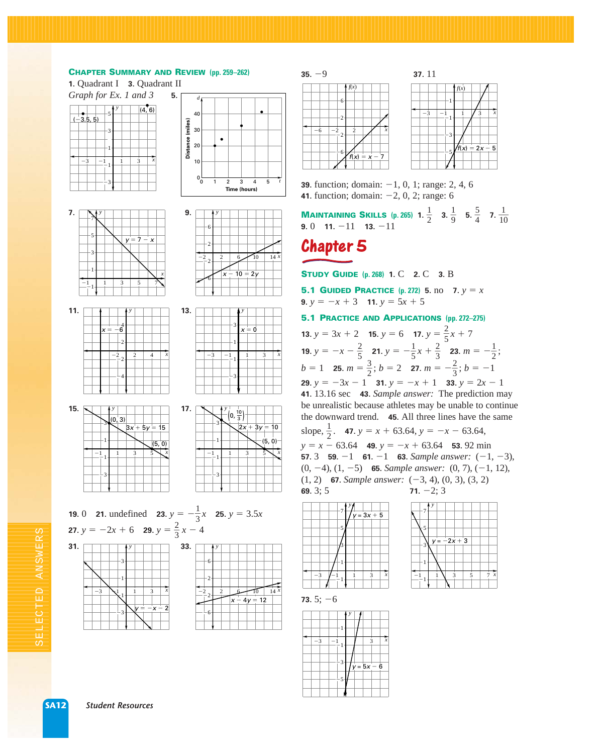## CHAPTER SUMMARY AND REVIEW (pp. 259–262)

**1.** Quadrant I **3.** Quadrant II

*Graph for Ex. 1 and 3* **5.**

**7.** **9.**

**11.** **13.**

**15.** **17.**

**19.** 0 **21.** undefined **23.** $y = -\frac{1}{3}x$ **25.** $y = 3.5x$

**27.** $y = -2x + 6$ **29.** $y = \frac{2}{3}x - 4$

**31.** **33.**

**35.** $-9$ **37.** 11

**39.** function; domain: $-1, 0, 1$; range: 2, 4, 6

**41.** function; domain: $-2, 0, 2$; range: 6

## MAINTAINING SKILLS (p. 265)

**1.** $\frac{1}{2}$ **3.** $\frac{1}{9}$ **5.** $\frac{5}{4}$ **7.** $\frac{1}{10}$ **9.** 0 **11.** $-11$ **13.** $-11$

# Chapter 5

## STUDY GUIDE (p. 268)

**1.** C **2.** C **3.** B

## 5.1 GUIDED PRACTICE (p. 272)

**5.** no **7.** $y = x$ **9.** $y = -x + 3$ **11.** $y = 5x + 5$

## 5.1 PRACTICE AND APPLICATIONS (pp. 272–275)

**13.** $y = 3x + 2$ **15.** $y = 6$ **17.** $y = \frac{2}{5}x + 7$ **19.** $y = -x - \frac{2}{5}$ **21.** $y = -\frac{1}{5}x + \frac{2}{3}$ **23.** $m = -\frac{1}{2}$; $b = 1$ **25.** $m = \frac{3}{2}$; $b = 2$ **27.** $m = -\frac{2}{3}$; $b = -1$ **29.** $y = -3x - 1$ **31.** $y = -x + 1$ **33.** $y = 2x - 1$ **41.** 13.16 sec **43.** *Sample answer:* The prediction may be unrealistic because athletes may be unable to continue the downward trend. **45.** All three lines have the same slope, $\frac{1}{2}$. **47.** $y = x + 63.64$, $y = -x - 63.64$, $y = x - 63.64$ **49.** $y = -x + 63.64$ **53.** 92 min **57.** 3 **59.** $-1$ **61.** $-1$ **63.** *Sample answer:* $(-1, -3)$, $(0, -4)$, $(1, -5)$ **65.** *Sample answer:* $(0, 7)$, $(-1, 12)$, $(1, 2)$ **67.** *Sample answer:* $(-3, 4)$, $(0, 3)$, $(3, 2)$ **69.** 3; 5 **71.** $-2$; 3

**73.** 5; $-6$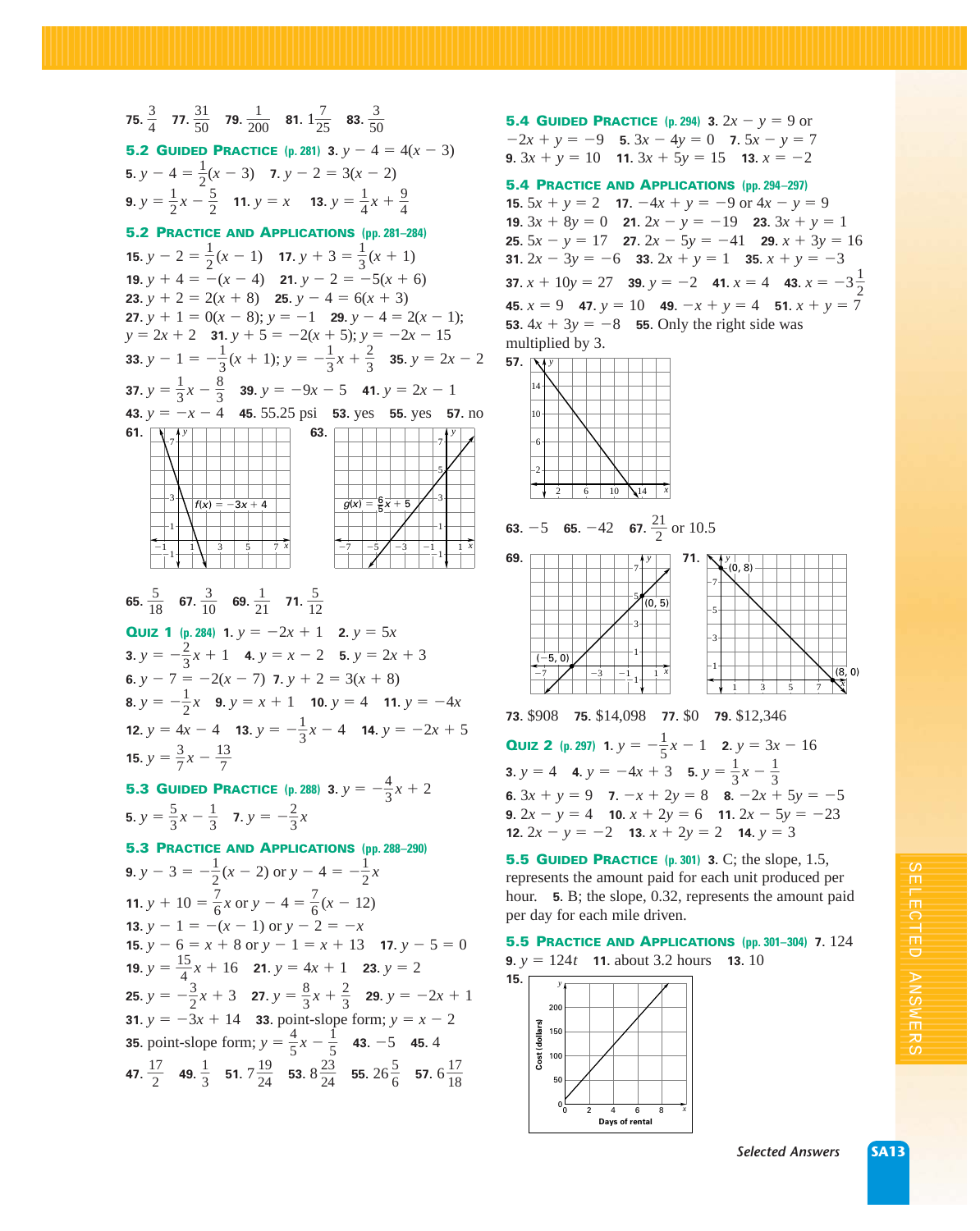**75.** $\frac{3}{4}$ **77.** $\frac{31}{50}$ **79.** $\frac{1}{200}$ **81.** $1\frac{7}{25}$ **83.** $\frac{3}{50}$

## 5.2 Guided Practice (p. 281)

**3.** $y - 4 = 4(x - 3)$ **5.** $y - 4 = \frac{1}{2}(x - 3)$ **7.** $y - 2 = 3(x - 2)$ **9.** $y = \frac{1}{2}x - \frac{5}{2}$ **11.** $y = x$ **13.** $y = \frac{1}{4}x + \frac{9}{4}$

## 5.2 Practice and Applications (pp. 281–284)

**15.** $y - 2 = \frac{1}{2}(x - 1)$ **17.** $y + 3 = \frac{1}{3}(x + 1)$ **19.** $y + 4 = -(x - 4)$ **21.** $y - 2 = -5(x + 6)$ **23.** $y + 2 = 2(x + 8)$ **25.** $y - 4 = 6(x + 3)$ **27.** $y + 1 = 0(x - 8)$; $y = -1$ **29.** $y - 4 = 2(x - 1)$; $y = 2x + 2$ **31.** $y + 5 = -2(x + 5)$; $y = -2x - 15$ **33.** $y - 1 = -\frac{1}{3}(x + 1)$; $y = -\frac{1}{3}x + \frac{2}{3}$ **35.** $y = 2x - 2$ **37.** $y = \frac{1}{3}x - \frac{8}{3}$ **39.** $y = -9x - 5$ **41.** $y = 2x - 1$ **43.** $y = -x - 4$ **45.** 55.25 psi **53.** yes **55.** yes **57.** no

**61.** [Graph of $f(x) = -3x + 4$] **63.** [Graph of $g(x) = \frac{6}{5}x + 5$]

**65.** $\frac{5}{18}$ **67.** $\frac{3}{10}$ **69.** $\frac{1}{21}$ **71.** $\frac{5}{12}$

## Quiz 1 (p. 284)

**1.** $y = -2x + 1$ **2.** $y = 5x$ **3.** $y = -\frac{2}{3}x + 1$ **4.** $y = x - 2$ **5.** $y = 2x + 3$ **6.** $y - 7 = -2(x - 7)$ **7.** $y + 2 = 3(x + 8)$ **8.** $y = -\frac{1}{2}x$ **9.** $y = x + 1$ **10.** $y = 4$ **11.** $y = -4x$ **12.** $y = 4x - 4$ **13.** $y = -\frac{1}{3}x - 4$ **14.** $y = -2x + 5$ **15.** $y = \frac{3}{7}x - \frac{13}{7}$

## 5.3 Guided Practice (p. 288)

**3.** $y = -\frac{4}{3}x + 2$ **5.** $y = \frac{5}{3}x - \frac{1}{3}$ **7.** $y = -\frac{2}{3}x$

## 5.3 Practice and Applications (pp. 288–290)

**9.** $y - 3 = -\frac{1}{2}(x - 2)$ or $y - 4 = -\frac{1}{2}x$ **11.** $y + 10 = \frac{7}{6}x$ or $y - 4 = \frac{7}{6}(x - 12)$ **13.** $y - 1 = -(x - 1)$ or $y - 2 = -x$ **15.** $y - 6 = x + 8$ or $y - 1 = x + 13$ **17.** $y - 5 = 0$ **19.** $y = \frac{15}{4}x + 16$ **21.** $y = 4x + 1$ **23.** $y = 2$ **25.** $y = -\frac{3}{2}x + 3$ **27.** $y = \frac{8}{3}x + \frac{2}{3}$ **29.** $y = -2x + 1$ **31.** $y = -3x + 14$ **33.** point-slope form; $y = x - 2$ **35.** point-slope form; $y = \frac{4}{5}x - \frac{1}{5}$ **43.** $-5$ **45.** 4 **47.** $\frac{17}{2}$ **49.** $\frac{1}{3}$ **51.** $7\frac{19}{24}$ **53.** $8\frac{23}{24}$ **55.** $26\frac{5}{6}$ **57.** $6\frac{17}{18}$

## 5.4 Guided Practice (p. 294)

**3.** $2x - y = 9$ or $-2x + y = -9$ **5.** $3x - 4y = 0$ **7.** $5x - y = 7$ **9.** $3x + y = 10$ **11.** $3x + 5y = 15$ **13.** $x = -2$

## 5.4 Practice and Applications (pp. 294–297)

**15.** $5x + y = 2$ **17.** $-4x + y = -9$ or $4x - y = 9$ **19.** $3x + 8y = 0$ **21.** $2x - y = -19$ **23.** $3x + y = 1$ **25.** $5x - y = 17$ **27.** $2x - 5y = -41$ **29.** $x + 3y = 16$ **31.** $2x - 3y = -6$ **33.** $2x + y = 1$ **35.** $x + y = -3$ **37.** $x + 10y = 27$ **39.** $y = -2$ **41.** $x = 4$ **43.** $x = -3\frac{1}{2}$ **45.** $x = 9$ **47.** $y = 10$ **49.** $-x + y = 4$ **51.** $x + y = 7$ **53.** $4x + 3y = -8$ **55.** Only the right side was multiplied by 3.

**57.** [Graph]

**63.** $-5$ **65.** $-42$ **67.** $\frac{21}{2}$ or 10.5

**69.** [Graph through $(-5, 0)$ and $(0, 5)$] **71.** [Graph through $(0, 8)$ and $(8, 0)$]

**73.** \$908 **75.** \$14,098 **77.** \$0 **79.** \$12,346

## Quiz 2 (p. 297)

**1.** $y = -\frac{1}{5}x - 1$ **2.** $y = 3x - 16$ **3.** $y = 4$ **4.** $y = -4x + 3$ **5.** $y = \frac{1}{3}x - \frac{1}{3}$ **6.** $3x + y = 9$ **7.** $-x + 2y = 8$ **8.** $-2x + 5y = -5$ **9.** $2x - y = 4$ **10.** $x + 2y = 6$ **11.** $2x - 5y = -23$ **12.** $2x - y = -2$ **13.** $x + 2y = 2$ **14.** $y = 3$

## 5.5 Guided Practice (p. 301)

**3.** C; the slope, 1.5, represents the amount paid for each unit produced per hour. **5.** B; the slope, 0.32, represents the amount paid per day for each mile driven.

## 5.5 Practice and Applications (pp. 301–304)

**7.** 124 **9.** $y = 124t$ **11.** about 3.2 hours **13.** 10

**15.** [Graph: Cost (dollars) vs. Days of rental]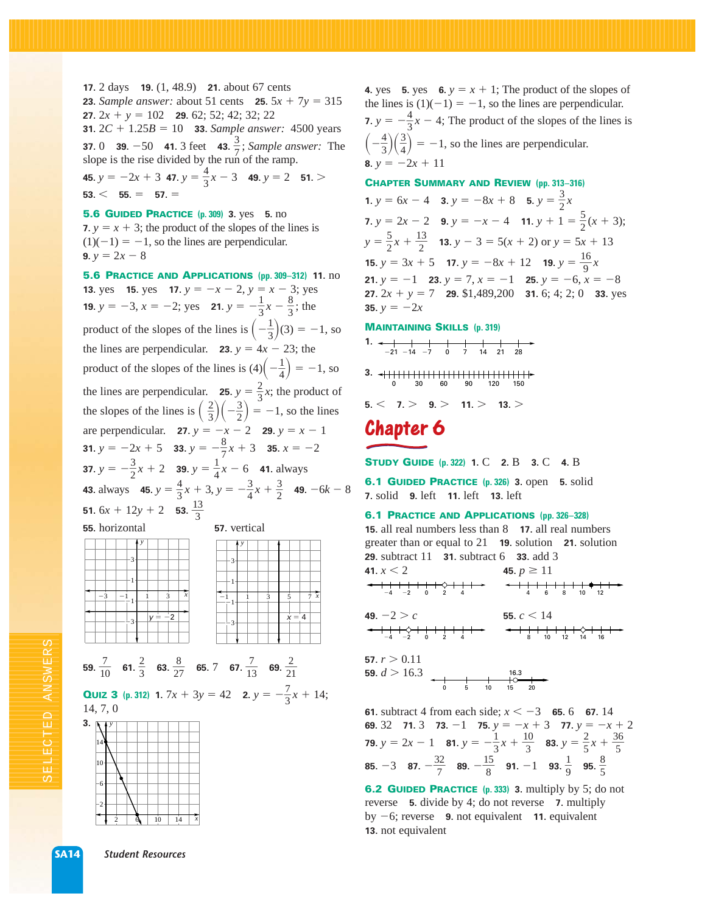**17.** 2 days **19.** (1, 48.9) **21.** about 67 cents **23.** *Sample answer:* about 51 cents **25.** $5x + 7y = 315$ **27.** $2x + y = 102$ **29.** 62; 52; 42; 32; 22 **31.** $2C + 1.25B = 10$ **33.** *Sample answer:* 4500 years **37.** 0 **39.** $-50$ **41.** 3 feet **43.** $\frac{3}{7}$; *Sample answer:* The slope is the rise divided by the run of the ramp. **45.** $y = -2x + 3$ **47.** $y = \frac{4}{3}x - 3$ **49.** $y = 2$ **51.** $>$ **53.** $<$ **55.** $=$ **57.** $=$

### 5.6 Guided Practice (p. 309)

**3.** yes **5.** no **7.** $y = x + 3$; the product of the slopes of the lines is $(1)(-1) = -1$, so the lines are perpendicular. **9.** $y = 2x - 8$

### 5.6 Practice and Applications (pp. 309–312)

**11.** no **13.** yes **15.** yes **17.** $y = -x - 2$, $y = x - 3$; yes **19.** $y = -3$, $x = -2$; yes **21.** $y = -\frac{1}{3}x - \frac{8}{3}$; the product of the slopes of the lines is $\left(-\frac{1}{3}\right)(3) = -1$, so the lines are perpendicular. **23.** $y = 4x - 23$; the product of the slopes of the lines is $(4)\left(-\frac{1}{4}\right) = -1$, so the lines are perpendicular. **25.** $y = \frac{2}{3}x$; the product of the slopes of the lines is $\left(\frac{2}{3}\right)\left(-\frac{3}{2}\right) = -1$, so the lines are perpendicular. **27.** $y = -x - 2$ **29.** $y = x - 1$ **31.** $y = -2x + 5$ **33.** $y = -\frac{8}{7}x + 3$ **35.** $x = -2$ **37.** $y = -\frac{3}{2}x + 2$ **39.** $y = \frac{1}{4}x - 6$ **41.** always **43.** always **45.** $y = \frac{4}{3}x + 3$, $y = -\frac{3}{4}x + \frac{3}{2}$ **49.** $-6k - 8$ **51.** $6x + 12y + 2$ **53.** $\frac{13}{3}$

**55.** horizontal [graph: $y = -2$]

**57.** vertical [graph: $x = 4$]

**59.** $\frac{7}{10}$ **61.** $\frac{2}{3}$ **63.** $\frac{8}{27}$ **65.** 7 **67.** $\frac{7}{13}$ **69.** $\frac{2}{21}$

### Quiz 3 (p. 312)

**1.** $7x + 3y = 42$ **2.** $y = -\frac{7}{3}x + 14$; 14, 7, 0

**3.** [graph]

**4.** yes **5.** yes **6.** $y = x + 1$; The product of the slopes of the lines is $(1)(-1) = -1$, so the lines are perpendicular. **7.** $y = -\frac{4}{3}x - 4$; The product of the slopes of the lines is $\left(-\frac{4}{3}\right)\left(\frac{3}{4}\right) = -1$, so the lines are perpendicular. **8.** $y = -2x + 11$

### Chapter Summary and Review (pp. 313–316)

**1.** $y = 6x - 4$ **3.** $y = -8x + 8$ **5.** $y = \frac{3}{2}x$ **7.** $y = 2x - 2$ **9.** $y = -x - 4$ **11.** $y + 1 = \frac{5}{2}(x + 3)$; $y = \frac{5}{2}x + \frac{13}{2}$ **13.** $y - 3 = 5(x + 2)$ or $y = 5x + 13$ **15.** $y = 3x + 5$ **17.** $y = -8x + 12$ **19.** $y = \frac{16}{9}x$ **21.** $y = -1$ **23.** $y = 7$, $x = -1$ **25.** $y = -6$, $x = -8$ **27.** $2x + y = 7$ **29.** $1,489,200 **31.** 6; 4; 2; 0 **33.** yes **35.** $y = -2x$

### Maintaining Skills (p. 319)

**1.** [number line: −21, −14, −7, 0, 7, 14, 21, 28]

**3.** [number line: 0, 30, 60, 90, 120, 150]

**5.** $<$ **7.** $>$ **9.** $>$ **11.** $>$ **13.** $>$

# Chapter 6

### Study Guide (p. 322)

**1.** C **2.** B **3.** C **4.** B

### 6.1 Guided Practice (p. 326)

**3.** open **5.** solid **7.** solid **9.** left **11.** left **13.** left

### 6.1 Practice and Applications (pp. 326–328)

**15.** all real numbers less than 8 **17.** all real numbers greater than or equal to 21 **19.** solution **21.** solution **29.** subtract 11 **31.** subtract 6 **33.** add 3

**41.** $x < 2$ [number line]

**45.** $p \geq 11$ [number line]

**49.** $-2 > c$ [number line]

**55.** $c < 14$ [number line]

**57.** $r > 0.11$

**59.** $d > 16.3$ [number line]

**61.** subtract 4 from each side; $x < -3$ **65.** 6 **67.** 14 **69.** 32 **71.** 3 **73.** $-1$ **75.** $y = -x + 3$ **77.** $y = -x + 2$ **79.** $y = 2x - 1$ **81.** $y = -\frac{1}{3}x + \frac{10}{3}$ **83.** $y = \frac{2}{5}x + \frac{36}{5}$ **85.** $-3$ **87.** $-\frac{32}{7}$ **89.** $-\frac{15}{8}$ **91.** $-1$ **93.** $\frac{1}{9}$ **95.** $\frac{8}{5}$

### 6.2 Guided Practice (p. 333)

**3.** multiply by 5; do not reverse **5.** divide by 4; do not reverse **7.** multiply by $-6$; reverse **9.** not equivalent **11.** equivalent **13.** not equivalent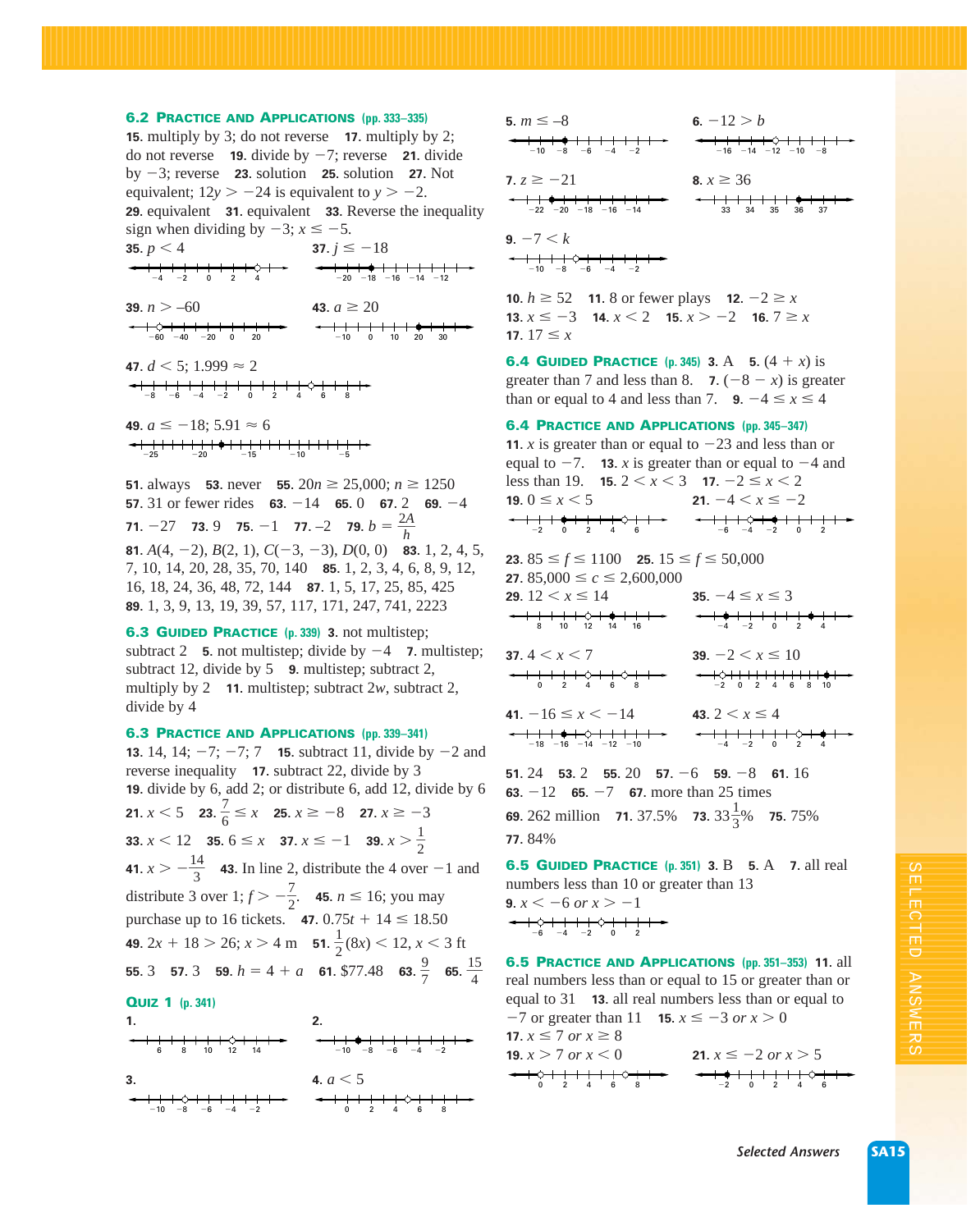### 6.2 Practice and Applications (pp. 333–335)

**15.** multiply by 3; do not reverse **17.** multiply by 2; do not reverse **19.** divide by $-7$; reverse **21.** divide by $-3$; reverse **23.** solution **25.** solution **27.** Not equivalent; $12y > -24$ is equivalent to $y > -2$. **29.** equivalent **31.** equivalent **33.** Reverse the inequality sign when dividing by $-3$; $x \leq -5$.

**35.** $p < 4$ **37.** $j \leq -18$

**39.** $n > -60$ **43.** $a \geq 20$

**47.** $d < 5$; $1.999 \approx 2$

**49.** $a \leq -18$; $5.91 \approx 6$

**51.** always **53.** never **55.** $20n \geq 25{,}000$; $n \geq 1250$ **57.** 31 or fewer rides **63.** $-14$ **65.** 0 **67.** 2 **69.** $-4$ **71.** $-27$ **73.** 9 **75.** $-1$ **77.** $-2$ **79.** $b = \frac{2A}{h}$ **81.** $A(4, -2)$, $B(2, 1)$, $C(-3, -3)$, $D(0, 0)$ **83.** 1, 2, 4, 5, 7, 10, 14, 20, 28, 35, 70, 140 **85.** 1, 2, 3, 4, 6, 8, 9, 12, 16, 18, 24, 36, 48, 72, 144 **87.** 1, 5, 17, 25, 85, 425 **89.** 1, 3, 9, 13, 19, 39, 57, 117, 171, 247, 741, 2223

### 6.3 Guided Practice (p. 339)

**3.** not multistep; subtract 2 **5.** not multistep; divide by $-4$ **7.** multistep; subtract 12, divide by 5 **9.** multistep; subtract 2, multiply by 2 **11.** multistep; subtract $2w$, subtract 2, divide by 4

### 6.3 Practice and Applications (pp. 339–341)

**13.** 14, 14; $-7$; $-7$; 7 **15.** subtract 11, divide by $-2$ and reverse inequality **17.** subtract 22, divide by 3 **19.** divide by 6, add 2; or distribute 6, add 12, divide by 6 **21.** $x < 5$ **23.** $\frac{7}{6} \leq x$ **25.** $x \geq -8$ **27.** $x \geq -3$ **33.** $x < 12$ **35.** $6 \leq x$ **37.** $x \leq -1$ **39.** $x > \frac{1}{2}$ **41.** $x > -\frac{14}{3}$ **43.** In line 2, distribute the 4 over $-1$ and distribute 3 over 1; $f > -\frac{7}{2}$. **45.** $n \leq 16$; you may purchase up to 16 tickets. **47.** $0.75t + 14 \leq 18.50$ **49.** $2x + 18 > 26$; $x > 4$ m **51.** $\frac{1}{2}(8x) < 12$, $x < 3$ ft **55.** 3 **57.** 3 **59.** $h = 4 + a$ **61.** \$77.48 **63.** $\frac{9}{7}$ **65.** $\frac{15}{4}$

### Quiz 1 (p. 341)

**1.**

**2.**

**3.**

**4.** $a < 5$

**5.** $m \leq -8$ **6.** $-12 > b$

**7.** $z \geq -21$ **8.** $x \geq 36$

**9.** $-7 < k$

**10.** $h \geq 52$ **11.** 8 or fewer plays **12.** $-2 \geq x$ **13.** $x \leq -3$ **14.** $x < 2$ **15.** $x > -2$ **16.** $7 \geq x$ **17.** $17 \leq x$

### 6.4 Guided Practice (p. 345)

**3.** A **5.** $(4 + x)$ is greater than 7 and less than 8. **7.** $(-8 - x)$ is greater than or equal to 4 and less than 7. **9.** $-4 \leq x \leq 4$

### 6.4 Practice and Applications (pp. 345–347)

**11.** $x$ is greater than or equal to $-23$ and less than or equal to $-7$. **13.** $x$ is greater than or equal to $-4$ and less than 19. **15.** $2 < x < 3$ **17.** $-2 \leq x < 2$

**19.** $0 \leq x < 5$ **21.** $-4 < x \leq -2$

**23.** $85 \leq f \leq 1100$ **25.** $15 \leq f \leq 50{,}000$ **27.** $85{,}000 \leq c \leq 2{,}600{,}000$

**29.** $12 < x \leq 14$ **35.** $-4 \leq x \leq 3$

**37.** $4 < x < 7$ **39.** $-2 < x \leq 10$

**41.** $-16 \leq x < -14$ **43.** $2 < x \leq 4$

**51.** 24 **53.** 2 **55.** 20 **57.** $-6$ **59.** $-8$ **61.** 16 **63.** $-12$ **65.** $-7$ **67.** more than 25 times **69.** 262 million **71.** 37.5% **73.** $33\frac{1}{3}$% **75.** 75% **77.** 84%

### 6.5 Guided Practice (p. 351)

**3.** B **5.** A **7.** all real numbers less than 10 or greater than 13

**9.** $x < -6$ *or* $x > -1$

### 6.5 Practice and Applications (pp. 351–353)

**11.** all real numbers less than or equal to 15 or greater than or equal to 31 **13.** all real numbers less than or equal to $-7$ or greater than 11 **15.** $x \leq -3$ *or* $x > 0$ **17.** $x \leq 7$ *or* $x \geq 8$

**19.** $x > 7$ *or* $x < 0$ **21.** $x \leq -2$ *or* $x > 5$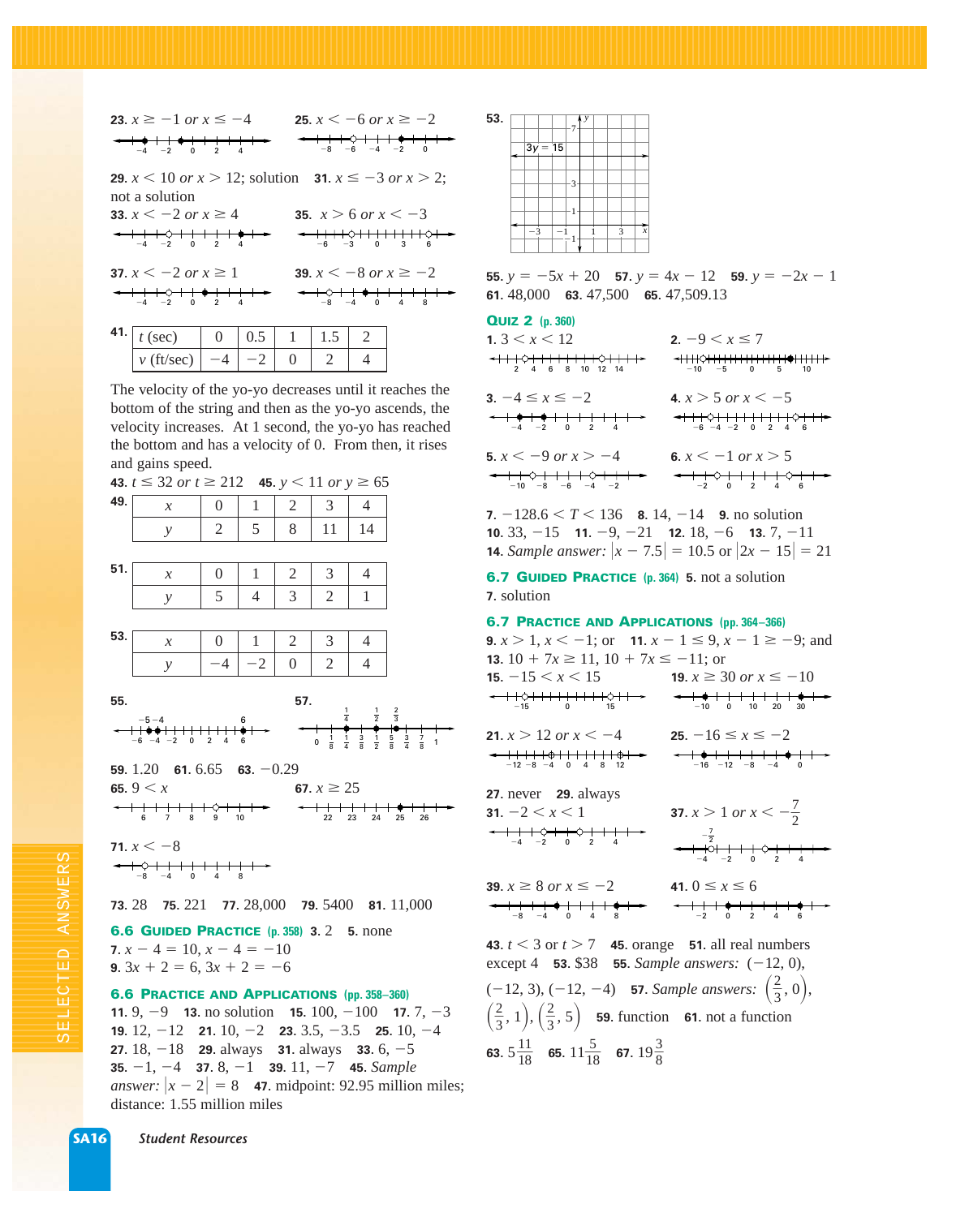**23.** $x \geq -1$ *or* $x \leq -4$

**25.** $x < -6$ *or* $x \geq -2$

**29.** $x < 10$ *or* $x > 12$; solution

**31.** $x \leq -3$ *or* $x > 2$; not a solution

**33.** $x < -2$ *or* $x \geq 4$

**35.** $x > 6$ *or* $x < -3$

**37.** $x < -2$ *or* $x \geq 1$

**39.** $x < -8$ *or* $x \geq -2$

**41.**

| $t$ (sec) | 0 | 0.5 | 1 | 1.5 | 2 |
|---|---|---|---|---|---|
| $v$ (ft/sec) | −4 | −2 | 0 | 2 | 4 |

The velocity of the yo-yo decreases until it reaches the bottom of the string and then as the yo-yo ascends, the velocity increases. At 1 second, the yo-yo has reached the bottom and has a velocity of 0. From then, it rises and gains speed.

**43.** $t \leq 32$ *or* $t \geq 212$ **45.** $y < 11$ *or* $y \geq 65$

**49.**

| $x$ | 0 | 1 | 2 | 3 | 4 |
|---|---|---|---|---|---|
| $y$ | 2 | 5 | 8 | 11 | 14 |

**51.**

| $x$ | 0 | 1 | 2 | 3 | 4 |
|---|---|---|---|---|---|
| $y$ | 5 | 4 | 3 | 2 | 1 |

**53.**

| $x$ | 0 | 1 | 2 | 3 | 4 |
|---|---|---|---|---|---|
| $y$ | −4 | −2 | 0 | 2 | 4 |

**55.**

**57.**

**59.** 1.20 **61.** 6.65 **63.** −0.29

**65.** $9 < x$

**67.** $x \geq 25$

**71.** $x < -8$

**73.** 28 **75.** 221 **77.** 28,000 **79.** 5400 **81.** 11,000

### 6.6 Guided Practice (p. 358)

**3.** 2 **5.** none **7.** $x - 4 = 10$, $x - 4 = -10$ **9.** $3x + 2 = 6$, $3x + 2 = -6$

### 6.6 Practice and Applications (pp. 358–360)

**11.** 9, −9 **13.** no solution **15.** 100, −100 **17.** 7, −3 **19.** 12, −12 **21.** 10, −2 **23.** 3.5, −3.5 **25.** 10, −4 **27.** 18, −18 **29.** always **31.** always **33.** 6, −5 **35.** −1, −4 **37.** 8, −1 **39.** 11, −7 **45.** *Sample answer:* $|x - 2| = 8$ **47.** midpoint: 92.95 million miles; distance: 1.55 million miles

**53.** $3y = 15$

**55.** $y = -5x + 20$ **57.** $y = 4x - 12$ **59.** $y = -2x - 1$ **61.** 48,000 **63.** 47,500 **65.** 47,509.13

### Quiz 2 (p. 360)

**1.** $3 < x < 12$

**2.** $-9 < x \leq 7$

**3.** $-4 \leq x \leq -2$

**4.** $x > 5$ *or* $x < -5$

**5.** $x < -9$ *or* $x > -4$

**6.** $x < -1$ *or* $x > 5$

**7.** $-128.6 < T < 136$ **8.** 14, −14 **9.** no solution **10.** 33, −15 **11.** −9, −21 **12.** 18, −6 **13.** 7, −11 **14.** *Sample answer:* $|x - 7.5| = 10.5$ or $|2x - 15| = 21$

### 6.7 Guided Practice (p. 364)

**5.** not a solution **7.** solution

### 6.7 Practice and Applications (pp. 364–366)

**9.** $x > 1$, $x < -1$; or **11.** $x - 1 \leq 9$, $x - 1 \geq -9$; and **13.** $10 + 7x \geq 11$, $10 + 7x \leq -11$; or

**15.** $-15 < x < 15$

**19.** $x \geq 30$ *or* $x \leq -10$

**21.** $x > 12$ *or* $x < -4$

**25.** $-16 \leq x \leq -2$

**27.** never **29.** always

**31.** $-2 < x < 1$

**37.** $x > 1$ *or* $x < -\frac{7}{2}$

**39.** $x \geq 8$ *or* $x \leq -2$

**41.** $0 \leq x \leq 6$

**43.** $t < 3$ or $t > 7$ **45.** orange **51.** all real numbers except 4 **53.** $38 **55.** *Sample answers:* $(-12, 0)$, $(-12, 3)$, $(-12, -4)$ **57.** *Sample answers:* $\left(\frac{2}{3}, 0\right)$, $\left(\frac{2}{3}, 1\right)$, $\left(\frac{2}{3}, 5\right)$ **59.** function **61.** not a function

**63.** $5\frac{11}{18}$ **65.** $11\frac{5}{18}$ **67.** $19\frac{3}{8}$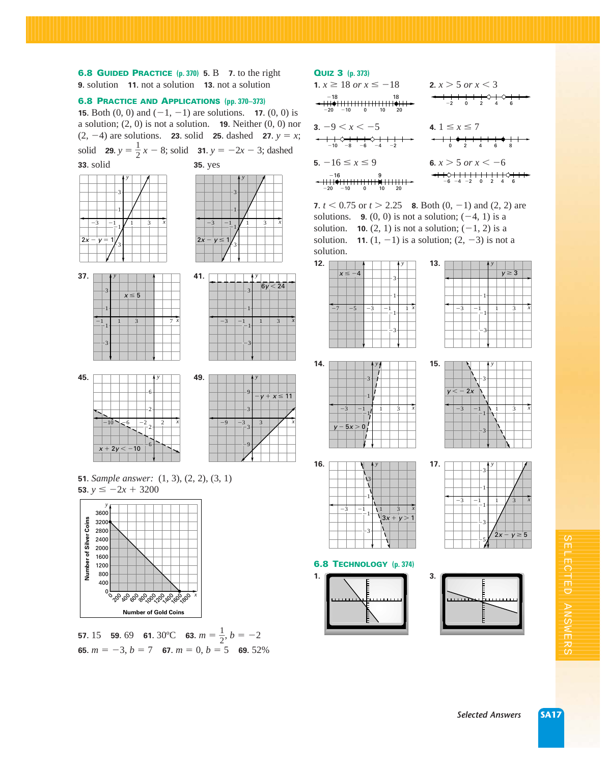## 6.8 Guided Practice (p. 370)

**5.** B **7.** to the right **9.** solution **11.** not a solution **13.** not a solution

## 6.8 Practice and Applications (pp. 370–373)

**15.** Both $(0, 0)$ and $(-1, -1)$ are solutions. **17.** $(0, 0)$ is a solution; $(2, 0)$ is not a solution. **19.** Neither $(0, 0)$ nor $(2, -4)$ are solutions. **23.** solid **25.** dashed **27.** $y = x$; solid **29.** $y = \frac{1}{2}x - 8$; solid **31.** $y = -2x - 3$; dashed

**33.** solid **35.** yes

**37.** **41.**

**45.** **49.**

**51.** *Sample answer:* $(1, 3)$, $(2, 2)$, $(3, 1)$

**53.** $y \leq -2x + 3200$

**57.** 15 **59.** 69 **61.** 30°C **63.** $m = \frac{1}{2}$, $b = -2$

**65.** $m = -3$, $b = 7$ **67.** $m = 0$, $b = 5$ **69.** 52%

## Quiz 3 (p. 373)

**1.** $x \geq 18$ *or* $x \leq -18$

**2.** $x > 5$ *or* $x < 3$

**3.** $-9 < x < -5$

**4.** $1 \leq x \leq 7$

**5.** $-16 \leq x \leq 9$

**6.** $x > 5$ *or* $x < -6$

**7.** $t < 0.75$ or $t > 2.25$ **8.** Both $(0, -1)$ and $(2, 2)$ are solutions. **9.** $(0, 0)$ is not a solution; $(-4, 1)$ is a solution. **10.** $(2, 1)$ is not a solution; $(-1, 2)$ is a solution. **11.** $(1, -1)$ is a solution; $(2, -3)$ is not a solution.

**12.** **13.**

**14.** **15.**

**16.** **17.**

## 6.8 Technology (p. 374)

**1.** **3.**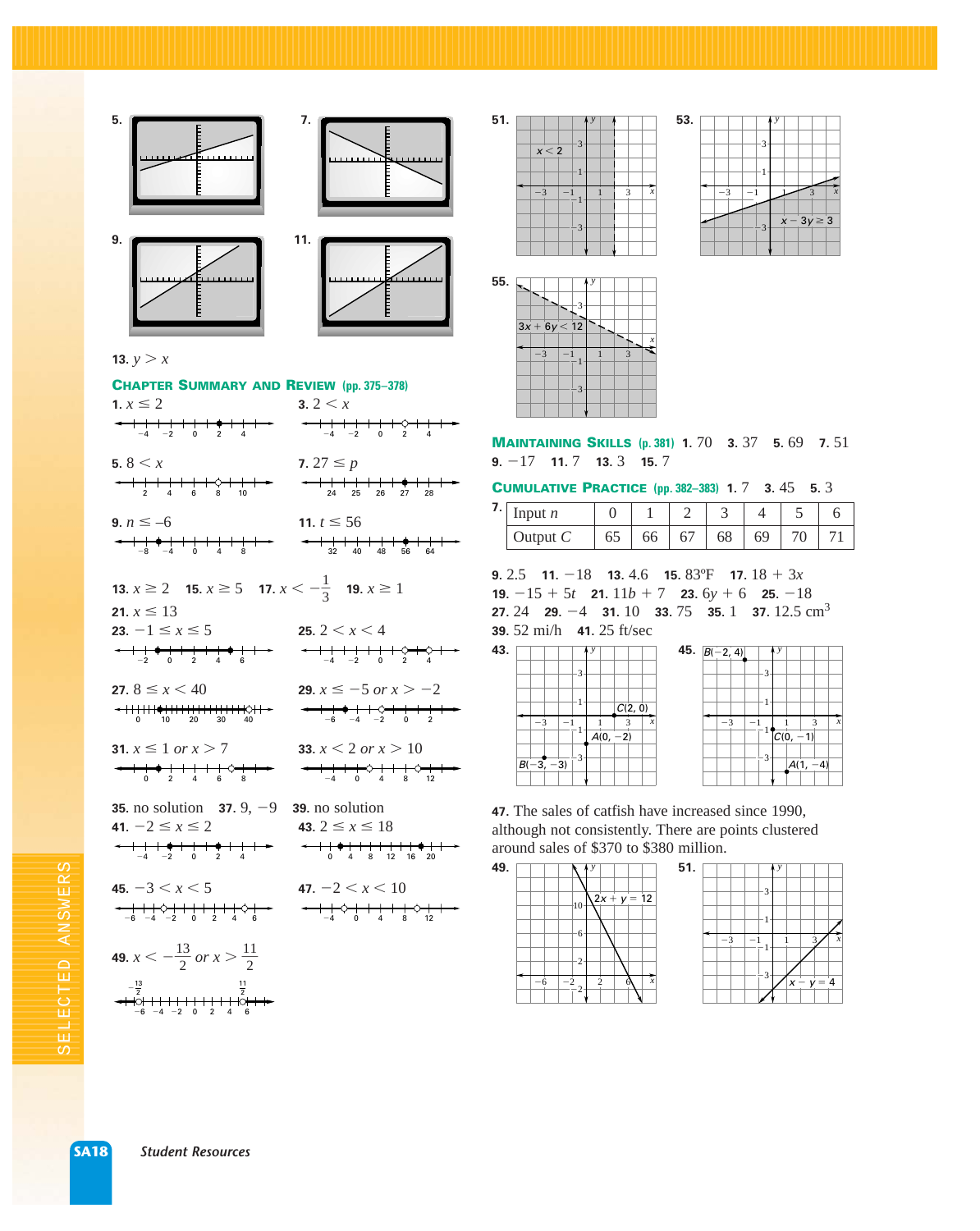**5.**

**7.**

**9.**

**11.**

**13.** $y > x$

## CHAPTER SUMMARY AND REVIEW (pp. 375–378)

**1.** $x \leq 2$

**3.** $2 < x$

**5.** $8 < x$

**7.** $27 \leq p$

**9.** $n \leq -6$

**11.** $t \leq 56$

**13.** $x \geq 2$ **15.** $x \geq 5$ **17.** $x < -\frac{1}{3}$ **19.** $x \geq 1$

**21.** $x \leq 13$

**23.** $-1 \leq x \leq 5$

**25.** $2 < x < 4$

**27.** $8 \leq x < 40$

**29.** $x \leq -5$ *or* $x > -2$

**31.** $x \leq 1$ *or* $x > 7$

**33.** $x < 2$ *or* $x > 10$

**35.** no solution **37.** 9, $-9$ **39.** no solution

**41.** $-2 \leq x \leq 2$

**43.** $2 \leq x \leq 18$

**45.** $-3 < x < 5$

**47.** $-2 < x < 10$

**49.** $x < -\frac{13}{2}$ *or* $x > \frac{11}{2}$

**51.** $x < 2$

**53.** $x - 3y \geq 3$

**55.** $3x + 6y < 12$

## MAINTAINING SKILLS (p. 381)

**1.** 70 **3.** 37 **5.** 69 **7.** 51 **9.** $-17$ **11.** 7 **13.** 3 **15.** 7

## CUMULATIVE PRACTICE (pp. 382–383)

**1.** 7 **3.** 45 **5.** 3

**7.**

| Input $n$ | 0 | 1 | 2 | 3 | 4 | 5 | 6 |
|---|---|---|---|---|---|---|---|
| Output $C$ | 65 | 66 | 67 | 68 | 69 | 70 | 71 |

**9.** 2.5 **11.** $-18$ **13.** 4.6 **15.** 83°F **17.** $18 + 3x$ **19.** $-15 + 5t$ **21.** $11b + 7$ **23.** $6y + 6$ **25.** $-18$ **27.** 24 **29.** $-4$ **31.** 10 **33.** 75 **35.** 1 **37.** 12.5 cm$^3$ **39.** 52 mi/h **41.** 25 ft/sec

**43.** $A(0, -2)$, $B(-3, -3)$, $C(2, 0)$

**45.** $A(1, -4)$, $B(-2, 4)$, $C(0, -1)$

**47.** The sales of catfish have increased since 1990, although not consistently. There are points clustered around sales of $370 to $380 million.

**49.** $2x + y = 12$

**51.** $x - y = 4$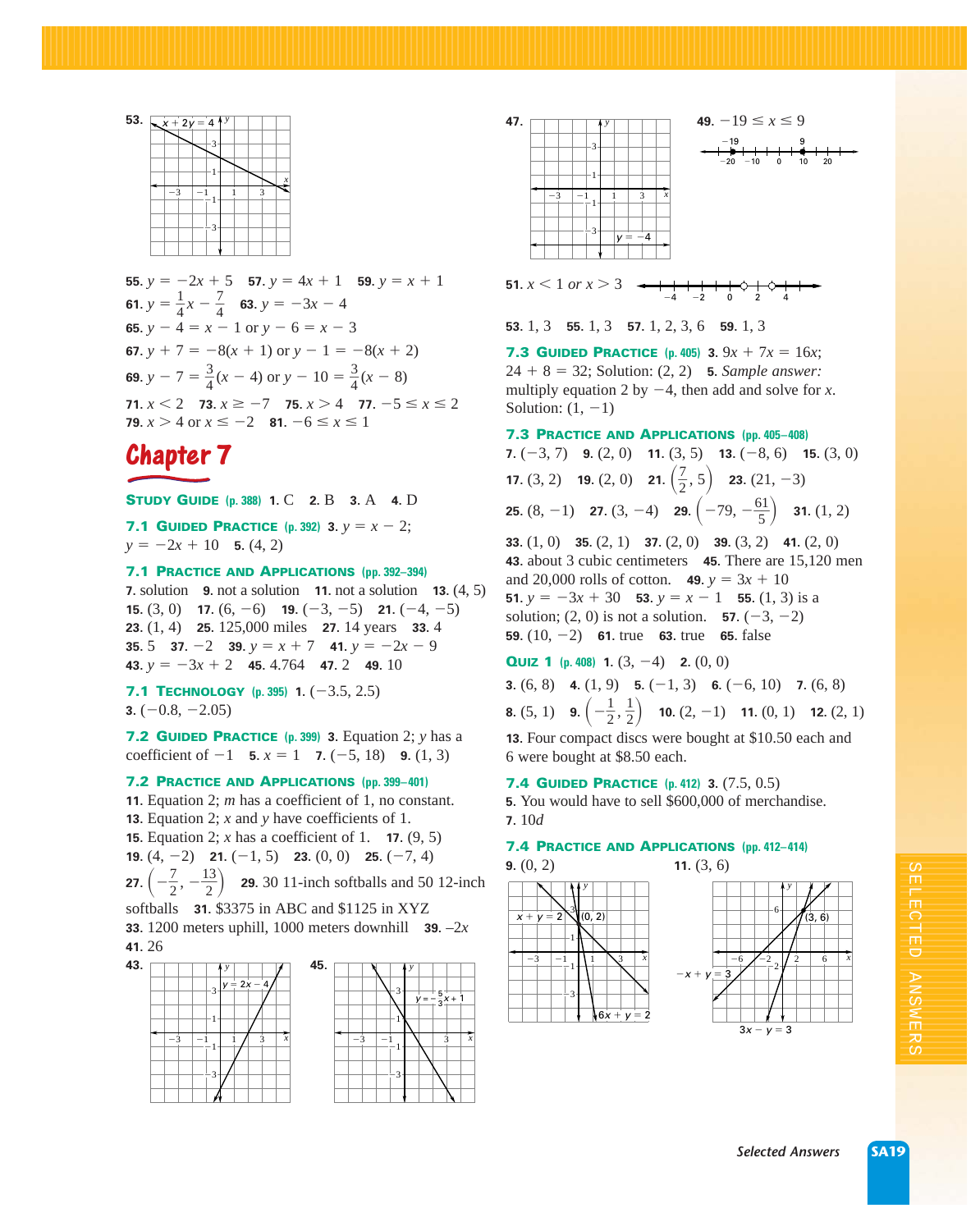53. 

55. $y = -2x + 5$ 57. $y = 4x + 1$ 59. $y = x + 1$

61. $y = \frac{1}{4}x - \frac{7}{4}$ 63. $y = -3x - 4$

65. $y - 4 = x - 1$ or $y - 6 = x - 3$

67. $y + 7 = -8(x + 1)$ or $y - 1 = -8(x + 2)$

69. $y - 7 = \frac{3}{4}(x - 4)$ or $y - 10 = \frac{3}{4}(x - 8)$

71. $x < 2$ 73. $x \geq -7$ 75. $x > 4$ 77. $-5 \leq x \leq 2$
79. $x > 4$ or $x \leq -2$ 81. $-6 \leq x \leq 1$

# Chapter 7

**STUDY GUIDE** (p. 388) 1. C 2. B 3. A 4. D

**7.1 GUIDED PRACTICE** (p. 392) 3. $y = x - 2$; $y = -2x + 10$ 5. $(4, 2)$

**7.1 PRACTICE AND APPLICATIONS** (pp. 392–394)
7. solution 9. not a solution 11. not a solution 13. $(4, 5)$
15. $(3, 0)$ 17. $(6, -6)$ 19. $(-3, -5)$ 21. $(-4, -5)$
23. $(1, 4)$ 25. 125,000 miles 27. 14 years 33. 4
35. 5 37. $-2$ 39. $y = x + 7$ 41. $y = -2x - 9$
43. $y = -3x + 2$ 45. 4.764 47. 2 49. 10

**7.1 TECHNOLOGY** (p. 395) 1. $(-3.5, 2.5)$
3. $(-0.8, -2.05)$

**7.2 GUIDED PRACTICE** (p. 399) 3. Equation 2; $y$ has a coefficient of $-1$ 5. $x = 1$ 7. $(-5, 18)$ 9. $(1, 3)$

**7.2 PRACTICE AND APPLICATIONS** (pp. 399–401)
11. Equation 2; $m$ has a coefficient of 1, no constant.
13. Equation 2; $x$ and $y$ have coefficients of 1.
15. Equation 2; $x$ has a coefficient of 1. 17. $(9, 5)$
19. $(4, -2)$ 21. $(-1, 5)$ 23. $(0, 0)$ 25. $(-7, 4)$
27. $\left(-\frac{7}{2}, -\frac{13}{2}\right)$ 29. 30 11-inch softballs and 50 12-inch softballs 31. \$3375 in ABC and \$1125 in XYZ
33. 1200 meters uphill, 1000 meters downhill 39. $-2x$
41. 26

43. 

45. 

47. 

49. $-19 \leq x \leq 9$

51. $x < 1$ *or* $x > 3$

53. 1, 3 55. 1, 3 57. 1, 2, 3, 6 59. 1, 3

**7.3 GUIDED PRACTICE** (p. 405) 3. $9x + 7x = 16x$; $24 + 8 = 32$; Solution: $(2, 2)$ 5. *Sample answer:* multiply equation 2 by $-4$, then add and solve for $x$. Solution: $(1, -1)$

**7.3 PRACTICE AND APPLICATIONS** (pp. 405–408)
7. $(-3, 7)$ 9. $(2, 0)$ 11. $(3, 5)$ 13. $(-8, 6)$ 15. $(3, 0)$
17. $(3, 2)$ 19. $(2, 0)$ 21. $\left(\frac{7}{2}, 5\right)$ 23. $(21, -3)$
25. $(8, -1)$ 27. $(3, -4)$ 29. $\left(-79, -\frac{61}{5}\right)$ 31. $(1, 2)$
33. $(1, 0)$ 35. $(2, 1)$ 37. $(2, 0)$ 39. $(3, 2)$ 41. $(2, 0)$
43. about 3 cubic centimeters 45. There are 15,120 men and 20,000 rolls of cotton. 49. $y = 3x + 10$
51. $y = -3x + 30$ 53. $y = x - 1$ 55. $(1, 3)$ is a solution; $(2, 0)$ is not a solution. 57. $(-3, -2)$
59. $(10, -2)$ 61. true 63. true 65. false

**QUIZ 1** (p. 408) 1. $(3, -4)$ 2. $(0, 0)$
3. $(6, 8)$ 4. $(1, 9)$ 5. $(-1, 3)$ 6. $(-6, 10)$ 7. $(6, 8)$
8. $(5, 1)$ 9. $\left(-\frac{1}{2}, \frac{1}{2}\right)$ 10. $(2, -1)$ 11. $(0, 1)$ 12. $(2, 1)$
13. Four compact discs were bought at \$10.50 each and 6 were bought at \$8.50 each.

**7.4 GUIDED PRACTICE** (p. 412) 3. $(7.5, 0.5)$
5. You would have to sell \$600,000 of merchandise.
7. $10d$

**7.4 PRACTICE AND APPLICATIONS** (pp. 412–414)
9. $(0, 2)$ 11. $(3, 6)$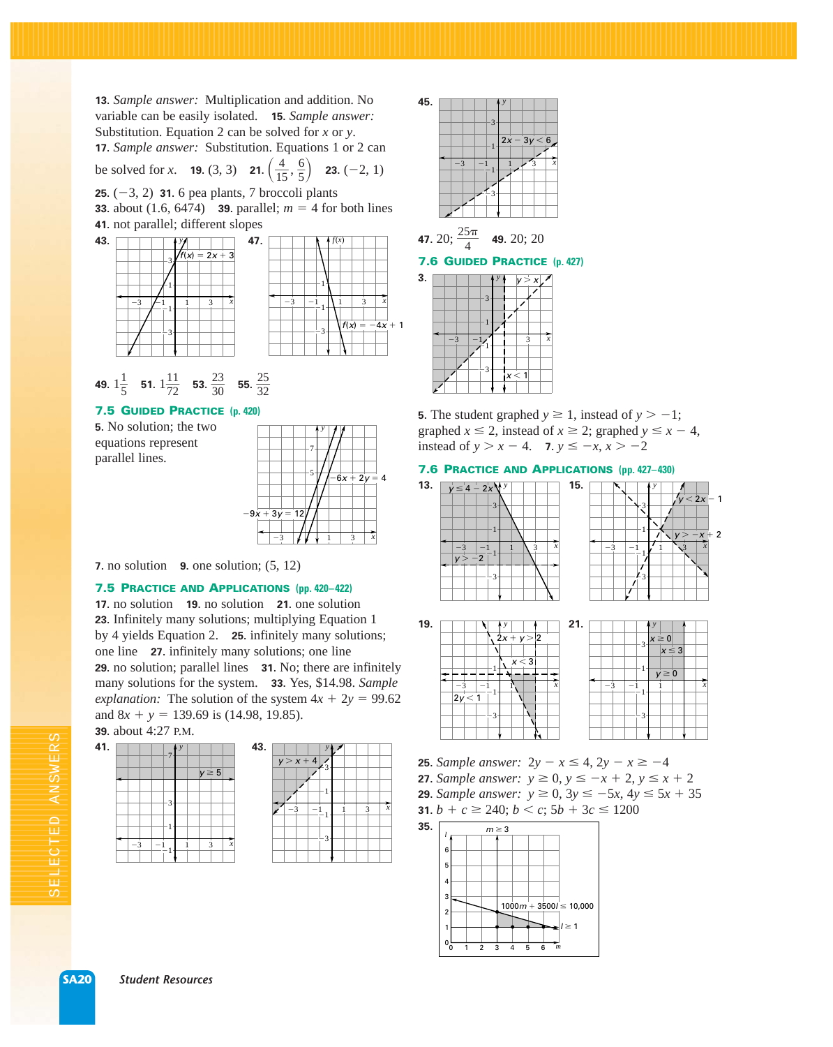**13.** *Sample answer:* Multiplication and addition. No variable can be easily isolated. **15.** *Sample answer:* Substitution. Equation 2 can be solved for $x$ or $y$. **17.** *Sample answer:* Substitution. Equations 1 or 2 can be solved for $x$. **19.** $(3, 3)$ **21.** $\left(\frac{4}{15}, \frac{6}{5}\right)$ **23.** $(-2, 1)$ **25.** $(-3, 2)$ **31.** 6 pea plants, 7 broccoli plants **33.** about $(1.6, 6474)$ **39.** parallel; $m = 4$ for both lines **41.** not parallel; different slopes

**43.** $f(x) = 2x + 3$ **47.** $f(x) = -4x + 1$

**49.** $1\frac{1}{5}$ **51.** $1\frac{11}{72}$ **53.** $\frac{23}{30}$ **55.** $\frac{25}{32}$

## 7.5 Guided Practice (p. 420)

**5.** No solution; the two equations represent parallel lines. ($-6x + 2y = 4$, $-9x + 3y = 12$)

**7.** no solution **9.** one solution; $(5, 12)$

## 7.5 Practice and Applications (pp. 420–422)

**17.** no solution **19.** no solution **21.** one solution **23.** Infinitely many solutions; multiplying Equation 1 by 4 yields Equation 2. **25.** infinitely many solutions; one line **27.** infinitely many solutions; one line **29.** no solution; parallel lines **31.** No; there are infinitely many solutions for the system. **33.** Yes, \$14.98. *Sample explanation:* The solution of the system $4x + 2y = 99.62$ and $8x + y = 139.69$ is $(14.98, 19.85)$. **39.** about 4:27 P.M.

**41.** $y \geq 5$ **43.** $y > x + 4$

**45.** $2x - 3y < 6$

**47.** $20; \frac{25\pi}{4}$ **49.** 20; 20

## 7.6 Guided Practice (p. 427)

**3.** $y > x$, $x < 1$

**5.** The student graphed $y \geq 1$, instead of $y > -1$; graphed $x \leq 2$, instead of $x \geq 2$; graphed $y \leq x - 4$, instead of $y > x - 4$. **7.** $y \leq -x$, $x > -2$

## 7.6 Practice and Applications (pp. 427–430)

**13.** $y \leq 4 - 2x$, $y > -2$ **15.** $y < 2x - 1$, $y > -x + 2$

**19.** $2x + y > 2$, $x < 3$, $2y < 1$ **21.** $x \geq 0$, $x \leq 3$, $y \geq 0$

**25.** *Sample answer:* $2y - x \leq 4$, $2y - x \geq -4$
**27.** *Sample answer:* $y \geq 0$, $y \leq -x + 2$, $y \leq x + 2$
**29.** *Sample answer:* $y \geq 0$, $3y \leq -5x$, $4y \leq 5x + 35$
**31.** $b + c \geq 240$; $b < c$; $5b + 3c \leq 1200$

**35.** $m \geq 3$, $1000m + 3500l \leq 10{,}000$, $l \geq 1$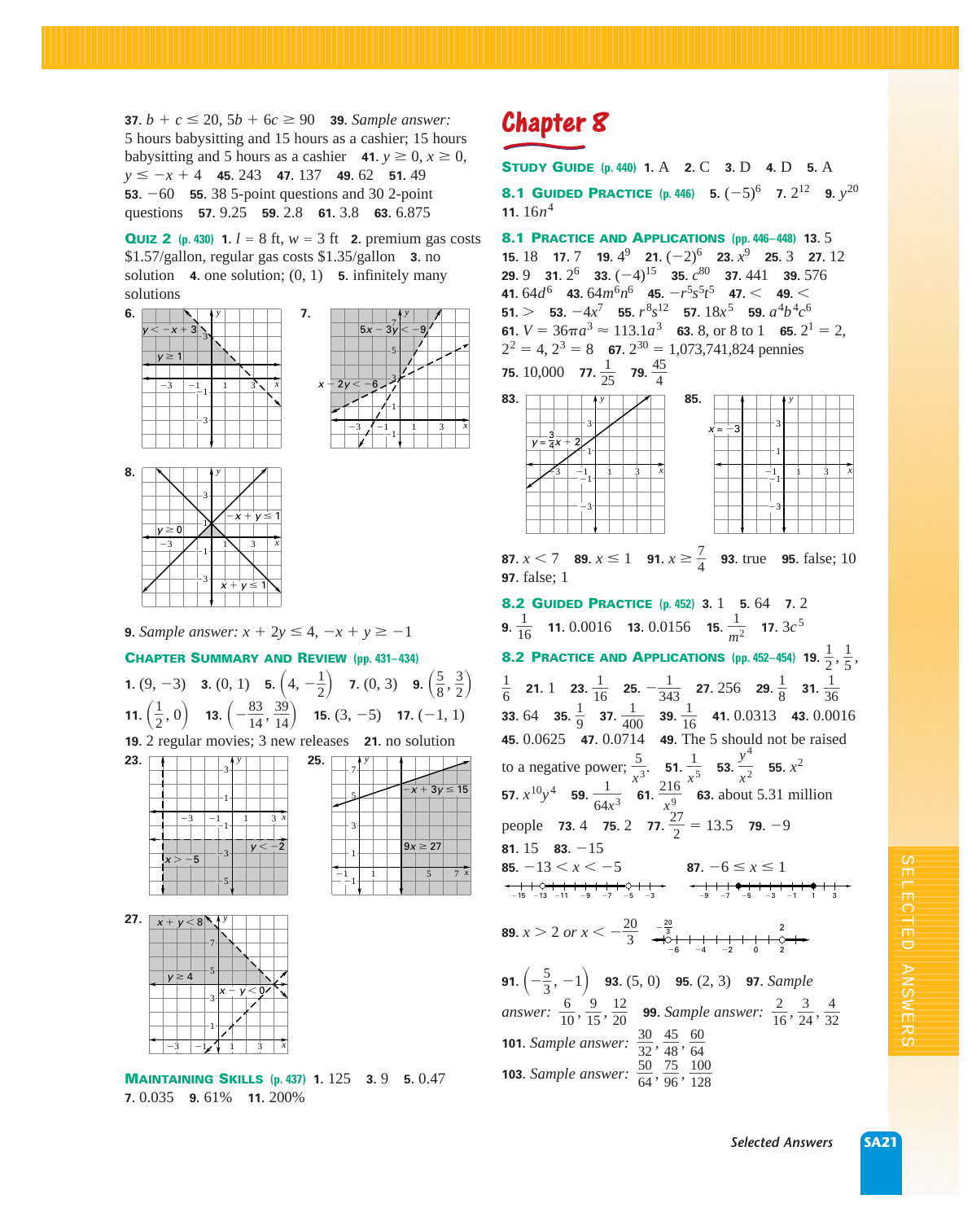**37.** $b + c \leq 20$, $5b + 6c \geq 90$ **39.** *Sample answer:* 5 hours babysitting and 15 hours as a cashier; 15 hours babysitting and 5 hours as a cashier **41.** $y \geq 0$, $x \geq 0$, $y \leq -x + 4$ **45.** 243 **47.** 137 **49.** 62 **51.** 49 **53.** $-60$ **55.** 38 5-point questions and 30 2-point questions **57.** 9.25 **59.** 2.8 **61.** 3.8 **63.** 6.875

**QUIZ 2** (p. 430) **1.** $l = 8$ ft, $w = 3$ ft **2.** premium gas costs \$1.57/gallon, regular gas costs \$1.35/gallon **3.** no solution **4.** one solution; (0, 1) **5.** infinitely many solutions

**6.** (graph: $y < -x + 3$, $y \geq 1$)

**7.** (graph: $5x - 3y < -9$, $x - 2y < -6$)

**8.** (graph: $-x + y \leq 1$, $y \geq 0$, $x + y \leq 1$)

**9.** *Sample answer:* $x + 2y \leq 4$, $-x + y \geq -1$

**CHAPTER SUMMARY AND REVIEW** (pp. 431–434)

**1.** $(9, -3)$ **3.** $(0, 1)$ **5.** $\left(4, -\frac{1}{2}\right)$ **7.** $(0, 3)$ **9.** $\left(\frac{5}{8}, \frac{3}{2}\right)$ **11.** $\left(\frac{1}{2}, 0\right)$ **13.** $\left(-\frac{83}{14}, \frac{39}{14}\right)$ **15.** $(3, -5)$ **17.** $(-1, 1)$ **19.** 2 regular movies; 3 new releases **21.** no solution

**23.** (graph: $x > -5$, $y < -2$)

**25.** (graph: $-x + 3y \leq 15$, $9x \geq 27$)

**27.** (graph: $x + y < 8$, $y \geq 4$, $x - y < 0$)

**MAINTAINING SKILLS** (p. 437) **1.** 125 **3.** 9 **5.** 0.47 **7.** 0.035 **9.** 61% **11.** 200%

# Chapter 8

**STUDY GUIDE** (p. 440) **1.** A **2.** C **3.** D **4.** D **5.** A

**8.1 GUIDED PRACTICE** (p. 446) **5.** $(-5)^6$ **7.** $2^{12}$ **9.** $y^{20}$ **11.** $16n^4$

**8.1 PRACTICE AND APPLICATIONS** (pp. 446–448) **13.** 5 **15.** 18 **17.** 7 **19.** $4^9$ **21.** $(-2)^6$ **23.** $x^9$ **25.** 3 **27.** 12 **29.** 9 **31.** $2^6$ **33.** $(-4)^{15}$ **35.** $c^{80}$ **37.** 441 **39.** 576 **41.** $64d^6$ **43.** $64m^6n^6$ **45.** $-r^5s^5t^5$ **47.** $<$ **49.** $<$ **51.** $>$ **53.** $-4x^7$ **55.** $r^8s^{12}$ **57.** $18x^5$ **59.** $a^4b^4c^6$ **61.** $V = 36\pi a^3 \approx 113.1a^3$ **63.** 8, or 8 to 1 **65.** $2^1 = 2$, $2^2 = 4$, $2^3 = 8$ **67.** $2^{30} = 1{,}073{,}741{,}824$ pennies **75.** 10,000 **77.** $\frac{1}{25}$ **79.** $\frac{45}{4}$

**83.** (graph: $y = \frac{3}{4}x + 2$)

**85.** (graph: $x = -3$)

**87.** $x < 7$ **89.** $x \leq 1$ **91.** $x \geq \frac{7}{4}$ **93.** true **95.** false; 10 **97.** false; 1

**8.2 GUIDED PRACTICE** (p. 452) **3.** 1 **5.** 64 **7.** 2 **9.** $\frac{1}{16}$ **11.** 0.0016 **13.** 0.0156 **15.** $\frac{1}{m^2}$ **17.** $3c^5$

**8.2 PRACTICE AND APPLICATIONS** (pp. 452–454) **19.** $\frac{1}{2}, \frac{1}{5}, \frac{1}{6}$ **21.** 1 **23.** $\frac{1}{16}$ **25.** $-\frac{1}{343}$ **27.** 256 **29.** $\frac{1}{8}$ **31.** $\frac{1}{36}$ **33.** 64 **35.** $\frac{1}{9}$ **37.** $\frac{1}{400}$ **39.** $\frac{1}{16}$ **41.** 0.0313 **43.** 0.0016 **45.** 0.0625 **47.** 0.0714 **49.** The 5 should not be raised to a negative power; $\frac{5}{x^3}$. **51.** $\frac{1}{x^5}$ **53.** $\frac{y^4}{x^2}$ **55.** $x^2$ **57.** $x^{10}y^4$ **59.** $\frac{1}{64x^3}$ **61.** $\frac{216}{x^9}$ **63.** about 5.31 million people **73.** 4 **75.** 2 **77.** $\frac{27}{2} = 13.5$ **79.** $-9$ **81.** 15 **83.** $-15$ **85.** $-13 < x < -5$ **87.** $-6 \leq x \leq 1$

**89.** $x > 2$ *or* $x < -\frac{20}{3}$

**91.** $\left(-\frac{5}{3}, -1\right)$ **93.** $(5, 0)$ **95.** $(2, 3)$ **97.** *Sample answer:* $\frac{6}{10}, \frac{9}{15}, \frac{12}{20}$ **99.** *Sample answer:* $\frac{2}{16}, \frac{3}{24}, \frac{4}{32}$ **101.** *Sample answer:* $\frac{30}{32}, \frac{45}{48}, \frac{60}{64}$ **103.** *Sample answer:* $\frac{50}{64}, \frac{75}{96}, \frac{100}{128}$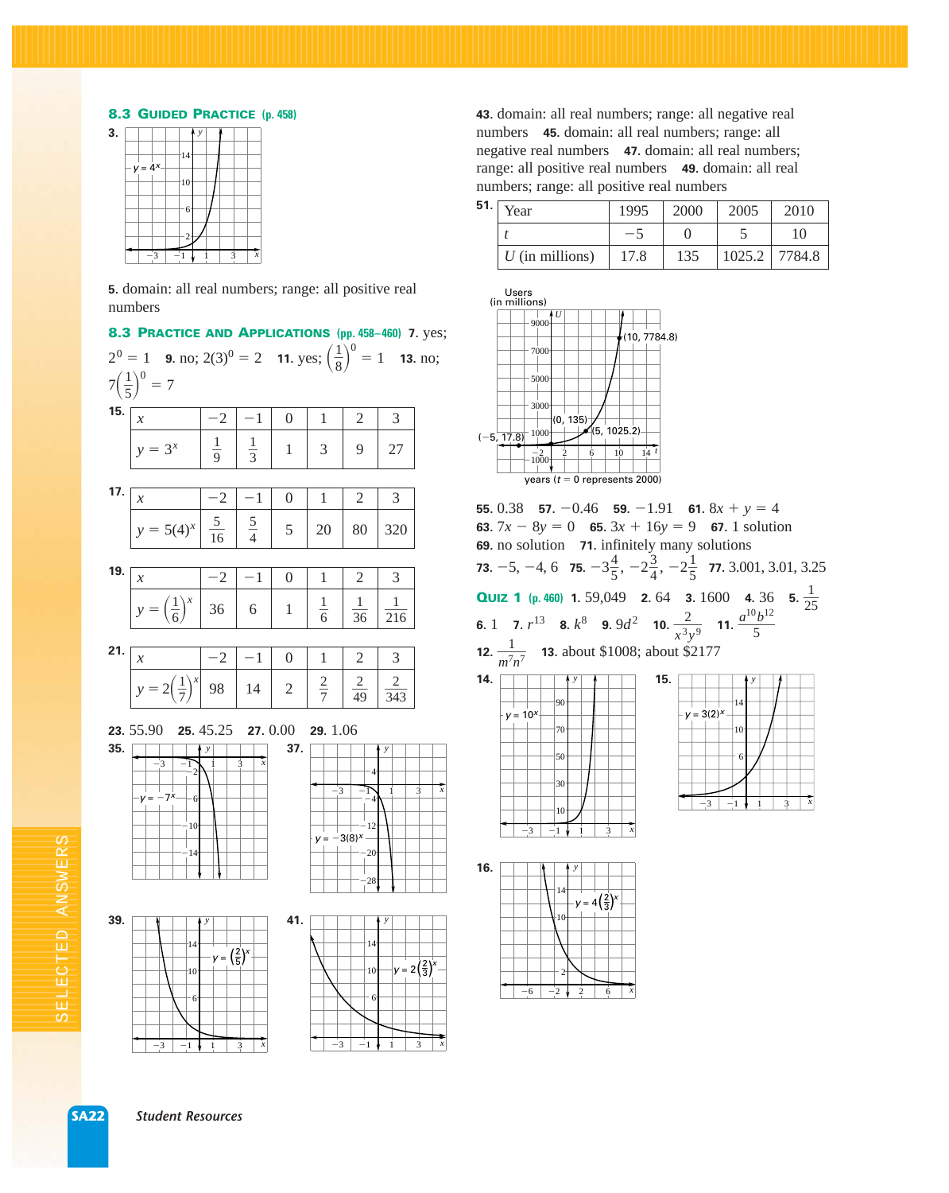## 8.3 Guided Practice (p. 458)

**3.** $y = 4^x$

**5.** domain: all real numbers; range: all positive real numbers

## 8.3 Practice and Applications (pp. 458–460)

**7.** yes; $2^0 = 1$ **9.** no; $2(3)^0 = 2$ **11.** yes; $\left(\frac{1}{8}\right)^0 = 1$ **13.** no; $7\left(\frac{1}{5}\right)^0 = 7$

**15.**

| $x$ | $-2$ | $-1$ | $0$ | $1$ | $2$ | $3$ |
|---|---|---|---|---|---|---|
| $y = 3^x$ | $\frac{1}{9}$ | $\frac{1}{3}$ | $1$ | $3$ | $9$ | $27$ |

**17.**

| $x$ | $-2$ | $-1$ | $0$ | $1$ | $2$ | $3$ |
|---|---|---|---|---|---|---|
| $y = 5(4)^x$ | $\frac{5}{16}$ | $\frac{5}{4}$ | $5$ | $20$ | $80$ | $320$ |

**19.**

| $x$ | $-2$ | $-1$ | $0$ | $1$ | $2$ | $3$ |
|---|---|---|---|---|---|---|
| $y = \left(\frac{1}{6}\right)^x$ | $36$ | $6$ | $1$ | $\frac{1}{6}$ | $\frac{1}{36}$ | $\frac{1}{216}$ |

**21.**

| $x$ | $-2$ | $-1$ | $0$ | $1$ | $2$ | $3$ |
|---|---|---|---|---|---|---|
| $y = 2\left(\frac{1}{7}\right)^x$ | $98$ | $14$ | $2$ | $\frac{2}{7}$ | $\frac{2}{49}$ | $\frac{2}{343}$ |

**23.** 55.90 **25.** 45.25 **27.** 0.00 **29.** 1.06

**35.** $y = -7^x$

**37.** $y = -3(8)^x$

**39.** $y = \left(\frac{2}{5}\right)^x$

**41.** $y = 2\left(\frac{2}{3}\right)^x$

**43.** domain: all real numbers; range: all negative real numbers **45.** domain: all real numbers; range: all negative real numbers **47.** domain: all real numbers; range: all positive real numbers **49.** domain: all real numbers; range: all positive real numbers

**51.**

| Year | 1995 | 2000 | 2005 | 2010 |
|---|---|---|---|---|
| $t$ | $-5$ | $0$ | $5$ | $10$ |
| $U$ (in millions) | 17.8 | 135 | 1025.2 | 7784.8 |

Users (in millions); points (−5, 17.8), (0, 135), (5, 1025.2), (10, 7784.8); years ($t = 0$ represents 2000)

**55.** 0.38 **57.** $-0.46$ **59.** $-1.91$ **61.** $8x + y = 4$ **63.** $7x - 8y = 0$ **65.** $3x + 16y = 9$ **67.** 1 solution **69.** no solution **71.** infinitely many solutions **73.** $-5, -4, 6$ **75.** $-3\frac{4}{5}, -2\frac{3}{4}, -2\frac{1}{5}$ **77.** 3.001, 3.01, 3.25

## Quiz 1 (p. 460)

**1.** 59,049 **2.** 64 **3.** 1600 **4.** 36 **5.** $\frac{1}{25}$ **6.** 1 **7.** $r^{13}$ **8.** $k^8$ **9.** $9d^2$ **10.** $\frac{2}{x^3y^9}$ **11.** $\frac{a^{10}b^{12}}{5}$ **12.** $\frac{1}{m^7n^7}$ **13.** about \$1008; about \$2177

**14.** $y = 10^x$

**15.** $y = 3(2)^x$

**16.** $y = 4\left(\frac{2}{3}\right)^x$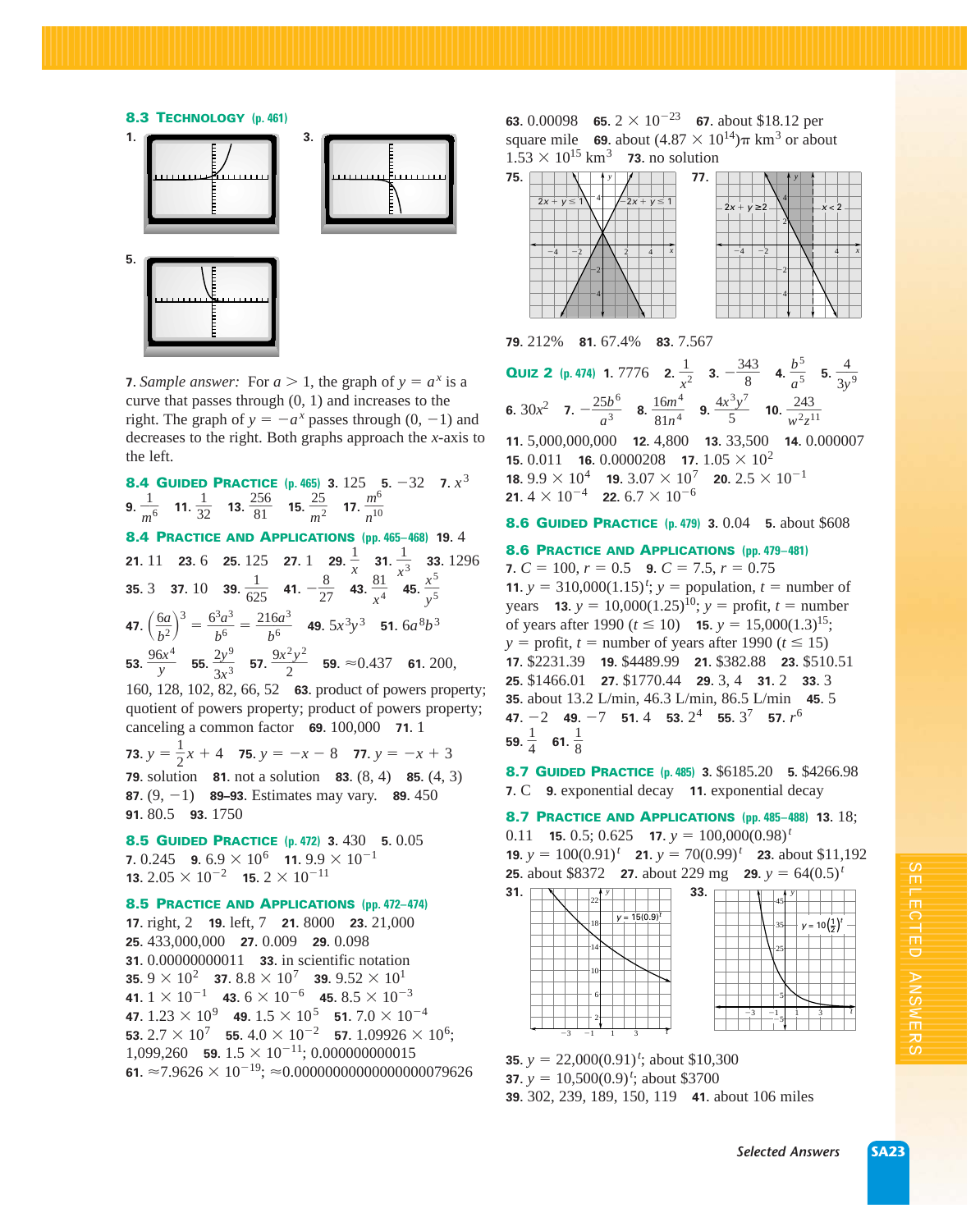## 8.3 TECHNOLOGY (p. 461)

**1.**

**3.**

**5.**

**7.** *Sample answer:* For $a > 1$, the graph of $y = a^x$ is a curve that passes through (0, 1) and increases to the right. The graph of $y = -a^x$ passes through (0, −1) and decreases to the right. Both graphs approach the $x$-axis to the left.

## 8.4 GUIDED PRACTICE (p. 465)

**3.** 125 **5.** −32 **7.** $x^3$ **9.** $\frac{1}{m^6}$ **11.** $\frac{1}{32}$ **13.** $\frac{256}{81}$ **15.** $\frac{25}{m^2}$ **17.** $\frac{m^6}{n^{10}}$

## 8.4 PRACTICE AND APPLICATIONS (pp. 465–468)

**19.** 4 **21.** 11 **23.** 6 **25.** 125 **27.** 1 **29.** $\frac{1}{x}$ **31.** $\frac{1}{x^3}$ **33.** 1296 **35.** 3 **37.** 10 **39.** $\frac{1}{625}$ **41.** $-\frac{8}{27}$ **43.** $\frac{81}{x^4}$ **45.** $\frac{x^5}{y^5}$ **47.** $\left(\frac{6a}{b^2}\right)^3 = \frac{6^3a^3}{b^6} = \frac{216a^3}{b^6}$ **49.** $5x^3y^3$ **51.** $6a^8b^3$ **53.** $\frac{96x^4}{y}$ **55.** $\frac{2y^9}{3x^3}$ **57.** $\frac{9x^2y^2}{2}$ **59.** ≈0.437 **61.** 200, 160, 128, 102, 82, 66, 52 **63.** product of powers property; quotient of powers property; product of powers property; canceling a common factor **69.** 100,000 **71.** 1 **73.** $y = \frac{1}{2}x + 4$ **75.** $y = -x - 8$ **77.** $y = -x + 3$ **79.** solution **81.** not a solution **83.** (8, 4) **85.** (4, 3) **87.** (9, −1) **89–93.** Estimates may vary. **89.** 450 **91.** 80.5 **93.** 1750

## 8.5 GUIDED PRACTICE (p. 472)

**3.** 430 **5.** 0.05 **7.** 0.245 **9.** $6.9 \times 10^6$ **11.** $9.9 \times 10^{-1}$ **13.** $2.05 \times 10^{-2}$ **15.** $2 \times 10^{-11}$

## 8.5 PRACTICE AND APPLICATIONS (pp. 472–474)

**17.** right, 2 **19.** left, 7 **21.** 8000 **23.** 21,000 **25.** 433,000,000 **27.** 0.009 **29.** 0.098 **31.** 0.00000000011 **33.** in scientific notation **35.** $9 \times 10^2$ **37.** $8.8 \times 10^7$ **39.** $9.52 \times 10^1$ **41.** $1 \times 10^{-1}$ **43.** $6 \times 10^{-6}$ **45.** $8.5 \times 10^{-3}$ **47.** $1.23 \times 10^9$ **49.** $1.5 \times 10^5$ **51.** $7.0 \times 10^{-4}$ **53.** $2.7 \times 10^7$ **55.** $4.0 \times 10^{-2}$ **57.** $1.09926 \times 10^6$; 1,099,260 **59.** $1.5 \times 10^{-11}$; 0.000000000015 **61.** $\approx 7.9626 \times 10^{-19}$; ≈0.00000000000000000079626 **63.** 0.00098 **65.** $2 \times 10^{-23}$ **67.** about $18.12 per square mile **69.** about $(4.87 \times 10^{14})\pi$ km³ or about $1.53 \times 10^{15}$ km³ **73.** no solution

**75.**

**77.**

**79.** 212% **81.** 67.4% **83.** 7.567

## QUIZ 2 (p. 474)

**1.** 7776 **2.** $\frac{1}{x^2}$ **3.** $-\frac{343}{8}$ **4.** $\frac{b^5}{a^5}$ **5.** $\frac{4}{3y^9}$ **6.** $30x^2$ **7.** $-\frac{25b^6}{a^3}$ **8.** $\frac{16m^4}{81n^4}$ **9.** $\frac{4x^3y^7}{5}$ **10.** $\frac{243}{w^2z^{11}}$ **11.** 5,000,000,000 **12.** 4,800 **13.** 33,500 **14.** 0.000007 **15.** 0.011 **16.** 0.0000208 **17.** $1.05 \times 10^2$ **18.** $9.9 \times 10^4$ **19.** $3.07 \times 10^7$ **20.** $2.5 \times 10^{-1}$ **21.** $4 \times 10^{-4}$ **22.** $6.7 \times 10^{-6}$

## 8.6 GUIDED PRACTICE (p. 479)

**3.** 0.04 **5.** about $608

## 8.6 PRACTICE AND APPLICATIONS (pp. 479–481)

**7.** $C = 100$, $r = 0.5$ **9.** $C = 7.5$, $r = 0.75$ **11.** $y = 310{,}000(1.15)^t$; $y$ = population, $t$ = number of years **13.** $y = 10{,}000(1.25)^{10}$; $y$ = profit, $t$ = number of years after 1990 ($t \leq 10$) **15.** $y = 15{,}000(1.3)^{15}$; $y$ = profit, $t$ = number of years after 1990 ($t \leq 15$) **17.** $2231.39 **19.** $4489.99 **21.** $382.88 **23.** $510.51 **25.** $1466.01 **27.** $1770.44 **29.** 3, 4 **31.** 2 **33.** 3 **35.** about 13.2 L/min, 46.3 L/min, 86.5 L/min **45.** 5 **47.** −2 **49.** −7 **51.** 4 **53.** $2^4$ **55.** $3^7$ **57.** $r^6$ **59.** $\frac{1}{4}$ **61.** $\frac{1}{8}$

## 8.7 GUIDED PRACTICE (p. 485)

**3.** $6185.20 **5.** $4266.98 **7.** C **9.** exponential decay **11.** exponential decay

## 8.7 PRACTICE AND APPLICATIONS (pp. 485–488)

**13.** 18; 0.11 **15.** 0.5; 0.625 **17.** $y = 100{,}000(0.98)^t$ **19.** $y = 100(0.91)^t$ **21.** $y = 70(0.99)^t$ **23.** about $11,192 **25.** about $8372 **27.** about 229 mg **29.** $y = 64(0.5)^t$

**31.**

**33.**

**35.** $y = 22{,}000(0.91)^t$; about $10,300 **37.** $y = 10{,}500(0.9)^t$; about $3700 **39.** 302, 239, 189, 150, 119 **41.** about 106 miles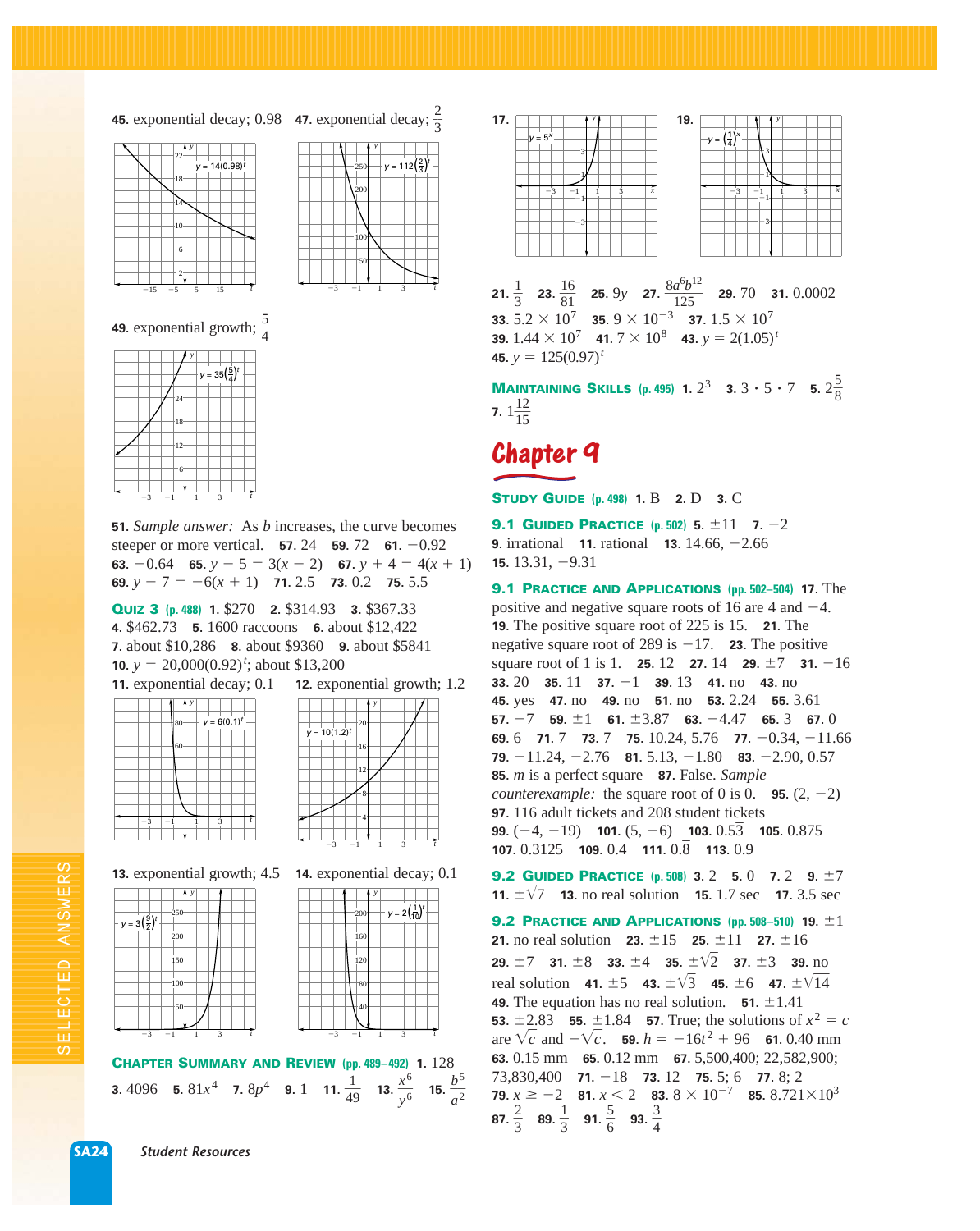**45.** exponential decay; 0.98 **47.** exponential decay; $\frac{2}{3}$

**49.** exponential growth; $\frac{5}{4}$

**51.** *Sample answer:* As $b$ increases, the curve becomes steeper or more vertical. **57.** 24 **59.** 72 **61.** $-0.92$ **63.** $-0.64$ **65.** $y - 5 = 3(x - 2)$ **67.** $y + 4 = 4(x + 1)$ **69.** $y - 7 = -6(x + 1)$ **71.** 2.5 **73.** 0.2 **75.** 5.5

**QUIZ 3 (p. 488)** **1.** \$270 **2.** \$314.93 **3.** \$367.33 **4.** \$462.73 **5.** 1600 raccoons **6.** about \$12,422 **7.** about \$10,286 **8.** about \$9360 **9.** about \$5841 **10.** $y = 20{,}000(0.92)^t$; about \$13,200 **11.** exponential decay; 0.1 **12.** exponential growth; 1.2

**13.** exponential growth; 4.5 **14.** exponential decay; 0.1

**CHAPTER SUMMARY AND REVIEW (pp. 489–492)** **1.** 128 **3.** 4096 **5.** $81x^4$ **7.** $8p^4$ **9.** 1 **11.** $\frac{1}{49}$ **13.** $\frac{x^6}{y^6}$ **15.** $\frac{b^5}{a^2}$

**17.**

**19.**

**21.** $\frac{1}{3}$ **23.** $\frac{16}{81}$ **25.** $9y$ **27.** $\frac{8a^6b^{12}}{125}$ **29.** 70 **31.** 0.0002 **33.** $5.2 \times 10^7$ **35.** $9 \times 10^{-3}$ **37.** $1.5 \times 10^7$ **39.** $1.44 \times 10^7$ **41.** $7 \times 10^8$ **43.** $y = 2(1.05)^t$ **45.** $y = 125(0.97)^t$

**MAINTAINING SKILLS (p. 495)** **1.** $2^3$ **3.** $3 \cdot 5 \cdot 7$ **5.** $2\frac{5}{8}$ **7.** $1\frac{12}{15}$

# Chapter 9

**STUDY GUIDE (p. 498)** **1.** B **2.** D **3.** C

**9.1 GUIDED PRACTICE (p. 502)** **5.** $\pm 11$ **7.** $-2$ **9.** irrational **11.** rational **13.** 14.66, $-2.66$ **15.** 13.31, $-9.31$

**9.1 PRACTICE AND APPLICATIONS (pp. 502–504)** **17.** The positive and negative square roots of 16 are 4 and $-4$. **19.** The positive square root of 225 is 15. **21.** The negative square root of 289 is $-17$. **23.** The positive square root of 1 is 1. **25.** 12 **27.** 14 **29.** $\pm 7$ **31.** $-16$ **33.** 20 **35.** 11 **37.** $-1$ **39.** 13 **41.** no **43.** no **45.** yes **47.** no **49.** no **51.** no **53.** 2.24 **55.** 3.61 **57.** $-7$ **59.** $\pm 1$ **61.** $\pm 3.87$ **63.** $-4.47$ **65.** 3 **67.** 0 **69.** 6 **71.** 7 **73.** 7 **75.** 10.24, 5.76 **77.** $-0.34$, $-11.66$ **79.** $-11.24$, $-2.76$ **81.** 5.13, $-1.80$ **83.** $-2.90$, 0.57 **85.** $m$ is a perfect square **87.** False. *Sample counterexample:* the square root of 0 is 0. **95.** $(2, -2)$ **97.** 116 adult tickets and 208 student tickets **99.** $(-4, -19)$ **101.** $(5, -6)$ **103.** $0.5\overline{3}$ **105.** 0.875 **107.** 0.3125 **109.** 0.4 **111.** $0.\overline{8}$ **113.** 0.9

**9.2 GUIDED PRACTICE (p. 508)** **3.** 2 **5.** 0 **7.** 2 **9.** $\pm 7$ **11.** $\pm\sqrt{7}$ **13.** no real solution **15.** 1.7 sec **17.** 3.5 sec

**9.2 PRACTICE AND APPLICATIONS (pp. 508–510)** **19.** $\pm 1$ **21.** no real solution **23.** $\pm 15$ **25.** $\pm 11$ **27.** $\pm 16$ **29.** $\pm 7$ **31.** $\pm 8$ **33.** $\pm 4$ **35.** $\pm\sqrt{2}$ **37.** $\pm 3$ **39.** no real solution **41.** $\pm 5$ **43.** $\pm\sqrt{3}$ **45.** $\pm 6$ **47.** $\pm\sqrt{14}$ **49.** The equation has no real solution. **51.** $\pm 1.41$ **53.** $\pm 2.83$ **55.** $\pm 1.84$ **57.** True; the solutions of $x^2 = c$ are $\sqrt{c}$ and $-\sqrt{c}$. **59.** $h = -16t^2 + 96$ **61.** 0.40 mm **63.** 0.15 mm **65.** 0.12 mm **67.** 5,500,400; 22,582,900; 73,830,400 **71.** $-18$ **73.** 12 **75.** 5; 6 **77.** 8; 2 **79.** $x \geq -2$ **81.** $x < 2$ **83.** $8 \times 10^{-7}$ **85.** $8.721 \times 10^3$ **87.** $\frac{2}{3}$ **89.** $\frac{1}{3}$ **91.** $\frac{5}{6}$ **93.** $\frac{3}{4}$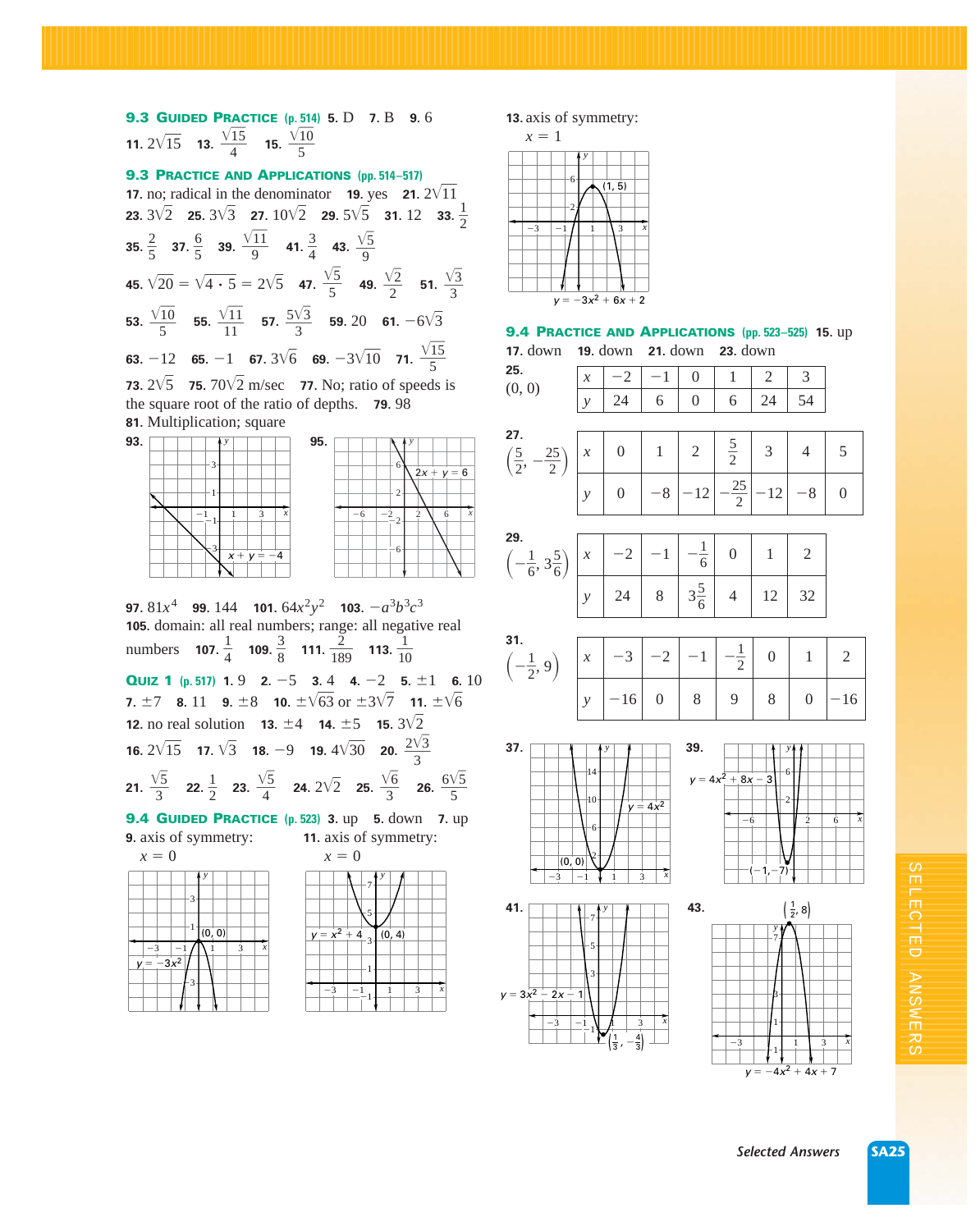**9.3 Guided Practice (p. 514)** **5.** D **7.** B **9.** 6 **11.** $2\sqrt{15}$ **13.** $\frac{\sqrt{15}}{4}$ **15.** $\frac{\sqrt{10}}{5}$

**9.3 Practice and Applications (pp. 514–517)**
**17.** no; radical in the denominator **19.** yes **21.** $2\sqrt{11}$ **23.** $3\sqrt{2}$ **25.** $3\sqrt{3}$ **27.** $10\sqrt{2}$ **29.** $5\sqrt{5}$ **31.** 12 **33.** $\frac{1}{2}$ **35.** $\frac{2}{5}$ **37.** $\frac{6}{5}$ **39.** $\frac{\sqrt{11}}{9}$ **41.** $\frac{3}{4}$ **43.** $\frac{\sqrt{5}}{9}$ **45.** $\sqrt{20} = \sqrt{4 \cdot 5} = 2\sqrt{5}$ **47.** $\frac{\sqrt{5}}{5}$ **49.** $\frac{\sqrt{2}}{2}$ **51.** $\frac{\sqrt{3}}{3}$ **53.** $\frac{\sqrt{10}}{5}$ **55.** $\frac{\sqrt{11}}{11}$ **57.** $\frac{5\sqrt{3}}{3}$ **59.** 20 **61.** $-6\sqrt{3}$ **63.** $-12$ **65.** $-1$ **67.** $3\sqrt{6}$ **69.** $-3\sqrt{10}$ **71.** $\frac{\sqrt{15}}{5}$ **73.** $2\sqrt{5}$ **75.** $70\sqrt{2}$ m/sec **77.** No; ratio of speeds is the square root of the ratio of depths. **79.** 98 **81.** Multiplication; square

**93.** (graph of $x + y = -4$)

**95.** (graph of $2x + y = 6$)

**97.** $81x^4$ **99.** 144 **101.** $64x^2y^2$ **103.** $-a^3b^3c^3$ **105.** domain: all real numbers; range: all negative real numbers **107.** $\frac{1}{4}$ **109.** $\frac{3}{8}$ **111.** $\frac{2}{189}$ **113.** $\frac{1}{10}$

**Quiz 1 (p. 517)** **1.** 9 **2.** $-5$ **3.** 4 **4.** $-2$ **5.** $\pm1$ **6.** 10 **7.** $\pm7$ **8.** 11 **9.** $\pm8$ **10.** $\pm\sqrt{63}$ or $\pm3\sqrt{7}$ **11.** $\pm\sqrt{6}$ **12.** no real solution **13.** $\pm4$ **14.** $\pm5$ **15.** $3\sqrt{2}$ **16.** $2\sqrt{15}$ **17.** $\sqrt{3}$ **18.** $-9$ **19.** $4\sqrt{30}$ **20.** $\frac{2\sqrt{3}}{3}$ **21.** $\frac{\sqrt{5}}{3}$ **22.** $\frac{1}{2}$ **23.** $\frac{\sqrt{5}}{4}$ **24.** $2\sqrt{2}$ **25.** $\frac{\sqrt{6}}{3}$ **26.** $\frac{6\sqrt{5}}{5}$

**9.4 Guided Practice (p. 523)** **3.** up **5.** down **7.** up

**9.** axis of symmetry: $x = 0$ (graph of $y = -3x^2$, vertex $(0, 0)$)

**11.** axis of symmetry: $x = 0$ (graph of $y = x^2 + 4$, vertex $(0, 4)$)

**13.** axis of symmetry: $x = 1$ (graph of $y = -3x^2 + 6x + 2$, vertex $(1, 5)$)

**9.4 Practice and Applications (pp. 523–525)** **15.** up **17.** down **19.** down **21.** down **23.** down

**25.** $(0, 0)$

| $x$ | $-2$ | $-1$ | 0 | 1 | 2 | 3 |
|---|---|---|---|---|---|---|
| $y$ | 24 | 6 | 0 | 6 | 24 | 54 |

**27.** $\left(\frac{5}{2}, -\frac{25}{2}\right)$

| $x$ | 0 | 1 | 2 | $\frac{5}{2}$ | 3 | 4 | 5 |
|---|---|---|---|---|---|---|---|
| $y$ | 0 | $-8$ | $-12$ | $-\frac{25}{2}$ | $-12$ | $-8$ | 0 |

**29.** $\left(-\frac{1}{6}, 3\frac{5}{6}\right)$

| $x$ | $-2$ | $-1$ | $-\frac{1}{6}$ | 0 | 1 | 2 |
|---|---|---|---|---|---|---|
| $y$ | 24 | 8 | $3\frac{5}{6}$ | 4 | 12 | 32 |

**31.** $\left(-\frac{1}{2}, 9\right)$

| $x$ | $-3$ | $-2$ | $-1$ | $-\frac{1}{2}$ | 0 | 1 | 2 |
|---|---|---|---|---|---|---|---|
| $y$ | $-16$ | 0 | 8 | 9 | 8 | 0 | $-16$ |

**37.** (graph of $y = 4x^2$, vertex $(0, 0)$)

**39.** (graph of $y = 4x^2 + 8x - 3$, vertex $(-1, -7)$)

**41.** (graph of $y = 3x^2 - 2x - 1$, vertex $\left(\frac{1}{3}, -\frac{4}{3}\right)$)

**43.** (graph of $y = -4x^2 + 4x + 7$, vertex $\left(\frac{1}{2}, 8\right)$)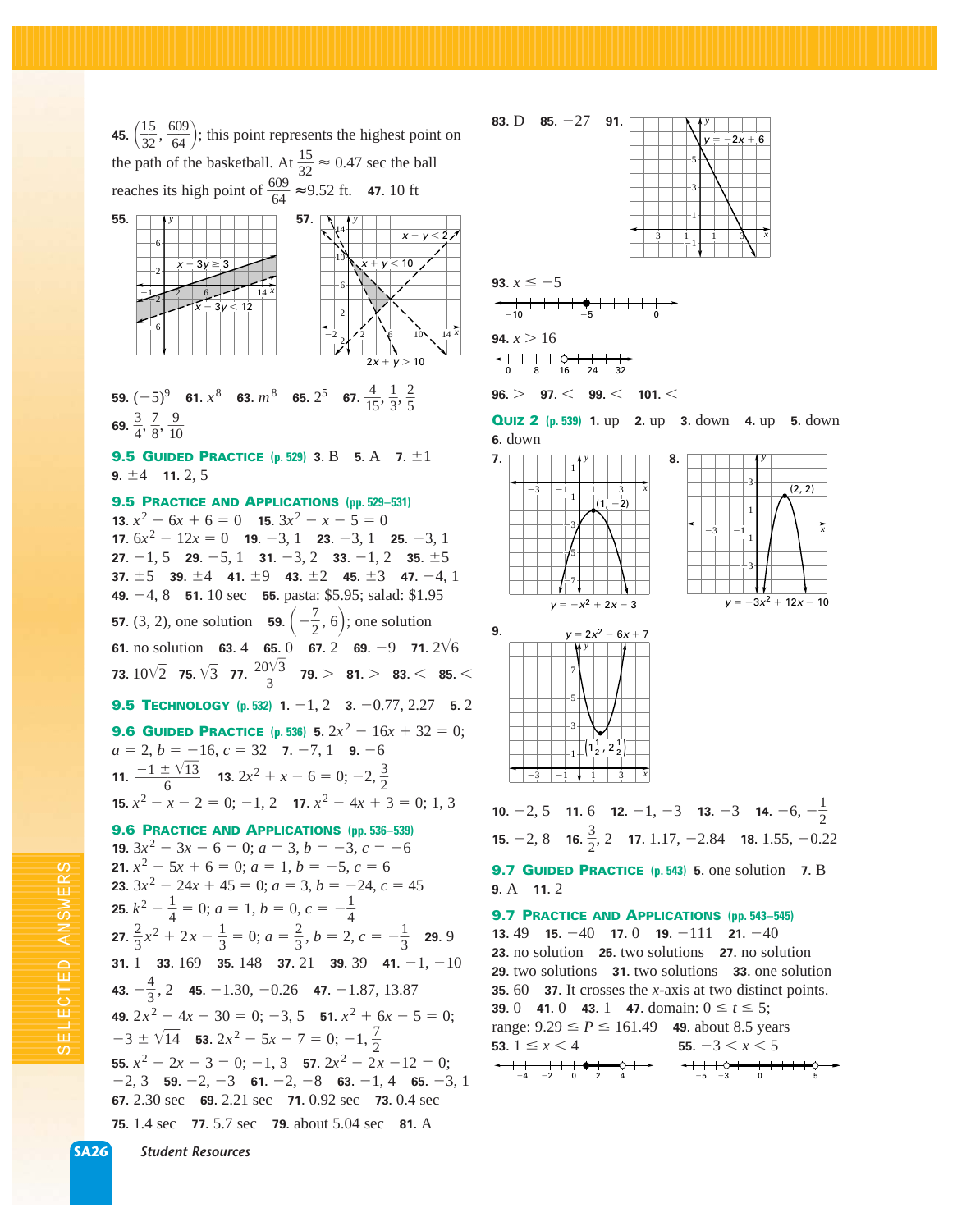**45.** $\left(\frac{15}{32}, \frac{609}{64}\right)$; this point represents the highest point on the path of the basketball. At $\frac{15}{32} \approx 0.47$ sec the ball reaches its high point of $\frac{609}{64} \approx 9.52$ ft. **47.** 10 ft

**55.** $x - 3y \geq 3$; $x - 3y < 12$

**57.** $x - y < 2$; $x + y < 10$; $2x + y > 10$

**59.** $(-5)^9$ **61.** $x^8$ **63.** $m^8$ **65.** $2^5$ **67.** $\frac{4}{15}, \frac{1}{3}, \frac{2}{5}$

**69.** $\frac{3}{4}, \frac{7}{8}, \frac{9}{10}$

### 9.5 Guided Practice (p. 529)

**3.** B **5.** A **7.** $\pm 1$ **9.** $\pm 4$ **11.** 2, 5

### 9.5 Practice and Applications (pp. 529–531)

**13.** $x^2 - 6x + 6 = 0$ **15.** $3x^2 - x - 5 = 0$ **17.** $6x^2 - 12x = 0$ **19.** $-3, 1$ **23.** $-3, 1$ **25.** $-3, 1$ **27.** $-1, 5$ **29.** $-5, 1$ **31.** $-3, 2$ **33.** $-1, 2$ **35.** $\pm 5$ **37.** $\pm 5$ **39.** $\pm 4$ **41.** $\pm 9$ **43.** $\pm 2$ **45.** $\pm 3$ **47.** $-4, 1$ **49.** $-4, 8$ **51.** 10 sec **55.** pasta: \$5.95; salad: \$1.95 **57.** (3, 2), one solution **59.** $\left(-\frac{7}{2}, 6\right)$; one solution **61.** no solution **63.** 4 **65.** 0 **67.** 2 **69.** $-9$ **71.** $2\sqrt{6}$ **73.** $10\sqrt{2}$ **75.** $\sqrt{3}$ **77.** $\frac{20\sqrt{3}}{3}$ **79.** $>$ **81.** $>$ **83.** $<$ **85.** $<$

### 9.5 Technology (p. 532)

**1.** $-1, 2$ **3.** $-0.77, 2.27$ **5.** 2

### 9.6 Guided Practice (p. 536)

**5.** $2x^2 - 16x + 32 = 0$; $a = 2, b = -16, c = 32$ **7.** $-7, 1$ **9.** $-6$ **11.** $\frac{-1 \pm \sqrt{13}}{6}$ **13.** $2x^2 + x - 6 = 0$; $-2, \frac{3}{2}$ **15.** $x^2 - x - 2 = 0$; $-1, 2$ **17.** $x^2 - 4x + 3 = 0$; 1, 3

### 9.6 Practice and Applications (pp. 536–539)

**19.** $3x^2 - 3x - 6 = 0$; $a = 3, b = -3, c = -6$ **21.** $x^2 - 5x + 6 = 0$; $a = 1, b = -5, c = 6$ **23.** $3x^2 - 24x + 45 = 0$; $a = 3, b = -24, c = 45$ **25.** $k^2 - \frac{1}{4} = 0$; $a = 1, b = 0, c = -\frac{1}{4}$ **27.** $\frac{2}{3}x^2 + 2x - \frac{1}{3} = 0$; $a = \frac{2}{3}, b = 2, c = -\frac{1}{3}$ **29.** 9 **31.** 1 **33.** 169 **35.** 148 **37.** 21 **39.** 39 **41.** $-1, -10$ **43.** $-\frac{4}{3}, 2$ **45.** $-1.30, -0.26$ **47.** $-1.87, 13.87$ **49.** $2x^2 - 4x - 30 = 0$; $-3, 5$ **51.** $x^2 + 6x - 5 = 0$; $-3 \pm \sqrt{14}$ **53.** $2x^2 - 5x - 7 = 0$; $-1, \frac{7}{2}$ **55.** $x^2 - 2x - 3 = 0$; $-1, 3$ **57.** $2x^2 - 2x - 12 = 0$; $-2, 3$ **59.** $-2, -3$ **61.** $-2, -8$ **63.** $-1, 4$ **65.** $-3, 1$ **67.** 2.30 sec **69.** 2.21 sec **71.** 0.92 sec **73.** 0.4 sec **75.** 1.4 sec **77.** 5.7 sec **79.** about 5.04 sec **81.** A

**83.** D **85.** $-27$ **91.** $y = -2x + 6$

**93.** $x \leq -5$

**94.** $x > 16$

**96.** $>$ **97.** $<$ **99.** $<$ **101.** $<$

### Quiz 2 (p. 539)

**1.** up **2.** up **3.** down **4.** up **5.** down **6.** down

**7.** $y = -x^2 + 2x - 3$; vertex $(1, -2)$

**8.** $y = -3x^2 + 12x - 10$; vertex $(2, 2)$

**9.** $y = 2x^2 - 6x + 7$; vertex $\left(1\frac{1}{2}, 2\frac{1}{2}\right)$

**10.** $-2, 5$ **11.** 6 **12.** $-1, -3$ **13.** $-3$ **14.** $-6, -\frac{1}{2}$ **15.** $-2, 8$ **16.** $\frac{3}{2}, 2$ **17.** $1.17, -2.84$ **18.** $1.55, -0.22$

### 9.7 Guided Practice (p. 543)

**5.** one solution **7.** B **9.** A **11.** 2

### 9.7 Practice and Applications (pp. 543–545)

**13.** 49 **15.** $-40$ **17.** 0 **19.** $-111$ **21.** $-40$ **23.** no solution **25.** two solutions **27.** no solution **29.** two solutions **31.** two solutions **33.** one solution **35.** 60 **37.** It crosses the $x$-axis at two distinct points. **39.** 0 **41.** 0 **43.** 1 **47.** domain: $0 \leq t \leq 5$; range: $9.29 \leq P \leq 161.49$ **49.** about 8.5 years **53.** $1 \leq x < 4$ **55.** $-3 < x < 5$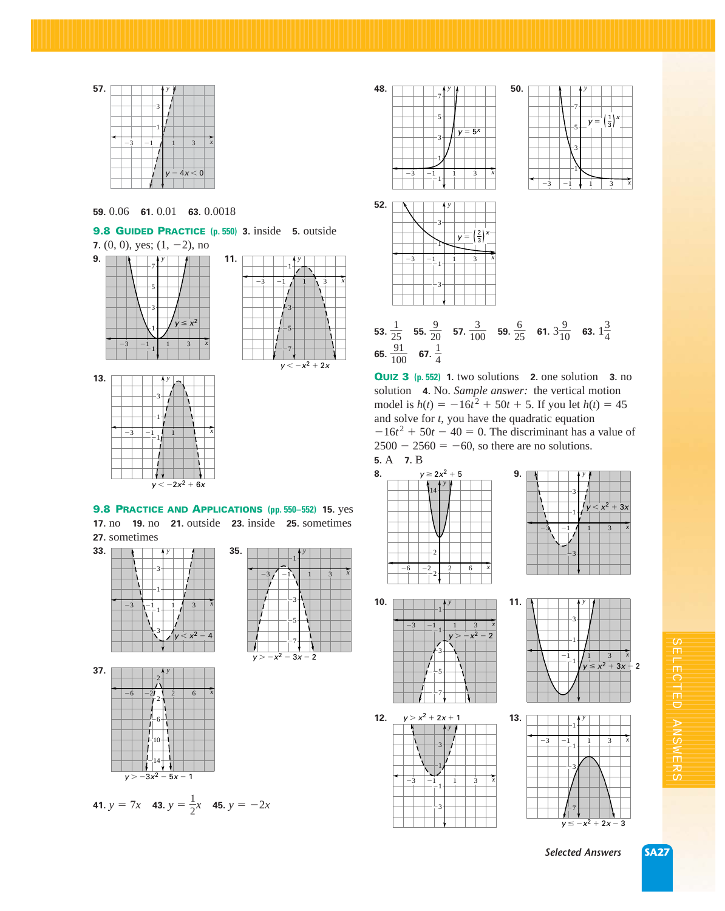**57.** $y - 4x < 0$

**59.** 0.06 **61.** 0.01 **63.** 0.0018

**9.8 Guided Practice** (p. 550) **3.** inside **5.** outside

**7.** (0, 0), yes; (1, −2), no

**9.** $y \le x^2$

**11.** $y < -x^2 + 2x$

**13.** $y < -2x^2 + 6x$

**9.8 Practice and Applications** (pp. 550–552) **15.** yes **17.** no **19.** no **21.** outside **23.** inside **25.** sometimes **27.** sometimes

**33.** $y < x^2 - 4$

**35.** $y > -x^2 - 3x - 2$

**37.** $y > -3x^2 - 5x - 1$

**41.** $y = 7x$ **43.** $y = \frac{1}{2}x$ **45.** $y = -2x$

**48.** $y = 5^x$

**50.** $y = \left(\frac{1}{3}\right)^x$

**52.** $y = \left(\frac{2}{3}\right)^x$

**53.** $\frac{1}{25}$ **55.** $\frac{9}{20}$ **57.** $\frac{3}{100}$ **59.** $\frac{6}{25}$ **61.** $3\frac{9}{10}$ **63.** $1\frac{3}{4}$ **65.** $\frac{91}{100}$ **67.** $\frac{1}{4}$

**Quiz 3** (p. 552) **1.** two solutions **2.** one solution **3.** no solution **4.** No. *Sample answer:* the vertical motion model is $h(t) = -16t^2 + 50t + 5$. If you let $h(t) = 45$ and solve for $t$, you have the quadratic equation $-16t^2 + 50t - 40 = 0$. The discriminant has a value of $2500 - 2560 = -60$, so there are no solutions.

**5.** A **7.** B

**8.** $y \ge 2x^2 + 5$

**9.** $y < x^2 + 3x$

**10.** $y > -x^2 - 2$

**11.** $y \le x^2 + 3x - 2$

**12.** $y > x^2 + 2x + 1$

**13.** $y \le -x^2 + 2x - 3$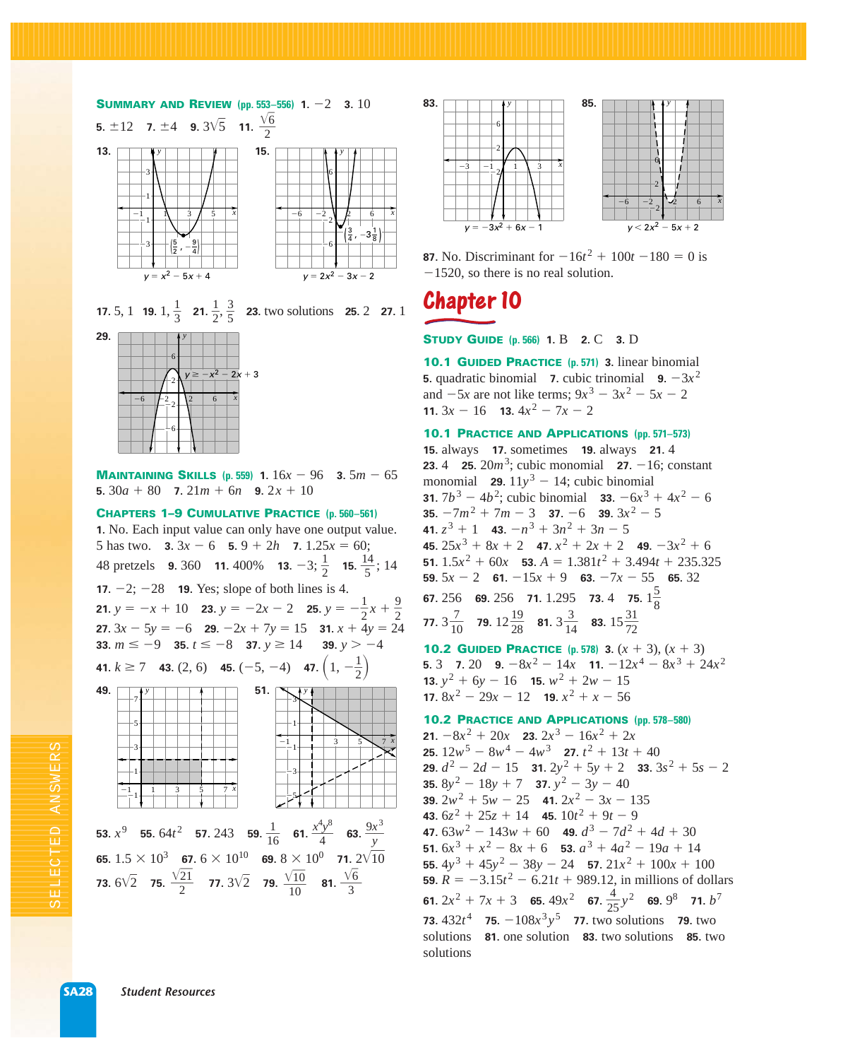**SUMMARY AND REVIEW** (pp. 553–556) **1.** $-2$ **3.** 10 **5.** $\pm 12$ **7.** $\pm 4$ **9.** $3\sqrt{5}$ **11.** $\frac{\sqrt{6}}{2}$

**13.** $y = x^2 - 5x + 4$ (graph; vertex $\left(\frac{5}{2}, -\frac{9}{4}\right)$)

**15.** $y = 2x^2 - 3x - 2$ (graph; vertex $\left(\frac{3}{4}, -3\frac{1}{8}\right)$)

**17.** 5, 1 **19.** 1, $\frac{1}{3}$ **21.** $\frac{1}{2}, \frac{3}{5}$ **23.** two solutions **25.** 2 **27.** 1

**29.** $y \geq -x^2 - 2x + 3$ (graph)

**MAINTAINING SKILLS** (p. 559) **1.** $16x - 96$ **3.** $5m - 65$ **5.** $30a + 80$ **7.** $21m + 6n$ **9.** $2x + 10$

**CHAPTERS 1–9 CUMULATIVE PRACTICE** (p. 560–561)
**1.** No. Each input value can only have one output value. 5 has two. **3.** $3x - 6$ **5.** $9 + 2h$ **7.** $1.25x = 60$; 48 pretzels **9.** 360 **11.** 400% **13.** $-3; \frac{1}{2}$ **15.** $\frac{14}{5}$; 14 **17.** $-2; -28$ **19.** Yes; slope of both lines is 4. **21.** $y = -x + 10$ **23.** $y = -2x - 2$ **25.** $y = -\frac{1}{2}x + \frac{9}{2}$ **27.** $3x - 5y = -6$ **29.** $-2x + 7y = 15$ **31.** $x + 4y = 24$ **33.** $m \leq -9$ **35.** $t \leq -8$ **37.** $y \geq 14$ **39.** $y > -4$ **41.** $k \geq 7$ **43.** (2, 6) **45.** $(-5, -4)$ **47.** $\left(1, -\frac{1}{2}\right)$

**49.** (graph) **51.** (graph)

**53.** $x^9$ **55.** $64t^2$ **57.** 243 **59.** $\frac{1}{16}$ **61.** $\frac{x^4y^8}{4}$ **63.** $\frac{9x^3}{y}$ **65.** $1.5 \times 10^3$ **67.** $6 \times 10^{10}$ **69.** $8 \times 10^0$ **71.** $2\sqrt{10}$ **73.** $6\sqrt{2}$ **75.** $\frac{\sqrt{21}}{2}$ **77.** $3\sqrt{2}$ **79.** $\frac{\sqrt{10}}{10}$ **81.** $\frac{\sqrt{6}}{3}$

**83.** $y = -3x^2 + 6x - 1$ (graph) **85.** $y < 2x^2 - 5x + 2$ (graph)

**87.** No. Discriminant for $-16t^2 + 100t - 180 = 0$ is $-1520$, so there is no real solution.

# Chapter 10

**STUDY GUIDE** (p. 566) **1.** B **2.** C **3.** D

**10.1 GUIDED PRACTICE** (p. 571) **3.** linear binomial **5.** quadratic binomial **7.** cubic trinomial **9.** $-3x^2$ and $-5x$ are not like terms; $9x^3 - 3x^2 - 5x - 2$ **11.** $3x - 16$ **13.** $4x^2 - 7x - 2$

**10.1 PRACTICE AND APPLICATIONS** (pp. 571–573)
**15.** always **17.** sometimes **19.** always **21.** 4 **23.** 4 **25.** $20m^3$; cubic monomial **27.** $-16$; constant monomial **29.** $11y^3 - 14$; cubic binomial **31.** $7b^3 - 4b^2$; cubic binomial **33.** $-6x^3 + 4x^2 - 6$ **35.** $-7m^2 + 7m - 3$ **37.** $-6$ **39.** $3x^2 - 5$ **41.** $z^3 + 1$ **43.** $-n^3 + 3n^2 + 3n - 5$ **45.** $25x^3 + 8x + 2$ **47.** $x^2 + 2x + 2$ **49.** $-3x^2 + 6$ **51.** $1.5x^2 + 60x$ **53.** $A = 1.381t^2 + 3.494t + 235.325$ **59.** $5x - 2$ **61.** $-15x + 9$ **63.** $-7x - 55$ **65.** 32 **67.** 256 **69.** 256 **71.** 1.295 **73.** 4 **75.** $1\frac{5}{8}$ **77.** $3\frac{7}{10}$ **79.** $12\frac{19}{28}$ **81.** $3\frac{3}{14}$ **83.** $15\frac{31}{72}$

**10.2 GUIDED PRACTICE** (p. 578) **3.** $(x + 3), (x + 3)$ **5.** 3 **7.** 20 **9.** $-8x^2 - 14x$ **11.** $-12x^4 - 8x^3 + 24x^2$ **13.** $y^2 + 6y - 16$ **15.** $w^2 + 2w - 15$ **17.** $8x^2 - 29x - 12$ **19.** $x^2 + x - 56$

**10.2 PRACTICE AND APPLICATIONS** (pp. 578–580)
**21.** $-8x^2 + 20x$ **23.** $2x^3 - 16x^2 + 2x$ **25.** $12w^5 - 8w^4 - 4w^3$ **27.** $t^2 + 13t + 40$ **29.** $d^2 - 2d - 15$ **31.** $2y^2 + 5y + 2$ **33.** $3s^2 + 5s - 2$ **35.** $8y^2 - 18y + 7$ **37.** $y^2 - 3y - 40$ **39.** $2w^2 + 5w - 25$ **41.** $2x^2 - 3x - 135$ **43.** $6z^2 + 25z + 14$ **45.** $10t^2 + 9t - 9$ **47.** $63w^2 - 143w + 60$ **49.** $d^3 - 7d^2 + 4d + 30$ **51.** $6x^3 + x^2 - 8x + 6$ **53.** $a^3 + 4a^2 - 19a + 14$ **55.** $4y^3 + 45y^2 - 38y - 24$ **57.** $21x^2 + 100x + 100$ **59.** $R = -3.15t^2 - 6.21t + 989.12$, in millions of dollars **61.** $2x^2 + 7x + 3$ **65.** $49x^2$ **67.** $\frac{4}{25}y^2$ **69.** $9^8$ **71.** $b^7$ **73.** $432t^4$ **75.** $-108x^3y^5$ **77.** two solutions **79.** two solutions **81.** one solution **83.** two solutions **85.** two solutions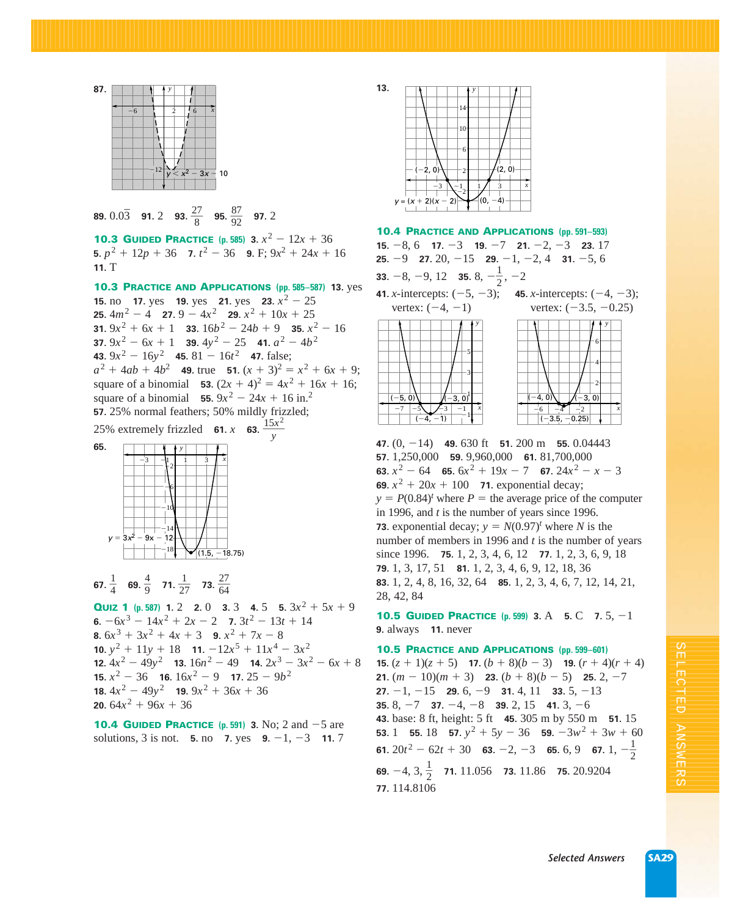**87.** $y < x^2 - 3x - 10$

**89.** $0.0\overline{3}$ **91.** 2 **93.** $\frac{27}{8}$ **95.** $\frac{87}{92}$ **97.** 2

**10.3 Guided Practice (p. 585)** **3.** $x^2 - 12x + 36$ **5.** $p^2 + 12p + 36$ **7.** $t^2 - 36$ **9.** F; $9x^2 + 24x + 16$ **11.** T

**10.3 Practice and Applications (pp. 585–587)** **13.** yes **15.** no **17.** yes **19.** yes **21.** yes **23.** $x^2 - 25$ **25.** $4m^2 - 4$ **27.** $9 - 4x^2$ **29.** $x^2 + 10x + 25$ **31.** $9x^2 + 6x + 1$ **33.** $16b^2 - 24b + 9$ **35.** $x^2 - 16$ **37.** $9x^2 - 6x + 1$ **39.** $4y^2 - 25$ **41.** $a^2 - 4b^2$ **43.** $9x^2 - 16y^2$ **45.** $81 - 16t^2$ **47.** false; $a^2 + 4ab + 4b^2$ **49.** true **51.** $(x + 3)^2 = x^2 + 6x + 9$; square of a binomial **53.** $(2x + 4)^2 = 4x^2 + 16x + 16$; square of a binomial **55.** $9x^2 - 24x + 16$ in.$^2$ **57.** 25% normal feathers; 50% mildly frizzled; 25% extremely frizzled **61.** $x$ **63.** $\frac{15x^2}{y}$

**65.** $y = 3x^2 - 9x - 12$; vertex $(1.5, -18.75)$

**67.** $\frac{1}{4}$ **69.** $\frac{4}{9}$ **71.** $\frac{1}{27}$ **73.** $\frac{27}{64}$

**Quiz 1 (p. 587)** **1.** 2 **2.** 0 **3.** 3 **4.** 5 **5.** $3x^2 + 5x + 9$ **6.** $-6x^3 - 14x^2 + 2x - 2$ **7.** $3t^2 - 13t + 14$ **8.** $6x^3 + 3x^2 + 4x + 3$ **9.** $x^2 + 7x - 8$ **10.** $y^2 + 11y + 18$ **11.** $-12x^5 + 11x^4 - 3x^2$ **12.** $4x^2 - 49y^2$ **13.** $16n^2 - 49$ **14.** $2x^3 - 3x^2 - 6x + 8$ **15.** $x^2 - 36$ **16.** $16x^2 - 9$ **17.** $25 - 9b^2$ **18.** $4x^2 - 49y^2$ **19.** $9x^2 + 36x + 36$ **20.** $64x^2 + 96x + 36$

**10.4 Guided Practice (p. 591)** **3.** No; 2 and $-5$ are solutions, 3 is not. **5.** no **7.** yes **9.** $-1, -3$ **11.** 7

**13.** $y = (x + 2)(x - 2)$; $(-2, 0)$, $(2, 0)$, $(0, -4)$

**10.4 Practice and Applications (pp. 591–593)** **15.** $-8, 6$ **17.** $-3$ **19.** $-7$ **21.** $-2, -3$ **23.** 17 **25.** $-9$ **27.** $20, -15$ **29.** $-1, -2, 4$ **31.** $-5, 6$ **33.** $-8, -9, 12$ **35.** $8, -\frac{1}{2}, -2$

**41.** $x$-intercepts: $(-5, -3)$; vertex: $(-4, -1)$ **45.** $x$-intercepts: $(-4, -3)$; vertex: $(-3.5, -0.25)$

**47.** $(0, -14)$ **49.** 630 ft **51.** 200 m **55.** 0.04443 **57.** 1,250,000 **59.** 9,960,000 **61.** 81,700,000 **63.** $x^2 - 64$ **65.** $6x^2 + 19x - 7$ **67.** $24x^2 - x - 3$ **69.** $x^2 + 20x + 100$ **71.** exponential decay; $y = P(0.84)^t$ where $P$ = the average price of the computer in 1996, and $t$ is the number of years since 1996. **73.** exponential decay; $y = N(0.97)^t$ where $N$ is the number of members in 1996 and $t$ is the number of years since 1996. **75.** 1, 2, 3, 4, 6, 12 **77.** 1, 2, 3, 6, 9, 18 **79.** 1, 3, 17, 51 **81.** 1, 2, 3, 4, 6, 9, 12, 18, 36 **83.** 1, 2, 4, 8, 16, 32, 64 **85.** 1, 2, 3, 4, 6, 7, 12, 14, 21, 28, 42, 84

**10.5 Guided Practice (p. 599)** **3.** A **5.** C **7.** $5, -1$ **9.** always **11.** never

**10.5 Practice and Applications (pp. 599–601)** **15.** $(z + 1)(z + 5)$ **17.** $(b + 8)(b - 3)$ **19.** $(r + 4)(r + 4)$ **21.** $(m - 10)(m + 3)$ **23.** $(b + 8)(b - 5)$ **25.** $2, -7$ **27.** $-1, -15$ **29.** $6, -9$ **31.** 4, 11 **33.** $5, -13$ **35.** $8, -7$ **37.** $-4, -8$ **39.** 2, 15 **41.** $3, -6$ **43.** base: 8 ft, height: 5 ft **45.** 305 m by 550 m **51.** 15 **53.** 1 **55.** 18 **57.** $y^2 + 5y - 36$ **59.** $-3w^2 + 3w + 60$ **61.** $20t^2 - 62t + 30$ **63.** $-2, -3$ **65.** 6, 9 **67.** $1, -\frac{1}{2}$ **69.** $-4, 3, \frac{1}{2}$ **71.** 11.056 **73.** 11.86 **75.** 20.9204 **77.** 114.8106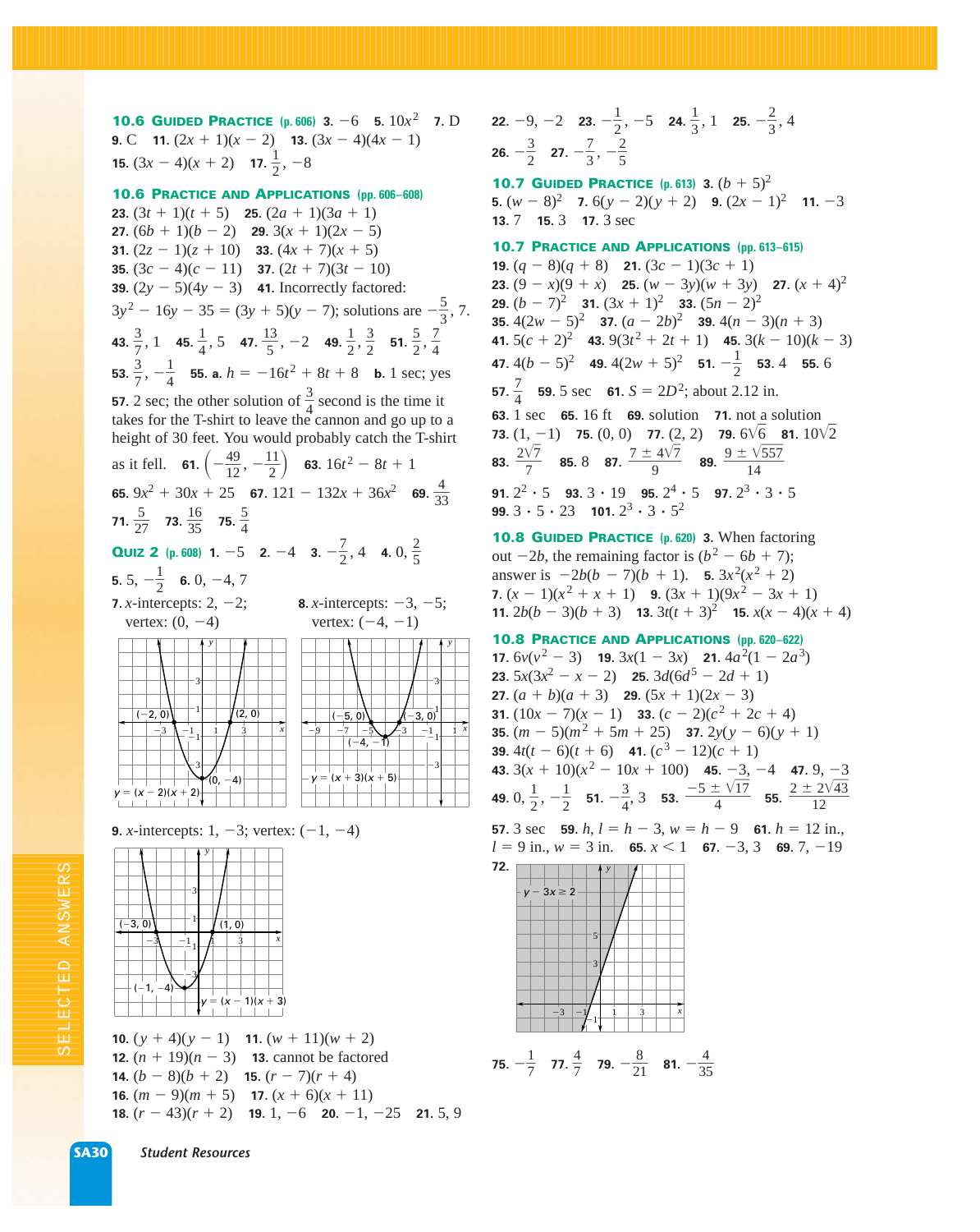**10.6 Guided Practice (p. 606)** **3.** $-6$ **5.** $10x^2$ **7.** D **9.** C **11.** $(2x+1)(x-2)$ **13.** $(3x-4)(4x-1)$ **15.** $(3x-4)(x+2)$ **17.** $\frac{1}{2}, -8$

**10.6 Practice and Applications (pp. 606–608)**
**23.** $(3t+1)(t+5)$ **25.** $(2a+1)(3a+1)$ **27.** $(6b+1)(b-2)$ **29.** $3(x+1)(2x-5)$ **31.** $(2z-1)(z+10)$ **33.** $(4x+7)(x+5)$ **35.** $(3c-4)(c-11)$ **37.** $(2t+7)(3t-10)$ **39.** $(2y-5)(4y-3)$ **41.** Incorrectly factored: $3y^2-16y-35=(3y+5)(y-7)$; solutions are $-\frac{5}{3}, 7$. **43.** $\frac{3}{7}, 1$ **45.** $\frac{1}{4}, 5$ **47.** $\frac{13}{5}, -2$ **49.** $\frac{1}{2}, \frac{3}{2}$ **51.** $\frac{5}{2}, \frac{7}{4}$ **53.** $\frac{3}{7}, -\frac{1}{4}$ **55. a.** $h=-16t^2+8t+8$ **b.** 1 sec; yes **57.** 2 sec; the other solution of $\frac{3}{4}$ second is the time it takes for the T-shirt to leave the cannon and go up to a height of 30 feet. You would probably catch the T-shirt as it fell. **61.** $\left(-\frac{49}{12}, -\frac{11}{2}\right)$ **63.** $16t^2-8t+1$ **65.** $9x^2+30x+25$ **67.** $121-132x+36x^2$ **69.** $\frac{4}{33}$ **71.** $\frac{5}{27}$ **73.** $\frac{16}{35}$ **75.** $\frac{5}{4}$

**Quiz 2 (p. 608)** **1.** $-5$ **2.** $-4$ **3.** $-\frac{7}{2}, 4$ **4.** $0, \frac{2}{5}$ **5.** $5, -\frac{1}{2}$ **6.** $0, -4, 7$

**7.** $x$-intercepts: $2, -2$; vertex: $(0, -4)$

**8.** $x$-intercepts: $-3, -5$; vertex: $(-4, -1)$

**9.** $x$-intercepts: $1, -3$; vertex: $(-1, -4)$

**10.** $(y+4)(y-1)$ **11.** $(w+11)(w+2)$ **12.** $(n+19)(n-3)$ **13.** cannot be factored **14.** $(b-8)(b+2)$ **15.** $(r-7)(r+4)$ **16.** $(m-9)(m+5)$ **17.** $(x+6)(x+11)$ **18.** $(r-43)(r+2)$ **19.** $1, -6$ **20.** $-1, -25$ **21.** $5, 9$ **22.** $-9, -2$ **23.** $-\frac{1}{2}, -5$ **24.** $\frac{1}{3}, 1$ **25.** $-\frac{2}{3}, 4$ **26.** $-\frac{3}{2}$ **27.** $-\frac{7}{3}, -\frac{2}{5}$

**10.7 Guided Practice (p. 613)** **3.** $(b+5)^2$ **5.** $(w-8)^2$ **7.** $6(y-2)(y+2)$ **9.** $(2x-1)^2$ **11.** $-3$ **13.** 7 **15.** 3 **17.** 3 sec

**10.7 Practice and Applications (pp. 613–615)**
**19.** $(q-8)(q+8)$ **21.** $(3c-1)(3c+1)$ **23.** $(9-x)(9+x)$ **25.** $(w-3y)(w+3y)$ **27.** $(x+4)^2$ **29.** $(b-7)^2$ **31.** $(3x+1)^2$ **33.** $(5n-2)^2$ **35.** $4(2w-5)^2$ **37.** $(a-2b)^2$ **39.** $4(n-3)(n+3)$ **41.** $5(c+2)^2$ **43.** $9(3t^2+2t+1)$ **45.** $3(k-10)(k-3)$ **47.** $4(b-5)^2$ **49.** $4(2w+5)^2$ **51.** $-\frac{1}{2}$ **53.** 4 **55.** 6 **57.** $\frac{7}{4}$ **59.** 5 sec **61.** $S=2D^2$; about 2.12 in. **63.** 1 sec **65.** 16 ft **69.** solution **71.** not a solution **73.** $(1, -1)$ **75.** $(0, 0)$ **77.** $(2, 2)$ **79.** $6\sqrt{6}$ **81.** $10\sqrt{2}$ **83.** $\frac{2\sqrt{7}}{7}$ **85.** 8 **87.** $\frac{7 \pm 4\sqrt{7}}{9}$ **89.** $\frac{9 \pm \sqrt{557}}{14}$ **91.** $2^2 \cdot 5$ **93.** $3 \cdot 19$ **95.** $2^4 \cdot 5$ **97.** $2^3 \cdot 3 \cdot 5$ **99.** $3 \cdot 5 \cdot 23$ **101.** $2^3 \cdot 3 \cdot 5^2$

**10.8 Guided Practice (p. 620)** **3.** When factoring out $-2b$, the remaining factor is $(b^2-6b+7)$; answer is $-2b(b-7)(b+1)$. **5.** $3x^2(x^2+2)$ **7.** $(x-1)(x^2+x+1)$ **9.** $(3x+1)(9x^2-3x+1)$ **11.** $2b(b-3)(b+3)$ **13.** $3t(t+3)^2$ **15.** $x(x-4)(x+4)$

**10.8 Practice and Applications (pp. 620–622)**
**17.** $6v(v^2-3)$ **19.** $3x(1-3x)$ **21.** $4a^2(1-2a^3)$ **23.** $5x(3x^2-x-2)$ **25.** $3d(6d^5-2d+1)$ **27.** $(a+b)(a+3)$ **29.** $(5x+1)(2x-3)$ **31.** $(10x-7)(x-1)$ **33.** $(c-2)(c^2+2c+4)$ **35.** $(m-5)(m^2+5m+25)$ **37.** $2y(y-6)(y+1)$ **39.** $4t(t-6)(t+6)$ **41.** $(c^3-12)(c+1)$ **43.** $3(x+10)(x^2-10x+100)$ **45.** $-3, -4$ **47.** $9, -3$ **49.** $0, \frac{1}{2}, -\frac{1}{2}$ **51.** $-\frac{3}{4}, 3$ **53.** $\frac{-5 \pm \sqrt{17}}{4}$ **55.** $\frac{2 \pm 2\sqrt{43}}{12}$ **57.** 3 sec **59.** $h$, $l=h-3$, $w=h-9$ **61.** $h=12$ in., $l=9$ in., $w=3$ in. **65.** $x<1$ **67.** $-3, 3$ **69.** $7, -19$

**72.** $y-3x \geq 2$

**75.** $-\frac{1}{7}$ **77.** $\frac{4}{7}$ **79.** $-\frac{8}{21}$ **81.** $-\frac{4}{35}$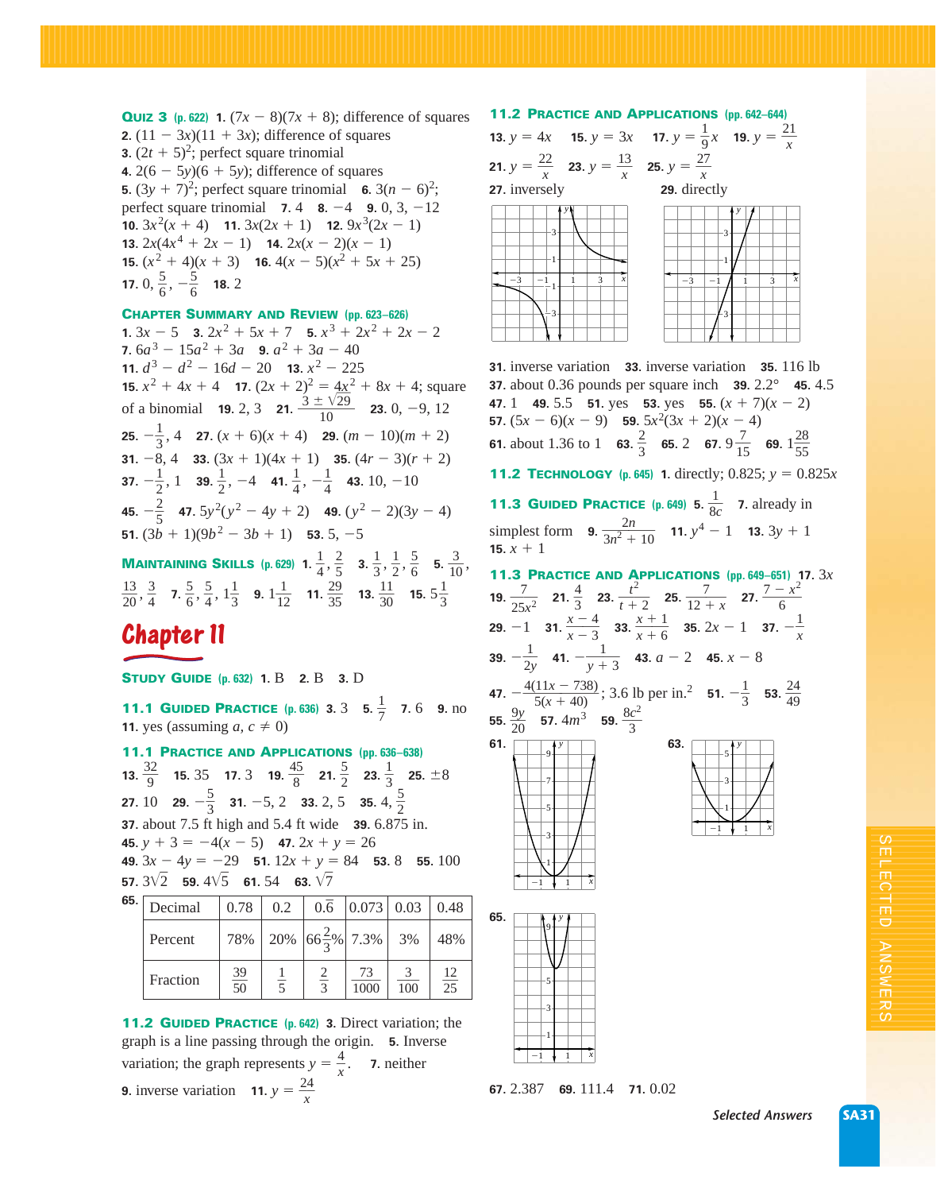**Quiz 3** (p. 622) **1.** $(7x - 8)(7x + 8)$; difference of squares **2.** $(11 - 3x)(11 + 3x)$; difference of squares **3.** $(2t + 5)^2$; perfect square trinomial **4.** $2(6 - 5y)(6 + 5y)$; difference of squares **5.** $(3y + 7)^2$; perfect square trinomial **6.** $3(n - 6)^2$; perfect square trinomial **7.** 4 **8.** $-4$ **9.** 0, 3, $-12$ **10.** $3x^2(x + 4)$ **11.** $3x(2x + 1)$ **12.** $9x^3(2x - 1)$ **13.** $2x(4x^4 + 2x - 1)$ **14.** $2x(x - 2)(x - 1)$ **15.** $(x^2 + 4)(x + 3)$ **16.** $4(x - 5)(x^2 + 5x + 25)$ **17.** $0, \frac{5}{6}, -\frac{5}{6}$ **18.** 2

**Chapter Summary and Review** (pp. 623–626) **1.** $3x - 5$ **3.** $2x^2 + 5x + 7$ **5.** $x^3 + 2x^2 + 2x - 2$ **7.** $6a^3 - 15a^2 + 3a$ **9.** $a^2 + 3a - 40$ **11.** $d^3 - d^2 - 16d - 20$ **13.** $x^2 - 225$ **15.** $x^2 + 4x + 4$ **17.** $(2x + 2)^2 = 4x^2 + 8x + 4$; square of a binomial **19.** 2, 3 **21.** $\frac{3 \pm \sqrt{29}}{10}$ **23.** 0, $-9$, 12 **25.** $-\frac{1}{3}$, 4 **27.** $(x + 6)(x + 4)$ **29.** $(m - 10)(m + 2)$ **31.** $-8$, 4 **33.** $(3x + 1)(4x + 1)$ **35.** $(4r - 3)(r + 2)$ **37.** $-\frac{1}{2}$, 1 **39.** $\frac{1}{2}$, $-4$ **41.** $\frac{1}{4}$, $-\frac{1}{4}$ **43.** 10, $-10$ **45.** $-\frac{2}{5}$ **47.** $5y^2(y^2 - 4y + 2)$ **49.** $(y^2 - 2)(3y - 4)$ **51.** $(3b + 1)(9b^2 - 3b + 1)$ **53.** 5, $-5$

**Maintaining Skills** (p. 629) **1.** $\frac{1}{4}, \frac{2}{5}$ **3.** $\frac{1}{3}, \frac{1}{2}, \frac{5}{6}$ **5.** $\frac{3}{10}, \frac{13}{20}, \frac{3}{4}$ **7.** $\frac{5}{6}, \frac{5}{4}, 1\frac{1}{3}$ **9.** $1\frac{1}{12}$ **11.** $\frac{29}{35}$ **13.** $\frac{11}{30}$ **15.** $5\frac{1}{3}$

# Chapter 11

**Study Guide** (p. 632) **1.** B **2.** B **3.** D

**11.1 Guided Practice** (p. 636) **3.** 3 **5.** $\frac{1}{7}$ **7.** 6 **9.** no **11.** yes (assuming $a, c \neq 0$)

**11.1 Practice and Applications** (pp. 636–638) **13.** $\frac{32}{9}$ **15.** 35 **17.** 3 **19.** $\frac{45}{8}$ **21.** $\frac{5}{2}$ **23.** $\frac{1}{3}$ **25.** $\pm 8$ **27.** 10 **29.** $-\frac{5}{3}$ **31.** $-5$, 2 **33.** 2, 5 **35.** 4, $\frac{5}{2}$ **37.** about 7.5 ft high and 5.4 ft wide **39.** 6.875 in. **45.** $y + 3 = -4(x - 5)$ **47.** $2x + y = 26$ **49.** $3x - 4y = -29$ **51.** $12x + y = 84$ **53.** 8 **55.** 100 **57.** $3\sqrt{2}$ **59.** $4\sqrt{5}$ **61.** 54 **63.** $\sqrt{7}$

**65.**

| Decimal | 0.78 | 0.2 | $0.\overline{6}$ | 0.073 | 0.03 | 0.48 |
|---|---|---|---|---|---|---|
| Percent | 78% | 20% | $66\frac{2}{3}$% | 7.3% | 3% | 48% |
| Fraction | $\frac{39}{50}$ | $\frac{1}{5}$ | $\frac{2}{3}$ | $\frac{73}{1000}$ | $\frac{3}{100}$ | $\frac{12}{25}$ |

**11.2 Guided Practice** (p. 642) **3.** Direct variation; the graph is a line passing through the origin. **5.** Inverse variation; the graph represents $y = \frac{4}{x}$. **7.** neither **9.** inverse variation **11.** $y = \frac{24}{x}$

**11.2 Practice and Applications** (pp. 642–644) **13.** $y = 4x$ **15.** $y = 3x$ **17.** $y = \frac{1}{9}x$ **19.** $y = \frac{21}{x}$ **21.** $y = \frac{22}{x}$ **23.** $y = \frac{13}{x}$ **25.** $y = \frac{27}{x}$ **27.** inversely **29.** directly

**31.** inverse variation **33.** inverse variation **35.** 116 lb **37.** about 0.36 pounds per square inch **39.** 2.2° **45.** 4.5 **47.** 1 **49.** 5.5 **51.** yes **53.** yes **55.** $(x + 7)(x - 2)$ **57.** $(5x - 6)(x - 9)$ **59.** $5x^2(3x + 2)(x - 4)$ **61.** about 1.36 to 1 **63.** $\frac{2}{3}$ **65.** 2 **67.** $9\frac{7}{15}$ **69.** $1\frac{28}{55}$

**11.2 Technology** (p. 645) **1.** directly; 0.825; $y = 0.825x$

**11.3 Guided Practice** (p. 649) **5.** $\frac{1}{8c}$ **7.** already in simplest form **9.** $\frac{2n}{3n^2 + 10}$ **11.** $y^4 - 1$ **13.** $3y + 1$ **15.** $x + 1$

**11.3 Practice and Applications** (pp. 649–651) **17.** $3x$ **19.** $\frac{7}{25x^2}$ **21.** $\frac{4}{3}$ **23.** $\frac{t^2}{t + 2}$ **25.** $\frac{7}{12 + x}$ **27.** $\frac{7 - x^2}{6}$ **29.** $-1$ **31.** $\frac{x - 4}{x - 3}$ **33.** $\frac{x + 1}{x + 6}$ **35.** $2x - 1$ **37.** $-\frac{1}{x}$ **39.** $-\frac{1}{2y}$ **41.** $-\frac{1}{y + 3}$ **43.** $a - 2$ **45.** $x - 8$ **47.** $-\frac{4(11x - 738)}{5(x + 40)}$; 3.6 lb per in.$^2$ **51.** $-\frac{1}{3}$ **53.** $\frac{24}{49}$ **55.** $\frac{9y}{20}$ **57.** $4m^3$ **59.** $\frac{8c^2}{3}$

**61.**

**63.**

**65.**

**67.** 2.387 **69.** 111.4 **71.** 0.02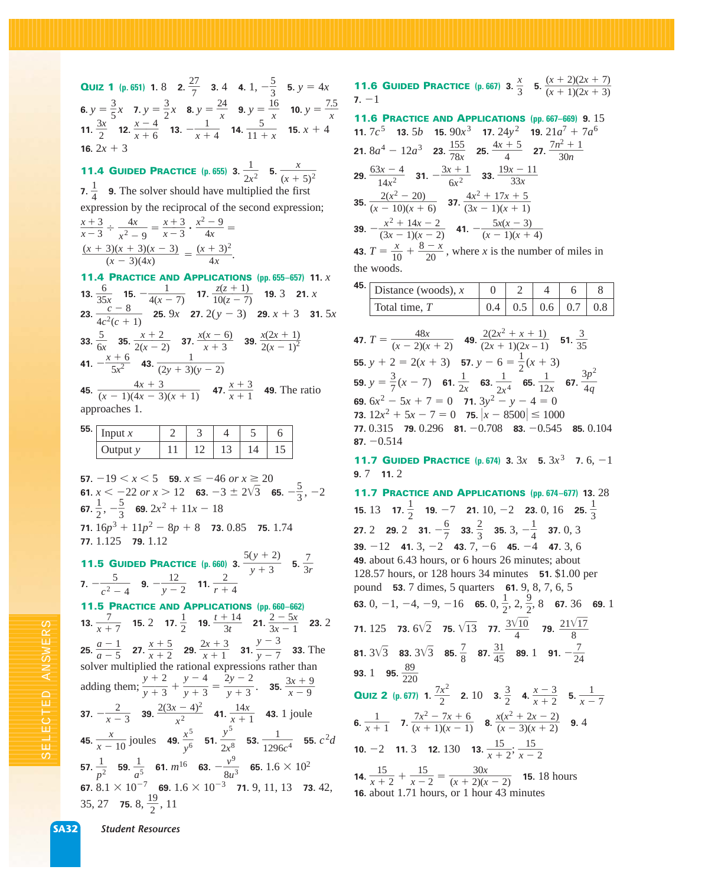**Quiz 1** (p. 651) **1.** 8 **2.** $\frac{27}{7}$ **3.** 4 **4.** $1, -\frac{5}{3}$ **5.** $y = 4x$ **6.** $y = \frac{3}{5}x$ **7.** $y = \frac{3}{2}x$ **8.** $y = \frac{24}{x}$ **9.** $y = \frac{16}{x}$ **10.** $y = \frac{7.5}{x}$ **11.** $\frac{3x}{2}$ **12.** $\frac{x-4}{x+6}$ **13.** $-\frac{1}{x+4}$ **14.** $\frac{5}{11+x}$ **15.** $x + 4$ **16.** $2x + 3$

**11.4 Guided Practice** (p. 655) **3.** $\frac{1}{2x^2}$ **5.** $\frac{x}{(x+5)^2}$ **7.** $\frac{1}{4}$ **9.** The solver should have multiplied the first expression by the reciprocal of the second expression; $\frac{x+3}{x-3} \div \frac{4x}{x^2-9} = \frac{x+3}{x-3} \cdot \frac{x^2-9}{4x} = \frac{(x+3)(x+3)(x-3)}{(x-3)(4x)} = \frac{(x+3)^2}{4x}$.

**11.4 Practice and Applications** (pp. 655–657) **11.** $x$ **13.** $\frac{6}{35x}$ **15.** $-\frac{1}{4(x-7)}$ **17.** $\frac{z(z+1)}{10(z-7)}$ **19.** 3 **21.** $x$ **23.** $\frac{c-8}{4c^2(c+1)}$ **25.** $9x$ **27.** $2(y-3)$ **29.** $x + 3$ **31.** $5x$ **33.** $\frac{5}{6x}$ **35.** $\frac{x+2}{2(x-2)}$ **37.** $\frac{x(x-6)}{x+3}$ **39.** $\frac{x(2x+1)}{2(x-1)^2}$ **41.** $-\frac{x+6}{5x^2}$ **43.** $\frac{1}{(2y+3)(y-2)}$ **45.** $\frac{4x+3}{(x-1)(4x-3)(x+1)}$ **47.** $\frac{x+3}{x+1}$ **49.** The ratio approaches 1.

**55.**

| Input $x$ | 2 | 3 | 4 | 5 | 6 |
|---|---|---|---|---|---|
| Output $y$ | 11 | 12 | 13 | 14 | 15 |

**57.** $-19 < x < 5$ **59.** $x \le -46$ *or* $x \ge 20$ **61.** $x < -22$ *or* $x > 12$ **63.** $-3 \pm 2\sqrt{3}$ **65.** $-\frac{5}{3}, -2$ **67.** $\frac{1}{2}, -\frac{5}{3}$ **69.** $2x^2 + 11x - 18$ **71.** $16p^3 + 11p^2 - 8p + 8$ **73.** 0.85 **75.** 1.74 **77.** 1.125 **79.** 1.12

**11.5 Guided Practice** (p. 660) **3.** $\frac{5(y+2)}{y+3}$ **5.** $\frac{7}{3r}$ **7.** $-\frac{5}{c^2-4}$ **9.** $-\frac{12}{y-2}$ **11.** $\frac{2}{r+4}$

**11.5 Practice and Applications** (pp. 660–662) **13.** $\frac{7}{x+7}$ **15.** 2 **17.** $\frac{1}{2}$ **19.** $\frac{t+14}{3t}$ **21.** $\frac{2-5x}{3x-1}$ **23.** 2 **25.** $\frac{a-1}{a-5}$ **27.** $\frac{x+5}{x+2}$ **29.** $\frac{2x+3}{x+1}$ **31.** $\frac{y-3}{y-7}$ **33.** The solver multiplied the rational expressions rather than adding them; $\frac{y+2}{y+3} + \frac{y-4}{y+3} = \frac{2y-2}{y+3}$. **35.** $\frac{3x+9}{x-9}$ **37.** $-\frac{2}{x-3}$ **39.** $\frac{2(3x-4)^2}{x^2}$ **41.** $\frac{14x}{x+1}$ **43.** 1 joule **45.** $\frac{x}{x-10}$ joules **49.** $\frac{x^5}{y^6}$ **51.** $\frac{y^5}{2x^8}$ **53.** $\frac{1}{1296c^4}$ **55.** $c^2d$ **57.** $\frac{1}{p^2}$ **59.** $\frac{1}{a^5}$ **61.** $m^{16}$ **63.** $-\frac{v^9}{8u^3}$ **65.** $1.6 \times 10^2$ **67.** $8.1 \times 10^{-7}$ **69.** $1.6 \times 10^{-3}$ **71.** 9, 11, 13 **73.** 42, 35, 27 **75.** 8, $\frac{19}{2}$, 11

**11.6 Guided Practice** (p. 667) **3.** $\frac{x}{3}$ **5.** $\frac{(x+2)(2x+7)}{(x+1)(2x+3)}$ **7.** $-1$

**11.6 Practice and Applications** (pp. 667–669) **9.** 15 **11.** $7c^5$ **13.** $5b$ **15.** $90x^3$ **17.** $24y^2$ **19.** $21a^7 + 7a^6$ **21.** $8a^4 - 12a^3$ **23.** $\frac{155}{78x}$ **25.** $\frac{4x+5}{4}$ **27.** $\frac{7n^2+1}{30n}$ **29.** $\frac{63x-4}{14x^2}$ **31.** $-\frac{3x+1}{6x^2}$ **33.** $\frac{19x-11}{33x}$ **35.** $\frac{2(x^2-20)}{(x-10)(x+6)}$ **37.** $\frac{4x^2+17x+5}{(3x-1)(x+1)}$ **39.** $-\frac{x^2+14x-2}{(3x-1)(x-2)}$ **41.** $-\frac{5x(x-3)}{(x-1)(x+4)}$ **43.** $T = \frac{x}{10} + \frac{8-x}{20}$, where $x$ is the number of miles in the woods.

**45.**

| Distance (woods), $x$ | 0 | 2 | 4 | 6 | 8 |
|---|---|---|---|---|---|
| Total time, $T$ | 0.4 | 0.5 | 0.6 | 0.7 | 0.8 |

**47.** $T = \frac{48x}{(x-2)(x+2)}$ **49.** $\frac{2(2x^2+x+1)}{(2x+1)(2x-1)}$ **51.** $\frac{3}{35}$ **55.** $y + 2 = 2(x + 3)$ **57.** $y - 6 = \frac{1}{2}(x + 3)$ **59.** $y = \frac{3}{7}(x - 7)$ **61.** $\frac{1}{2x}$ **63.** $\frac{1}{2x^4}$ **65.** $\frac{1}{12x}$ **67.** $\frac{3p^2}{4q}$ **69.** $6x^2 - 5x + 7 = 0$ **71.** $3y^2 - y - 4 = 0$ **73.** $12x^2 + 5x - 7 = 0$ **75.** $|x - 8500| \le 1000$ **77.** 0.315 **79.** 0.296 **81.** $-0.708$ **83.** $-0.545$ **85.** 0.104 **87.** $-0.514$

**11.7 Guided Practice** (p. 674) **3.** $3x$ **5.** $3x^3$ **7.** 6, $-1$ **9.** 7 **11.** 2

**11.7 Practice and Applications** (pp. 674–677) **13.** 28 **15.** 13 **17.** $\frac{1}{2}$ **19.** $-7$ **21.** 10, $-2$ **23.** 0, 16 **25.** $\frac{1}{3}$ **27.** 2 **29.** 2 **31.** $-\frac{6}{7}$ **33.** $\frac{2}{3}$ **35.** 3, $-\frac{1}{4}$ **37.** 0, 3 **39.** $-12$ **41.** 3, $-2$ **43.** 7, $-6$ **45.** $-4$ **47.** 3, 6 **49.** about 6.43 hours, or 6 hours 26 minutes; about 128.57 hours, or 128 hours 34 minutes **51.** \$1.00 per pound **53.** 7 dimes, 5 quarters **61.** 9, 8, 7, 6, 5 **63.** 0, $-1$, $-4$, $-9$, $-16$ **65.** 0, $\frac{1}{2}$, 2, $\frac{9}{2}$, 8 **67.** 36 **69.** 1 **71.** 125 **73.** $6\sqrt{2}$ **75.** $\sqrt{13}$ **77.** $\frac{3\sqrt{10}}{4}$ **79.** $\frac{21\sqrt{17}}{8}$ **81.** $3\sqrt{3}$ **83.** $3\sqrt{3}$ **85.** $\frac{7}{8}$ **87.** $\frac{31}{45}$ **89.** 1 **91.** $-\frac{7}{24}$ **93.** 1 **95.** $\frac{89}{220}$

**Quiz 2** (p. 677) **1.** $\frac{7x^2}{2}$ **2.** 10 **3.** $\frac{3}{2}$ **4.** $\frac{x-3}{x+2}$ **5.** $\frac{1}{x-7}$ **6.** $\frac{1}{x+1}$ **7.** $\frac{7x^2-7x+6}{(x+1)(x-1)}$ **8.** $\frac{x(x^2+2x-2)}{(x-3)(x+2)}$ **9.** 4 **10.** $-2$ **11.** 3 **12.** 130 **13.** $\frac{15}{x+2}$; $\frac{15}{x-2}$ **14.** $\frac{15}{x+2} + \frac{15}{x-2} = \frac{30x}{(x+2)(x-2)}$ **15.** 18 hours **16.** about 1.71 hours, or 1 hour 43 minutes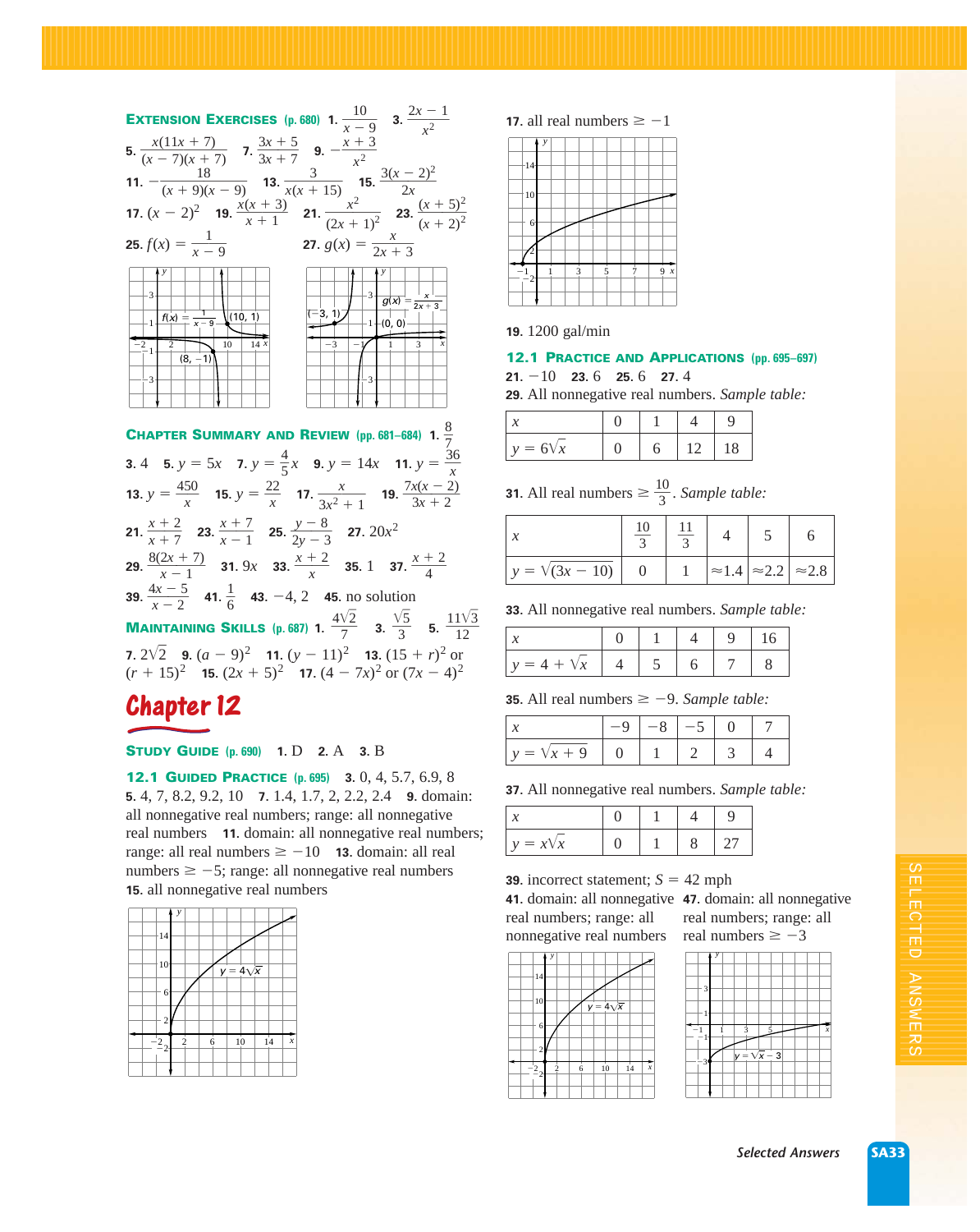**EXTENSION EXERCISES** (p. 680) **1.** $\frac{10}{x-9}$ **3.** $\frac{2x-1}{x^2}$ **5.** $\frac{x(11x+7)}{(x-7)(x+7)}$ **7.** $\frac{3x+5}{3x+7}$ **9.** $-\frac{x+3}{x^2}$ **11.** $-\frac{18}{(x+9)(x-9)}$ **13.** $\frac{3}{x(x+15)}$ **15.** $\frac{3(x-2)^2}{2x}$ **17.** $(x-2)^2$ **19.** $\frac{x(x+3)}{x+1}$ **21.** $\frac{x^2}{(2x+1)^2}$ **23.** $\frac{(x+5)^2}{(x+2)^2}$ **25.** $f(x) = \frac{1}{x-9}$ **27.** $g(x) = \frac{x}{2x+3}$

**CHAPTER SUMMARY AND REVIEW** (pp. 681–684) **1.** $\frac{8}{7}$ **3.** 4 **5.** $y = 5x$ **7.** $y = \frac{4}{5}x$ **9.** $y = 14x$ **11.** $y = \frac{36}{x}$ **13.** $y = \frac{450}{x}$ **15.** $y = \frac{22}{x}$ **17.** $\frac{x}{3x^2+1}$ **19.** $\frac{7x(x-2)}{3x+2}$ **21.** $\frac{x+2}{x+7}$ **23.** $\frac{x+7}{x-1}$ **25.** $\frac{y-8}{2y-3}$ **27.** $20x^2$ **29.** $\frac{8(2x+7)}{x-1}$ **31.** $9x$ **33.** $\frac{x+2}{x}$ **35.** 1 **37.** $\frac{x+2}{4}$ **39.** $\frac{4x-5}{x-2}$ **41.** $\frac{1}{6}$ **43.** $-4, 2$ **45.** no solution

**MAINTAINING SKILLS** (p. 687) **1.** $\frac{4\sqrt{2}}{7}$ **3.** $\frac{\sqrt{5}}{3}$ **5.** $\frac{11\sqrt{3}}{12}$ **7.** $2\sqrt{2}$ **9.** $(a-9)^2$ **11.** $(y-11)^2$ **13.** $(15+r)^2$ or $(r+15)^2$ **15.** $(2x+5)^2$ **17.** $(4-7x)^2$ or $(7x-4)^2$

# Chapter 12

**STUDY GUIDE** (p. 690) **1.** D **2.** A **3.** B

**12.1 GUIDED PRACTICE** (p. 695) **3.** 0, 4, 5.7, 6.9, 8 **5.** 4, 7, 8.2, 9.2, 10 **7.** 1.4, 1.7, 2, 2.2, 2.4 **9.** domain: all nonnegative real numbers; range: all nonnegative real numbers **11.** domain: all nonnegative real numbers; range: all real numbers $\geq -10$ **13.** domain: all real numbers $\geq -5$; range: all nonnegative real numbers **15.** all nonnegative real numbers

**17.** all real numbers $\geq -1$

**19.** 1200 gal/min

**12.1 PRACTICE AND APPLICATIONS** (pp. 695–697)

**21.** $-10$ **23.** 6 **25.** 6 **27.** 4

**29.** All nonnegative real numbers. *Sample table:*

| $x$ | 0 | 1 | 4 | 9 |
|---|---|---|---|---|
| $y = 6\sqrt{x}$ | 0 | 6 | 12 | 18 |

**31.** All real numbers $\geq \frac{10}{3}$. *Sample table:*

| $x$ | $\frac{10}{3}$ | $\frac{11}{3}$ | 4 | 5 | 6 |
|---|---|---|---|---|---|
| $y = \sqrt{(3x-10)}$ | 0 | 1 | $\approx 1.4$ | $\approx 2.2$ | $\approx 2.8$ |

**33.** All nonnegative real numbers. *Sample table:*

| $x$ | 0 | 1 | 4 | 9 | 16 |
|---|---|---|---|---|---|
| $y = 4 + \sqrt{x}$ | 4 | 5 | 6 | 7 | 8 |

**35.** All real numbers $\geq -9$. *Sample table:*

| $x$ | $-9$ | $-8$ | $-5$ | 0 | 7 |
|---|---|---|---|---|---|
| $y = \sqrt{x+9}$ | 0 | 1 | 2 | 3 | 4 |

**37.** All nonnegative real numbers. *Sample table:*

| $x$ | 0 | 1 | 4 | 9 |
|---|---|---|---|---|
| $y = x\sqrt{x}$ | 0 | 1 | 8 | 27 |

**39.** incorrect statement; $S = 42$ mph

**41.** domain: all nonnegative real numbers; range: all nonnegative real numbers

**47.** domain: all nonnegative real numbers; range: all real numbers $\geq -3$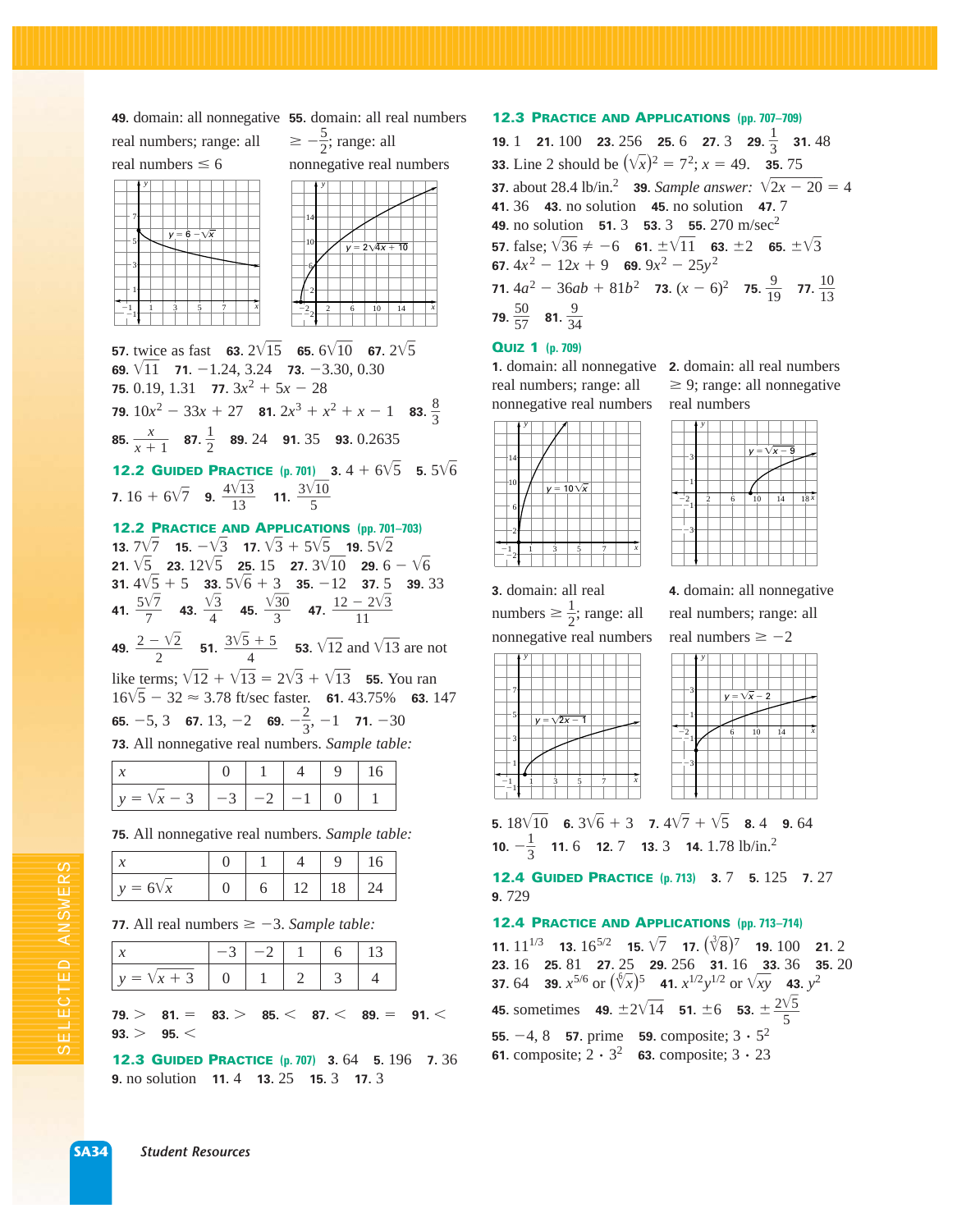**49.** domain: all nonnegative real numbers; range: all real numbers $\leq 6$

**55.** domain: all real numbers $\geq -\frac{5}{2}$; range: all nonnegative real numbers

**57.** twice as fast **63.** $2\sqrt{15}$ **65.** $6\sqrt{10}$ **67.** $2\sqrt{5}$
**69.** $\sqrt{11}$ **71.** $-1.24, 3.24$ **73.** $-3.30, 0.30$
**75.** $0.19, 1.31$ **77.** $3x^2 + 5x - 28$
**79.** $10x^2 - 33x + 27$ **81.** $2x^3 + x^2 + x - 1$ **83.** $\frac{8}{3}$
**85.** $\frac{x}{x+1}$ **87.** $\frac{1}{2}$ **89.** 24 **91.** 35 **93.** 0.2635

## 12.2 Guided Practice (p. 701)

**3.** $4 + 6\sqrt{5}$ **5.** $5\sqrt{6}$
**7.** $16 + 6\sqrt{7}$ **9.** $\frac{4\sqrt{13}}{13}$ **11.** $\frac{3\sqrt{10}}{5}$

## 12.2 Practice and Applications (pp. 701–703)

**13.** $7\sqrt{7}$ **15.** $-\sqrt{3}$ **17.** $\sqrt{3} + 5\sqrt{5}$ **19.** $5\sqrt{2}$
**21.** $\sqrt{5}$ **23.** $12\sqrt{5}$ **25.** 15 **27.** $3\sqrt{10}$ **29.** $6 - \sqrt{6}$
**31.** $4\sqrt{5} + 5$ **33.** $5\sqrt{6} + 3$ **35.** $-12$ **37.** 5 **39.** 33
**41.** $\frac{5\sqrt{7}}{7}$ **43.** $\frac{\sqrt{3}}{4}$ **45.** $\frac{\sqrt{30}}{3}$ **47.** $\frac{12 - 2\sqrt{3}}{11}$
**49.** $\frac{2 - \sqrt{2}}{2}$ **51.** $\frac{3\sqrt{5} + 5}{4}$ **53.** $\sqrt{12}$ and $\sqrt{13}$ are not like terms; $\sqrt{12} + \sqrt{13} = 2\sqrt{3} + \sqrt{13}$ **55.** You ran $16\sqrt{5} - 32 \approx 3.78$ ft/sec faster. **61.** 43.75% **63.** 147
**65.** $-5, 3$ **67.** $13, -2$ **69.** $-\frac{2}{3}, -1$ **71.** $-30$

**73.** All nonnegative real numbers. *Sample table:*

| $x$ | 0 | 1 | 4 | 9 | 16 |
|---|---|---|---|---|---|
| $y = \sqrt{x} - 3$ | $-3$ | $-2$ | $-1$ | 0 | 1 |

**75.** All nonnegative real numbers. *Sample table:*

| $x$ | 0 | 1 | 4 | 9 | 16 |
|---|---|---|---|---|---|
| $y = 6\sqrt{x}$ | 0 | 6 | 12 | 18 | 24 |

**77.** All real numbers $\geq -3$. *Sample table:*

| $x$ | $-3$ | $-2$ | 1 | 6 | 13 |
|---|---|---|---|---|---|
| $y = \sqrt{x+3}$ | 0 | 1 | 2 | 3 | 4 |

**79.** $>$ **81.** $=$ **83.** $>$ **85.** $<$ **87.** $<$ **89.** $=$ **91.** $<$
**93.** $>$ **95.** $<$

## 12.3 Guided Practice (p. 707)

**3.** 64 **5.** 196 **7.** 36
**9.** no solution **11.** 4 **13.** 25 **15.** 3 **17.** 3

## 12.3 Practice and Applications (pp. 707–709)

**19.** 1 **21.** 100 **23.** 256 **25.** 6 **27.** 3 **29.** $\frac{1}{3}$ **31.** 48
**33.** Line 2 should be $(\sqrt{x})^2 = 7^2$; $x = 49$. **35.** 75
**37.** about 28.4 lb/in.$^2$ **39.** *Sample answer:* $\sqrt{2x} - 20 = 4$
**41.** 36 **43.** no solution **45.** no solution **47.** 7
**49.** no solution **51.** 3 **53.** 3 **55.** 270 m/sec$^2$
**57.** false; $\sqrt{36} \neq -6$ **61.** $\pm\sqrt{11}$ **63.** $\pm 2$ **65.** $\pm\sqrt{3}$
**67.** $4x^2 - 12x + 9$ **69.** $9x^2 - 25y^2$
**71.** $4a^2 - 36ab + 81b^2$ **73.** $(x - 6)^2$ **75.** $\frac{9}{19}$ **77.** $\frac{10}{13}$
**79.** $\frac{50}{57}$ **81.** $\frac{9}{34}$

## Quiz 1 (p. 709)

**1.** domain: all nonnegative real numbers; range: all nonnegative real numbers

**2.** domain: all real numbers $\geq 9$; range: all nonnegative real numbers

**3.** domain: all real numbers $\geq \frac{1}{2}$; range: all nonnegative real numbers

**4.** domain: all nonnegative real numbers; range: all real numbers $\geq -2$

**5.** $18\sqrt{10}$ **6.** $3\sqrt{6} + 3$ **7.** $4\sqrt{7} + \sqrt{5}$ **8.** 4 **9.** 64
**10.** $-\frac{1}{3}$ **11.** 6 **12.** 7 **13.** 3 **14.** 1.78 lb/in.$^2$

## 12.4 Guided Practice (p. 713)

**3.** 7 **5.** 125 **7.** 27
**9.** 729

## 12.4 Practice and Applications (pp. 713–714)

**11.** $11^{1/3}$ **13.** $16^{5/2}$ **15.** $\sqrt{7}$ **17.** $(\sqrt[3]{8})^7$ **19.** 100 **21.** 2
**23.** 16 **25.** 81 **27.** 25 **29.** 256 **31.** 16 **33.** 36 **35.** 20
**37.** 64 **39.** $x^{5/6}$ or $(\sqrt[6]{x})^5$ **41.** $x^{1/2}y^{1/2}$ or $\sqrt{xy}$ **43.** $y^2$
**45.** sometimes **49.** $\pm 2\sqrt{14}$ **51.** $\pm 6$ **53.** $\pm\frac{2\sqrt{5}}{5}$
**55.** $-4, 8$ **57.** prime **59.** composite; $3 \cdot 5^2$
**61.** composite; $2 \cdot 3^2$ **63.** composite; $3 \cdot 23$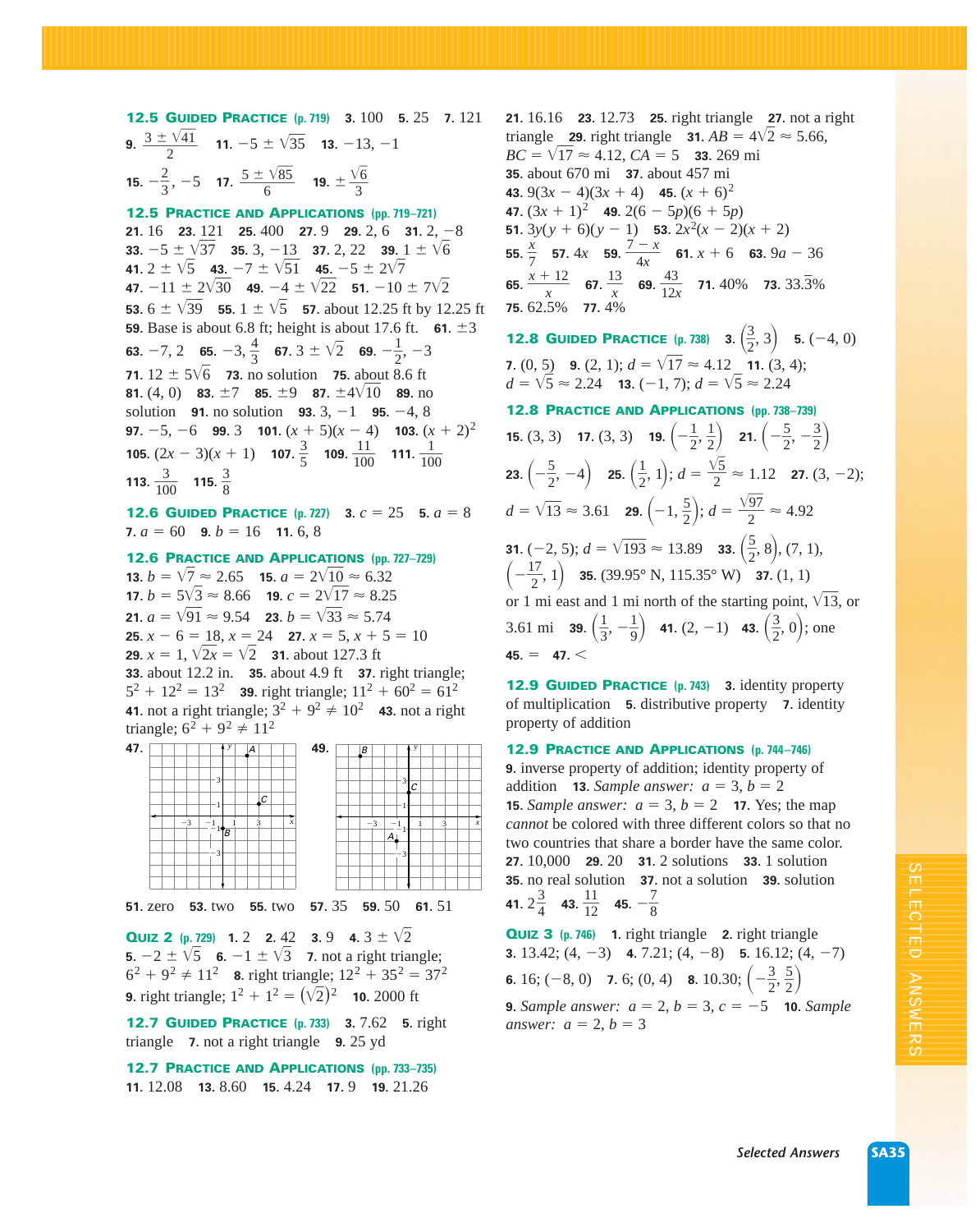### 12.5 Guided Practice (p. 719)

**3.** 100 **5.** 25 **7.** 121 **9.** $\frac{3 \pm \sqrt{41}}{2}$ **11.** $-5 \pm \sqrt{35}$ **13.** $-13, -1$ **15.** $-\frac{2}{3}, -5$ **17.** $\frac{5 \pm \sqrt{85}}{6}$ **19.** $\pm\frac{\sqrt{6}}{3}$

### 12.5 Practice and Applications (pp. 719–721)

**21.** 16 **23.** 121 **25.** 400 **27.** 9 **29.** 2, 6 **31.** 2, $-8$ **33.** $-5 \pm \sqrt{37}$ **35.** 3, $-13$ **37.** 2, 22 **39.** $1 \pm \sqrt{6}$ **41.** $2 \pm \sqrt{5}$ **43.** $-7 \pm \sqrt{51}$ **45.** $-5 \pm 2\sqrt{7}$ **47.** $-11 \pm 2\sqrt{30}$ **49.** $-4 \pm \sqrt{22}$ **51.** $-10 \pm 7\sqrt{2}$ **53.** $6 \pm \sqrt{39}$ **55.** $1 \pm \sqrt{5}$ **57.** about 12.25 ft by 12.25 ft **59.** Base is about 6.8 ft; height is about 17.6 ft. **61.** $\pm 3$ **63.** $-7, 2$ **65.** $-3, \frac{4}{3}$ **67.** $3 \pm \sqrt{2}$ **69.** $-\frac{1}{2}, -3$ **71.** $12 \pm 5\sqrt{6}$ **73.** no solution **75.** about 8.6 ft **81.** (4, 0) **83.** $\pm 7$ **85.** $\pm 9$ **87.** $\pm 4\sqrt{10}$ **89.** no solution **91.** no solution **93.** 3, $-1$ **95.** $-4$, 8 **97.** $-5, -6$ **99.** 3 **101.** $(x + 5)(x - 4)$ **103.** $(x + 2)^2$ **105.** $(2x - 3)(x + 1)$ **107.** $\frac{3}{5}$ **109.** $\frac{11}{100}$ **111.** $\frac{1}{100}$ **113.** $\frac{3}{100}$ **115.** $\frac{3}{8}$

### 12.6 Guided Practice (p. 727)

**3.** $c = 25$ **5.** $a = 8$ **7.** $a = 60$ **9.** $b = 16$ **11.** 6, 8

### 12.6 Practice and Applications (pp. 727–729)

**13.** $b = \sqrt{7} \approx 2.65$ **15.** $a = 2\sqrt{10} \approx 6.32$ **17.** $b = 5\sqrt{3} \approx 8.66$ **19.** $c = 2\sqrt{17} \approx 8.25$ **21.** $a = \sqrt{91} \approx 9.54$ **23.** $b = \sqrt{33} \approx 5.74$ **25.** $x - 6 = 18, x = 24$ **27.** $x = 5, x + 5 = 10$ **29.** $x = 1, \sqrt{2x} = \sqrt{2}$ **31.** about 127.3 ft **33.** about 12.2 in. **35.** about 4.9 ft **37.** right triangle; $5^2 + 12^2 = 13^2$ **39.** right triangle; $11^2 + 60^2 = 61^2$ **41.** not a right triangle; $3^2 + 9^2 \neq 10^2$ **43.** not a right triangle; $6^2 + 9^2 \neq 11^2$

**47.** [graph with points A, B, C] **49.** [graph with points A, B, C]

**51.** zero **53.** two **55.** two **57.** 35 **59.** 50 **61.** 51

### Quiz 2 (p. 729)

**1.** 2 **2.** 42 **3.** 9 **4.** $3 \pm \sqrt{2}$ **5.** $-2 \pm \sqrt{5}$ **6.** $-1 \pm \sqrt{3}$ **7.** not a right triangle; $6^2 + 9^2 \neq 11^2$ **8.** right triangle; $12^2 + 35^2 = 37^2$ **9.** right triangle; $1^2 + 1^2 = (\sqrt{2})^2$ **10.** 2000 ft

### 12.7 Guided Practice (p. 733)

**3.** 7.62 **5.** right triangle **7.** not a right triangle **9.** 25 yd

### 12.7 Practice and Applications (pp. 733–735)

**11.** 12.08 **13.** 8.60 **15.** 4.24 **17.** 9 **19.** 21.26 **21.** 16.16 **23.** 12.73 **25.** right triangle **27.** not a right triangle **29.** right triangle **31.** $AB = 4\sqrt{2} \approx 5.66$, $BC = \sqrt{17} \approx 4.12$, $CA = 5$ **33.** 269 mi **35.** about 670 mi **37.** about 457 mi **43.** $9(3x - 4)(3x + 4)$ **45.** $(x + 6)^2$ **47.** $(3x + 1)^2$ **49.** $2(6 - 5p)(6 + 5p)$ **51.** $3y(y + 6)(y - 1)$ **53.** $2x^2(x - 2)(x + 2)$ **55.** $\frac{x}{7}$ **57.** $4x$ **59.** $\frac{7 - x}{4x}$ **61.** $x + 6$ **63.** $9a - 36$ **65.** $\frac{x + 12}{x}$ **67.** $\frac{13}{x}$ **69.** $\frac{43}{12x}$ **71.** 40% **73.** $33.\overline{3}\%$ **75.** 62.5% **77.** 4%

### 12.8 Guided Practice (p. 738)

**3.** $\left(\frac{3}{2}, 3\right)$ **5.** $(-4, 0)$ **7.** (0, 5) **9.** (2, 1); $d = \sqrt{17} \approx 4.12$ **11.** (3, 4); $d = \sqrt{5} \approx 2.24$ **13.** $(-1, 7)$; $d = \sqrt{5} \approx 2.24$

### 12.8 Practice and Applications (pp. 738–739)

**15.** (3, 3) **17.** (3, 3) **19.** $\left(-\frac{1}{2}, \frac{1}{2}\right)$ **21.** $\left(-\frac{5}{2}, -\frac{3}{2}\right)$ **23.** $\left(-\frac{5}{2}, -4\right)$ **25.** $\left(\frac{1}{2}, 1\right)$; $d = \frac{\sqrt{5}}{2} \approx 1.12$ **27.** $(3, -2)$; $d = \sqrt{13} \approx 3.61$ **29.** $\left(-1, \frac{5}{2}\right)$; $d = \frac{\sqrt{97}}{2} \approx 4.92$ **31.** $(-2, 5)$; $d = \sqrt{193} \approx 13.89$ **33.** $\left(\frac{5}{2}, 8\right)$, (7, 1), $\left(-\frac{17}{2}, 1\right)$ **35.** (39.95° N, 115.35° W) **37.** (1, 1) or 1 mi east and 1 mi north of the starting point, $\sqrt{13}$, or 3.61 mi **39.** $\left(\frac{1}{3}, -\frac{1}{9}\right)$ **41.** $(2, -1)$ **43.** $\left(\frac{3}{2}, 0\right)$; one **45.** = **47.** <

### 12.9 Guided Practice (p. 743)

**3.** identity property of multiplication **5.** distributive property **7.** identity property of addition

### 12.9 Practice and Applications (p. 744–746)

**9.** inverse property of addition; identity property of addition **13.** *Sample answer:* $a = 3, b = 2$ **15.** *Sample answer:* $a = 3, b = 2$ **17.** Yes; the map *cannot* be colored with three different colors so that no two countries that share a border have the same color. **27.** 10,000 **29.** 20 **31.** 2 solutions **33.** 1 solution **35.** no real solution **37.** not a solution **39.** solution **41.** $2\frac{3}{4}$ **43.** $\frac{11}{12}$ **45.** $-\frac{7}{8}$

### Quiz 3 (p. 746)

**1.** right triangle **2.** right triangle **3.** 13.42; $(4, -3)$ **4.** 7.21; $(4, -8)$ **5.** 16.12; $(4, -7)$ **6.** 16; $(-8, 0)$ **7.** 6; (0, 4) **8.** 10.30; $\left(-\frac{3}{2}, \frac{5}{2}\right)$ **9.** *Sample answer:* $a = 2, b = 3, c = -5$ **10.** *Sample answer:* $a = 2, b = 3$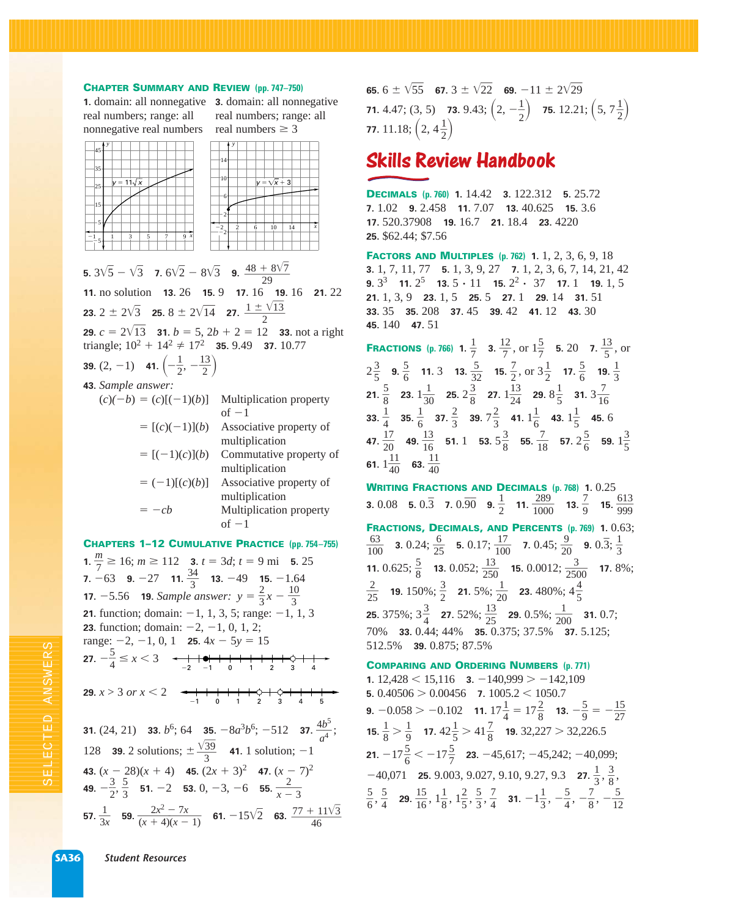### Chapter Summary and Review (pp. 747–750)

**1.** domain: all nonnegative real numbers; range: all nonnegative real numbers **3.** domain: all nonnegative real numbers; range: all real numbers $\geq 3$

**5.** $3\sqrt{5} - \sqrt{3}$ **7.** $6\sqrt{2} - 8\sqrt{3}$ **9.** $\frac{48 + 8\sqrt{7}}{29}$

**11.** no solution **13.** 26 **15.** 9 **17.** 16 **19.** 16 **21.** 22

**23.** $2 \pm 2\sqrt{3}$ **25.** $8 \pm 2\sqrt{14}$ **27.** $\frac{1 \pm \sqrt{13}}{2}$

**29.** $c = 2\sqrt{13}$ **31.** $b = 5, 2b + 2 = 12$ **33.** not a right triangle; $10^2 + 14^2 \neq 17^2$ **35.** 9.49 **37.** 10.77

**39.** $(2, -1)$ **41.** $\left(-\frac{1}{2}, -\frac{13}{2}\right)$

**43.** *Sample answer:*

| | |
|---|---|
| $(c)(-b) = (c)[(-1)(b)]$ | Multiplication property of $-1$ |
| $= [(c)(-1)](b)$ | Associative property of multiplication |
| $= [(-1)(c)](b)$ | Commutative property of multiplication |
| $= (-1)[(c)(b)]$ | Associative property of multiplication |
| $= -cb$ | Multiplication property of $-1$ |

### Chapters 1–12 Cumulative Practice (pp. 754–755)

**1.** $\frac{m}{7} \geq 16$; $m \geq 112$ **3.** $t = 3d$; $t = 9$ mi **5.** 25

**7.** $-63$ **9.** $-27$ **11.** $\frac{34}{3}$ **13.** $-49$ **15.** $-1.64$

**17.** $-5.56$ **19.** *Sample answer:* $y = \frac{2}{3}x - \frac{10}{3}$

**21.** function; domain: $-1, 1, 3, 5$; range: $-1, 1, 3$

**23.** function; domain: $-2, -1, 0, 1, 2$; range: $-2, -1, 0, 1$ **25.** $4x - 5y = 15$

**27.** $-\frac{5}{4} \leq x < 3$

**29.** $x > 3$ *or* $x < 2$

**31.** $(24, 21)$ **33.** $b^6$; 64 **35.** $-8a^3b^6$; $-512$ **37.** $\frac{4b^5}{a^4}$; 128 **39.** 2 solutions; $\pm\frac{\sqrt{39}}{3}$ **41.** 1 solution; $-1$

**43.** $(x - 28)(x + 4)$ **45.** $(2x + 3)^2$ **47.** $(x - 7)^2$

**49.** $-\frac{3}{2}, \frac{5}{3}$ **51.** $-2$ **53.** $0, -3, -6$ **55.** $\frac{2}{x - 3}$

**57.** $\frac{1}{3x}$ **59.** $\frac{2x^2 - 7x}{(x + 4)(x - 1)}$ **61.** $-15\sqrt{2}$ **63.** $\frac{77 + 11\sqrt{3}}{46}$

**65.** $6 \pm \sqrt{55}$ **67.** $3 \pm \sqrt{22}$ **69.** $-11 \pm 2\sqrt{29}$

**71.** 4.47; $(3, 5)$ **73.** 9.43; $\left(2, -\frac{1}{2}\right)$ **75.** 12.21; $\left(5, 7\frac{1}{2}\right)$

**77.** 11.18; $\left(2, 4\frac{1}{2}\right)$

## Skills Review Handbook

### Decimals (p. 760)

**1.** 14.42 **3.** 122.312 **5.** 25.72 **7.** 1.02 **9.** 2.458 **11.** 7.07 **13.** 40.625 **15.** 3.6 **17.** 520.37908 **19.** 16.7 **21.** 18.4 **23.** 4220 **25.** \$62.44; \$7.56

### Factors and Multiples (p. 762)

**1.** 1, 2, 3, 6, 9, 18 **3.** 1, 7, 11, 77 **5.** 1, 3, 9, 27 **7.** 1, 2, 3, 6, 7, 14, 21, 42 **9.** $3^3$ **11.** $2^5$ **13.** $5 \cdot 11$ **15.** $2^2 \cdot 37$ **17.** 1 **19.** 1, 5 **21.** 1, 3, 9 **23.** 1, 5 **25.** 5 **27.** 1 **29.** 14 **31.** 51 **33.** 35 **35.** 208 **37.** 45 **39.** 42 **41.** 12 **43.** 30 **45.** 140 **47.** 51

### Fractions (p. 766)

**1.** $\frac{1}{7}$ **3.** $\frac{12}{7}$, or $1\frac{5}{7}$ **5.** 20 **7.** $\frac{13}{5}$, or $2\frac{3}{5}$ **9.** $\frac{5}{6}$ **11.** 3 **13.** $\frac{5}{32}$ **15.** $\frac{7}{2}$, or $3\frac{1}{2}$ **17.** $\frac{5}{6}$ **19.** $\frac{1}{3}$ **21.** $\frac{5}{8}$ **23.** $1\frac{1}{30}$ **25.** $2\frac{3}{8}$ **27.** $1\frac{13}{24}$ **29.** $8\frac{1}{5}$ **31.** $3\frac{7}{16}$ **33.** $\frac{1}{4}$ **35.** $\frac{1}{6}$ **37.** $\frac{2}{3}$ **39.** $7\frac{2}{3}$ **41.** $1\frac{1}{6}$ **43.** $1\frac{1}{5}$ **45.** 6 **47.** $\frac{17}{20}$ **49.** $\frac{13}{16}$ **51.** 1 **53.** $5\frac{3}{8}$ **55.** $\frac{7}{18}$ **57.** $2\frac{5}{6}$ **59.** $1\frac{3}{5}$ **61.** $1\frac{11}{40}$ **63.** $\frac{11}{40}$

### Writing Fractions and Decimals (p. 768)

**1.** 0.25 **3.** 0.08 **5.** $0.\overline{3}$ **7.** $0.\overline{90}$ **9.** $\frac{1}{2}$ **11.** $\frac{289}{1000}$ **13.** $\frac{7}{9}$ **15.** $\frac{613}{999}$

### Fractions, Decimals, and Percents (p. 769)

**1.** 0.63; $\frac{63}{100}$ **3.** 0.24; $\frac{6}{25}$ **5.** 0.17; $\frac{17}{100}$ **7.** 0.45; $\frac{9}{20}$ **9.** $0.\overline{3}$; $\frac{1}{3}$ **11.** 0.625; $\frac{5}{8}$ **13.** 0.052; $\frac{13}{250}$ **15.** 0.0012; $\frac{3}{2500}$ **17.** 8%; $\frac{2}{25}$ **19.** 150%; $\frac{3}{2}$ **21.** 5%; $\frac{1}{20}$ **23.** 480%; $4\frac{4}{5}$ **25.** 375%; $3\frac{3}{4}$ **27.** 52%; $\frac{13}{25}$ **29.** 0.5%; $\frac{1}{200}$ **31.** 0.7; 70% **33.** 0.44; 44% **35.** 0.375; 37.5% **37.** 5.125; 512.5% **39.** 0.875; 87.5%

### Comparing and Ordering Numbers (p. 771)

**1.** $12{,}428 < 15{,}116$ **3.** $-140{,}999 > -142{,}109$ **5.** $0.40506 > 0.00456$ **7.** $1005.2 < 1050.7$ **9.** $-0.058 > -0.102$ **11.** $17\frac{1}{4} = 17\frac{2}{8}$ **13.** $-\frac{5}{9} = -\frac{15}{27}$ **15.** $\frac{1}{8} > \frac{1}{9}$ **17.** $42\frac{1}{5} > 41\frac{7}{8}$ **19.** $32{,}227 > 32{,}226.5$ **21.** $-17\frac{5}{6} < -17\frac{5}{7}$ **23.** $-45{,}617$; $-45{,}242$; $-40{,}099$; $-40{,}071$ **25.** 9.003, 9.027, 9.10, 9.27, 9.3 **27.** $\frac{1}{3}, \frac{3}{8}, \frac{5}{6}, \frac{5}{4}$ **29.** $\frac{15}{16}, 1\frac{1}{8}, 1\frac{2}{5}, \frac{5}{3}, \frac{7}{4}$ **31.** $-1\frac{1}{3}, -\frac{5}{4}, -\frac{7}{8}, -\frac{5}{12}$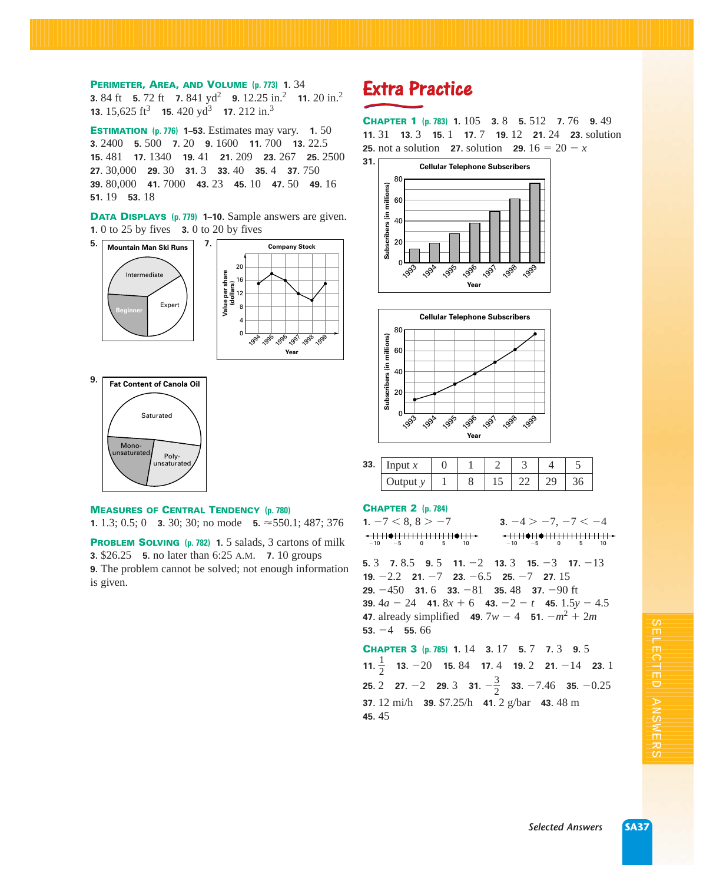**PERIMETER, AREA, AND VOLUME (p. 773)** **1.** 34 **3.** 84 ft **5.** 72 ft **7.** 841 $yd^2$ **9.** 12.25 $in.^2$ **11.** 20 $in.^2$ **13.** 15,625 $ft^3$ **15.** 420 $yd^3$ **17.** 212 $in.^3$

**ESTIMATION (p. 776)** **1–53.** Estimates may vary. **1.** 50 **3.** 2400 **5.** 500 **7.** 20 **9.** 1600 **11.** 700 **13.** 22.5 **15.** 481 **17.** 1340 **19.** 41 **21.** 209 **23.** 267 **25.** 2500 **27.** 30,000 **29.** 30 **31.** 3 **33.** 40 **35.** 4 **37.** 750 **39.** 80,000 **41.** 7000 **43.** 23 **45.** 10 **47.** 50 **49.** 16 **51.** 19 **53.** 18

**DATA DISPLAYS (p. 779)** **1–10.** Sample answers are given. **1.** 0 to 25 by fives **3.** 0 to 20 by fives

**5.** Mountain Man Ski Runs (Intermediate, Expert, Beginner)

**7.** Company Stock (Value per share (dollars) vs. Year, 1994–1999)

**9.** Fat Content of Canola Oil (Saturated, Mono-unsaturated, Poly-unsaturated)

**MEASURES OF CENTRAL TENDENCY (p. 780)**
**1.** 1.3; 0.5; 0 **3.** 30; 30; no mode **5.** ≈550.1; 487; 376

**PROBLEM SOLVING (p. 782)** **1.** 5 salads, 3 cartons of milk **3.** \$26.25 **5.** no later than 6:25 A.M. **7.** 10 groups **9.** The problem cannot be solved; not enough information is given.

# Extra Practice

**CHAPTER 1 (p. 783)** **1.** 105 **3.** 8 **5.** 512 **7.** 76 **9.** 49 **11.** 31 **13.** 3 **15.** 1 **17.** 7 **19.** 12 **21.** 24 **23.** solution **25.** not a solution **27.** solution **29.** $16 = 20 - x$

**31.** Cellular Telephone Subscribers (bar graph and line graph: Subscribers (in millions) vs. Year, 1993–1999)

**33.**

| Input $x$ | 0 | 1 | 2 | 3 | 4 | 5 |
|---|---|---|---|---|---|---|
| Output $y$ | 1 | 8 | 15 | 22 | 29 | 36 |

**CHAPTER 2 (p. 784)**
**1.** $-7 < 8$, $8 > -7$ **3.** $-4 > -7$, $-7 < -4$

**5.** 3 **7.** 8.5 **9.** 5 **11.** $-2$ **13.** 3 **15.** $-3$ **17.** $-13$ **19.** $-2.2$ **21.** $-7$ **23.** $-6.5$ **25.** $-7$ **27.** 15 **29.** $-450$ **31.** 6 **33.** $-81$ **35.** 48 **37.** $-90$ ft **39.** $4a - 24$ **41.** $8x + 6$ **43.** $-2 - t$ **45.** $1.5y - 4.5$ **47.** already simplified **49.** $7w - 4$ **51.** $-m^2 + 2m$ **53.** $-4$ **55.** 66

**CHAPTER 3 (p. 785)** **1.** 14 **3.** 17 **5.** 7 **7.** 3 **9.** 5 **11.** $\frac{1}{2}$ **13.** $-20$ **15.** 84 **17.** 4 **19.** 2 **21.** $-14$ **23.** 1 **25.** 2 **27.** $-2$ **29.** 3 **31.** $-\frac{3}{2}$ **33.** $-7.46$ **35.** $-0.25$ **37.** 12 mi/h **39.** \$7.25/h **41.** 2 g/bar **43.** 48 m **45.** 45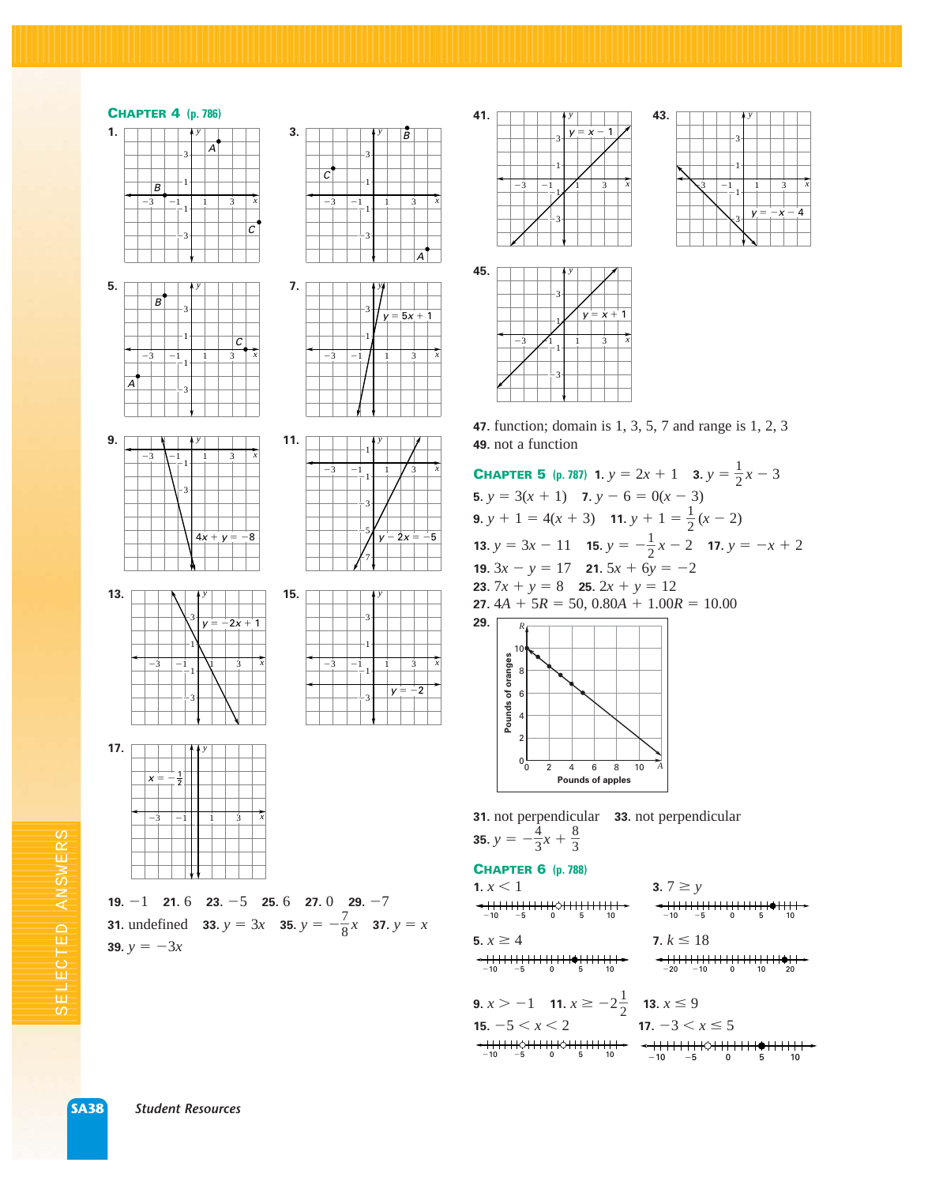## CHAPTER 4 (p. 786)

**1.**

**3.**

**5.**

**7.** $y = 5x + 1$

**9.** $4x + y = -8$

**11.** $y - 2x = -5$

**13.** $y = -2x + 1$

**15.** $y = -2$

**17.** $x = -\frac{1}{2}$

**19.** $-1$ **21.** $6$ **23.** $-5$ **25.** $6$ **27.** $0$ **29.** $-7$

**31.** undefined **33.** $y = 3x$ **35.** $y = -\frac{7}{8}x$ **37.** $y = x$

**39.** $y = -3x$

**41.** $y = x - 1$

**43.** $y = -x - 4$

**45.** $y = x + 1$

**47.** function; domain is 1, 3, 5, 7 and range is 1, 2, 3

**49.** not a function

## CHAPTER 5 (p. 787)

**1.** $y = 2x + 1$ **3.** $y = \frac{1}{2}x - 3$

**5.** $y = 3(x + 1)$ **7.** $y - 6 = 0(x - 3)$

**9.** $y + 1 = 4(x + 3)$ **11.** $y + 1 = \frac{1}{2}(x - 2)$

**13.** $y = 3x - 11$ **15.** $y = -\frac{1}{2}x - 2$ **17.** $y = -x + 2$

**19.** $3x - y = 17$ **21.** $5x + 6y = -2$

**23.** $7x + y = 8$ **25.** $2x + y = 12$

**27.** $4A + 5R = 50$, $0.80A + 1.00R = 10.00$

**29.** Pounds of oranges ($R$) vs. Pounds of apples ($A$)

**31.** not perpendicular **33.** not perpendicular

**35.** $y = -\frac{4}{3}x + \frac{8}{3}$

## CHAPTER 6 (p. 788)

**1.** $x < 1$

**3.** $7 \geq y$

**5.** $x \geq 4$

**7.** $k \leq 18$

**9.** $x > -1$ **11.** $x \geq -2\frac{1}{2}$ **13.** $x \leq 9$

**15.** $-5 < x < 2$

**17.** $-3 < x \leq 5$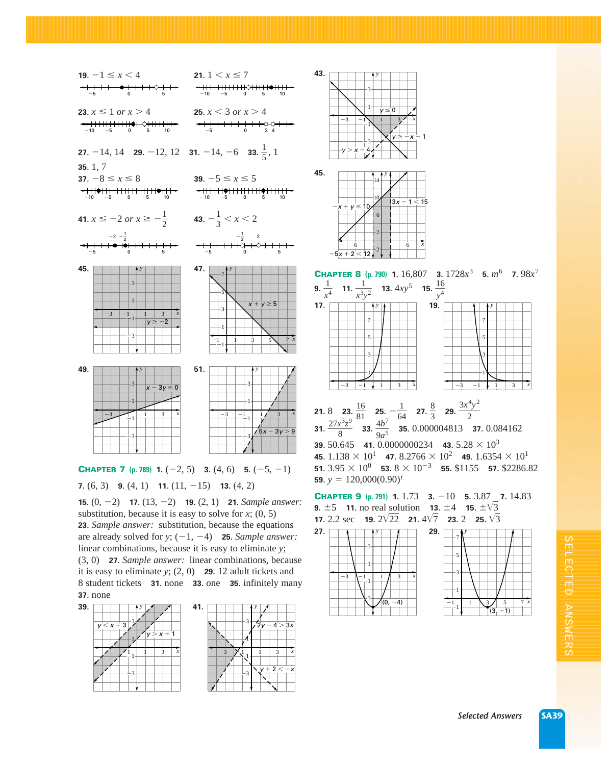**19.** $-1 \le x < 4$ **21.** $1 < x \le 7$

**23.** $x \le 1$ *or* $x > 4$ **25.** $x < 3$ *or* $x > 4$

**27.** $-14, 14$ **29.** $-12, 12$ **31.** $-14, -6$ **33.** $\frac{1}{5}, 1$

**35.** 1, 7

**37.** $-8 \le x \le 8$ **39.** $-5 \le x \le 5$

**41.** $x \le -2$ *or* $x \ge -\frac{1}{2}$ **43.** $-\frac{1}{3} < x < 2$

**45.** **47.** **49.** **51.**

**43.** **45.**

## CHAPTER 7 (p. 789)

**1.** $(-2, 5)$ **3.** $(4, 6)$ **5.** $(-5, -1)$ **7.** $(6, 3)$ **9.** $(4, 1)$ **11.** $(11, -15)$ **13.** $(4, 2)$ **15.** $(0, -2)$ **17.** $(13, -2)$ **19.** $(2, 1)$ **21.** *Sample answer:* substitution, because it is easy to solve for $x$; $(0, 5)$ **23.** *Sample answer:* substitution, because the equations are already solved for $y$; $(-1, -4)$ **25.** *Sample answer:* linear combinations, because it is easy to eliminate $y$; $(3, 0)$ **27.** *Sample answer:* linear combinations, because it is easy to eliminate $y$; $(2, 0)$ **29.** 12 adult tickets and 8 student tickets **31.** none **33.** one **35.** infinitely many **37.** none

**39.** **41.**

## CHAPTER 8 (p. 790)

**1.** 16,807 **3.** $1728x^3$ **5.** $m^6$ **7.** $98x^7$ **9.** $\frac{1}{x^4}$ **11.** $\frac{1}{x^3y^2}$ **13.** $4xy^5$ **15.** $\frac{16}{y^4}$

**17.** **19.**

**21.** 8 **23.** $\frac{16}{81}$ **25.** $-\frac{1}{64}$ **27.** $\frac{8}{3}$ **29.** $\frac{3x^4y^2}{2}$ **31.** $\frac{27x^3z^9}{8}$ **33.** $\frac{4b^7}{9a^5}$ **35.** 0.000004813 **37.** 0.084162 **39.** 50.645 **41.** 0.0000000234 **43.** $5.28 \times 10^3$ **45.** $1.138 \times 10^1$ **47.** $8.2766 \times 10^2$ **49.** $1.6354 \times 10^1$ **51.** $3.95 \times 10^0$ **53.** $8 \times 10^{-3}$ **55.** \$1155 **57.** \$2286.82 **59.** $y = 120{,}000(0.90)^t$

## CHAPTER 9 (p. 791)

**1.** 1.73 **3.** $-10$ **5.** 3.87 **7.** 14.83 **9.** $\pm 5$ **11.** no real solution **13.** $\pm 4$ **15.** $\pm\sqrt{3}$ **17.** 2.2 sec **19.** $2\sqrt{22}$ **21.** $4\sqrt{7}$ **23.** 2 **25.** $\sqrt{3}$

**27.** **29.**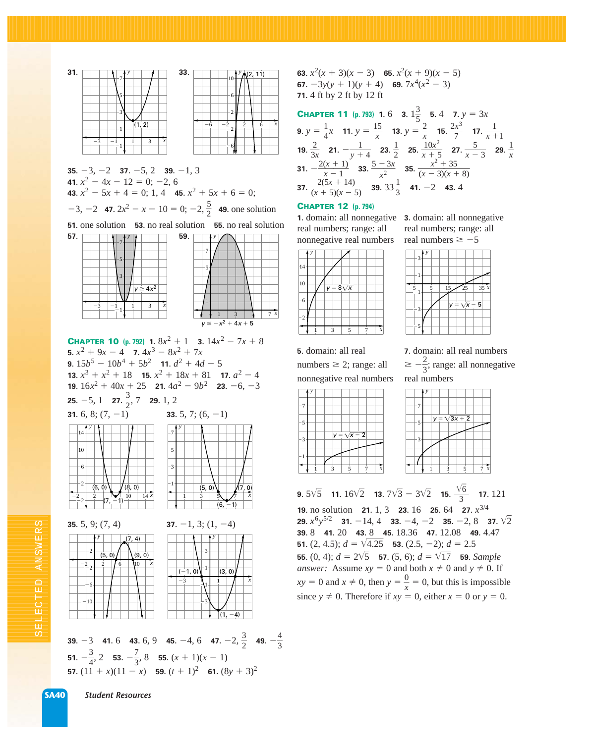**31.**

$y$: 7, 5, 3, 1, −1; $x$: −3, −1, 1, 3

(1, 2)

**33.**

$y$: 10, 6, 2, −2, −6; $x$: −6, −2, 2, 6

(2, 11)

**35.** $-3, -2$ **37.** $-5, 2$ **39.** $-1, 3$
**41.** $x^2 - 4x - 12 = 0$; $-2, 6$
**43.** $x^2 - 5x + 4 = 0$; $1, 4$ **45.** $x^2 + 5x + 6 = 0$; $-3, -2$ **47.** $2x^2 - x - 10 = 0$; $-2, \frac{5}{2}$ **49.** one solution
**51.** one solution **53.** no real solution **55.** no real solution

**57.**

$y$: 7, 5, 3, 1, −1; $x$: −3, −1, 1, 3

$y \geq 4x^2$

**59.**

$y$: 7, 5, 1; $x$: 1, 3, 7

$y \leq -x^2 + 4x + 5$

## CHAPTER 10 (p. 792)

**1.** $8x^2 + 1$ **3.** $14x^2 - 7x + 8$
**5.** $x^2 + 9x - 4$ **7.** $4x^3 - 8x^2 + 7x$
**9.** $15b^5 - 10b^4 + 5b^2$ **11.** $d^2 + 4d - 5$
**13.** $x^3 + x^2 + 18$ **15.** $x^2 + 18x + 81$ **17.** $a^2 - 4$
**19.** $16x^2 + 40x + 25$ **21.** $4a^2 - 9b^2$ **23.** $-6, -3$
**25.** $-5, 1$ **27.** $\frac{3}{2}, 7$ **29.** $1, 2$
**31.** 6, 8; $(7, -1)$ **33.** 5, 7; $(6, -1)$

$y$: 14, 10, 6, 2, −2; $x$: −2, 2, 10, 14

(6, 0) (8, 0) (7, −1)

$y$: 7, 5, 3, 1; $x$: 1, 3, 5, 7

(5, 0) (7, 0) (6, −1)

**35.** 5, 9; $(7, 4)$ **37.** $-1, 3$; $(1, -4)$

$y$: 2, −2, −6, −10; $x$: −2, 2, 6, 10

(7, 4) (5, 0) (9, 0)

$y$: 3, 1, −1, −3; $x$: −3, 1

(−1, 0) (3, 0) (1, −4)

**39.** $-3$ **41.** 6 **43.** 6, 9 **45.** $-4, 6$ **47.** $-2, \frac{3}{2}$ **49.** $-\frac{4}{3}$
**51.** $-\frac{3}{4}, 2$ **53.** $-\frac{7}{3}, 8$ **55.** $(x + 1)(x - 1)$
**57.** $(11 + x)(11 - x)$ **59.** $(t + 1)^2$ **61.** $(8y + 3)^2$

**63.** $x^2(x + 3)(x - 3)$ **65.** $x^2(x + 9)(x - 5)$
**67.** $-3y(y + 1)(y + 4)$ **69.** $7x^4(x^2 - 3)$
**71.** 4 ft by 2 ft by 12 ft

## CHAPTER 11 (p. 793)

**1.** 6 **3.** $1\frac{3}{5}$ **5.** 4 **7.** $y = 3x$
**9.** $y = \frac{1}{4}x$ **11.** $y = \frac{15}{x}$ **13.** $y = \frac{2}{x}$ **15.** $\frac{2x^3}{7}$ **17.** $\frac{1}{x+1}$
**19.** $\frac{2}{3x}$ **21.** $-\frac{1}{y+4}$ **23.** $\frac{1}{2}$ **25.** $\frac{10x^2}{x+5}$ **27.** $\frac{5}{x-3}$ **29.** $\frac{1}{x}$
**31.** $-\frac{2(x+1)}{x-1}$ **33.** $\frac{5-3x}{x^2}$ **35.** $\frac{x^2+35}{(x-3)(x+8)}$
**37.** $\frac{2(5x+14)}{(x+5)(x-5)}$ **39.** $33\frac{1}{3}$ **41.** $-2$ **43.** 4

## CHAPTER 12 (p. 794)

**1.** domain: all nonnegative real numbers; range: all nonnegative real numbers

$y$: 14, 10, 6, 2; $x$: 1, 3, 5, 7

$y = 8\sqrt{x}$

**3.** domain: all nonnegative real numbers; range: all real numbers $\geq -5$

$y$: 3, 1, −1, −3, −5; $x$: −5, 5, 15, 25, 35

$y = \sqrt{x} - 5$

**5.** domain: all real numbers $\geq 2$; range: all nonnegative real numbers

$y$: 7, 5, 3, 1; $x$: 1, 3, 5, 7

$y = \sqrt{x - 2}$

**7.** domain: all real numbers $\geq -\frac{2}{3}$; range: all nonnegative real numbers

$y$: 7, 5, 3; $x$: 1, 3, 5, 7

$y = \sqrt{3x + 2}$

**9.** $5\sqrt{5}$ **11.** $16\sqrt{2}$ **13.** $7\sqrt{3} - 3\sqrt{2}$ **15.** $\frac{\sqrt{6}}{3}$ **17.** 121
**19.** no solution **21.** 1, 3 **23.** 16 **25.** 64 **27.** $x^{3/4}$
**29.** $x^6y^{5/2}$ **31.** $-14, 4$ **33.** $-4, -2$ **35.** $-2, 8$ **37.** $\sqrt{2}$
**39.** 8 **41.** 20 **43.** 8 **45.** 18.36 **47.** 12.08 **49.** 4.47
**51.** $(2, 4.5)$; $d = \sqrt{4.25}$ **53.** $(2.5, -2)$; $d = 2.5$
**55.** $(0, 4)$; $d = 2\sqrt{5}$ **57.** $(5, 6)$; $d = \sqrt{17}$ **59.** *Sample answer:* Assume $xy = 0$ and both $x \neq 0$ and $y \neq 0$. If $xy = 0$ and $x \neq 0$, then $y = \frac{0}{x} = 0$, but this is impossible since $y \neq 0$. Therefore if $xy = 0$, either $x = 0$ or $y = 0$.